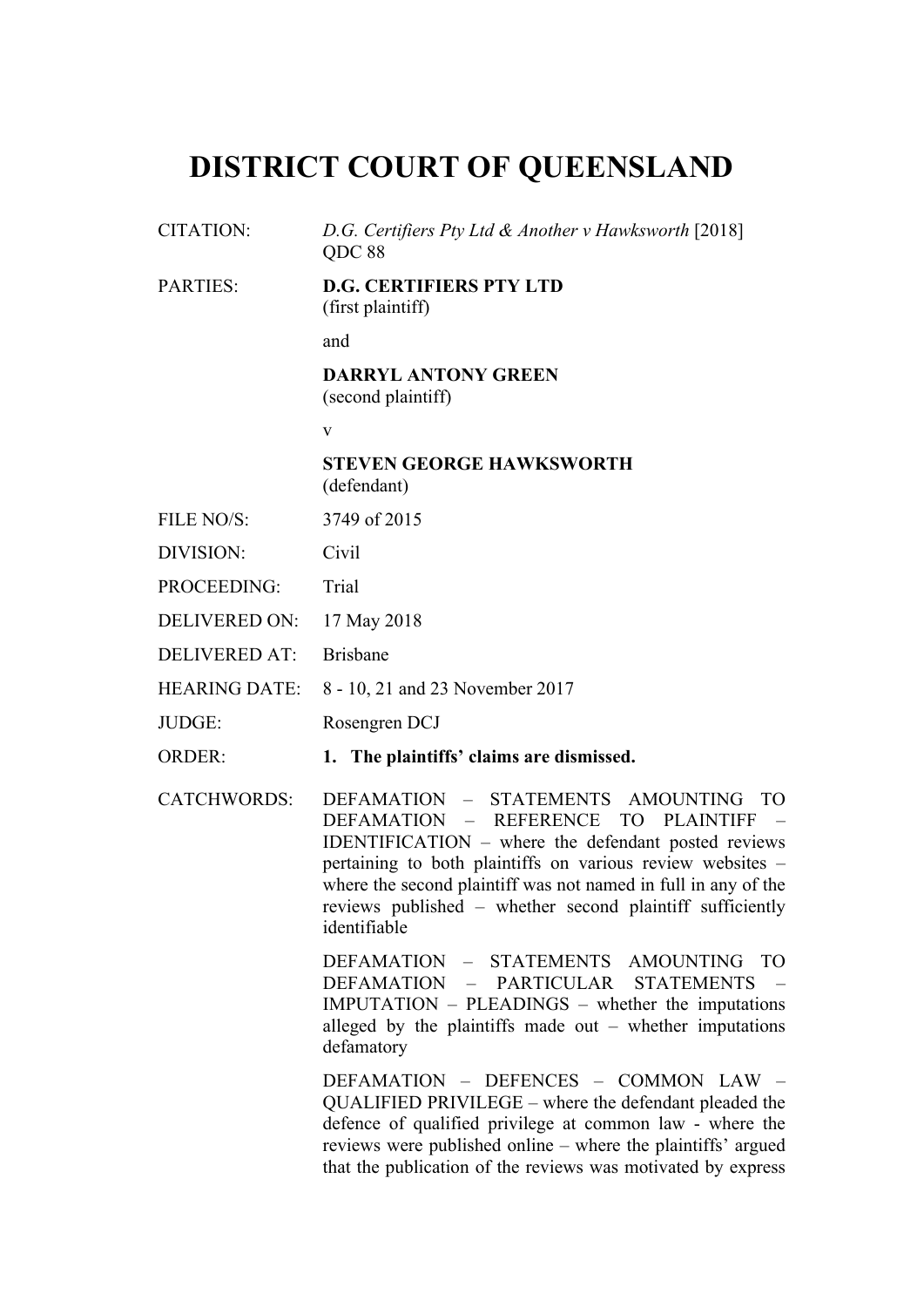# DISTRICT COURT OF QUEENSLAND

| | |
|---|---|
| CITATION: | *D.G. Certifiers Pty Ltd & Another v Hawksworth* [2018] QDC 88 |
| PARTIES: | **D.G. CERTIFIERS PTY LTD**<br>(first plaintiff)<br><br>and<br><br>**DARRYL ANTONY GREEN**<br>(second plaintiff)<br><br>v<br><br>**STEVEN GEORGE HAWKSWORTH**<br>(defendant) |
| FILE NO/S: | 3749 of 2015 |
| DIVISION: | Civil |
| PROCEEDING: | Trial |
| DELIVERED ON: | 17 May 2018 |
| DELIVERED AT: | Brisbane |
| HEARING DATE: | 8 - 10, 21 and 23 November 2017 |
| JUDGE: | Rosengren DCJ |
| ORDER: | **1. The plaintiffs' claims are dismissed.** |
| CATCHWORDS: | DEFAMATION – STATEMENTS AMOUNTING TO DEFAMATION – REFERENCE TO PLAINTIFF – IDENTIFICATION – where the defendant posted reviews pertaining to both plaintiffs on various review websites – where the second plaintiff was not named in full in any of the reviews published – whether second plaintiff sufficiently identifiable<br><br>DEFAMATION – STATEMENTS AMOUNTING TO DEFAMATION – PARTICULAR STATEMENTS – IMPUTATION – PLEADINGS – whether the imputations alleged by the plaintiffs made out – whether imputations defamatory<br><br>DEFAMATION – DEFENCES – COMMON LAW – QUALIFIED PRIVILEGE – where the defendant pleaded the defence of qualified privilege at common law - where the reviews were published online – where the plaintiffs' argued that the publication of the reviews was motivated by express |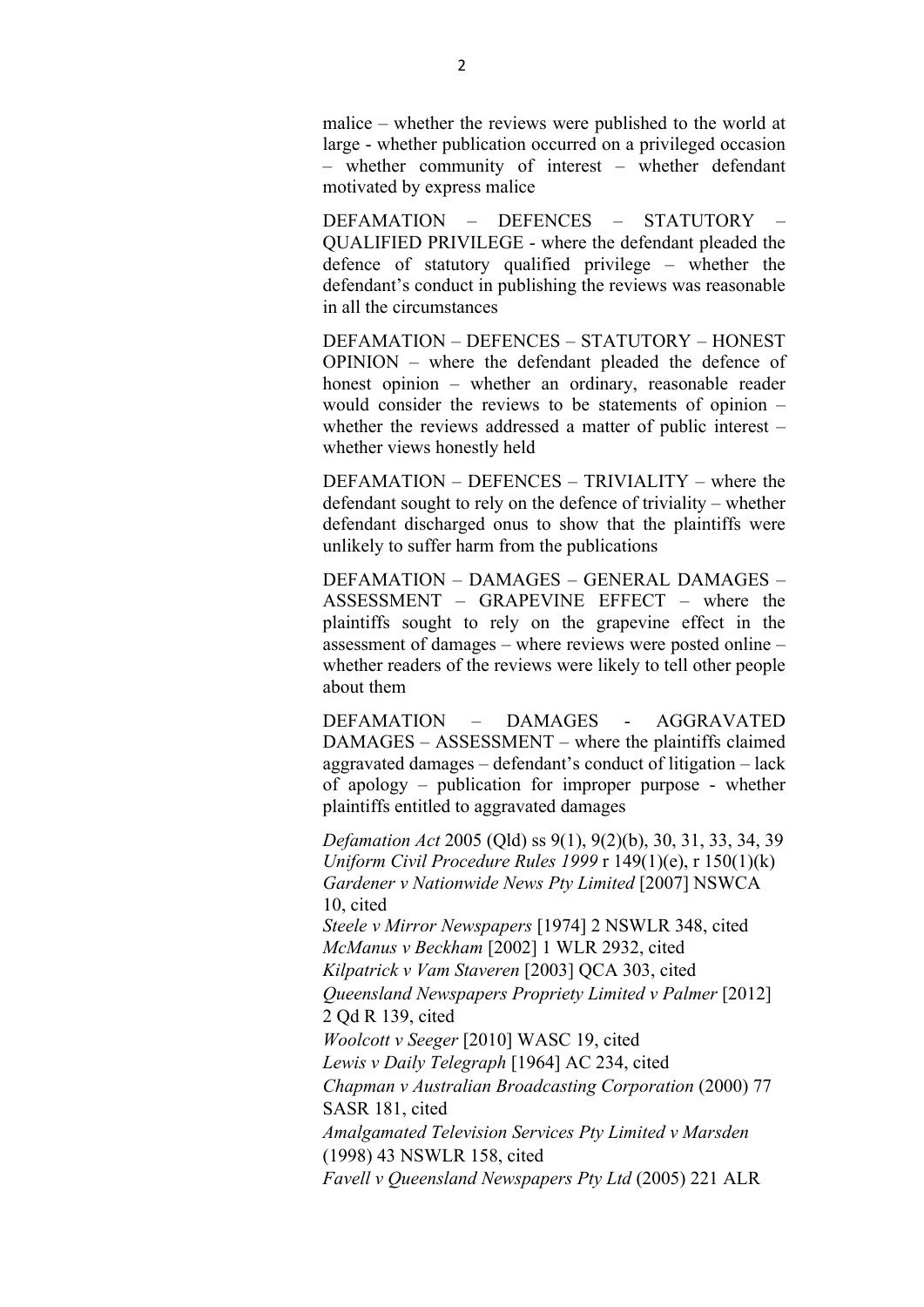malice – whether the reviews were published to the world at large - whether publication occurred on a privileged occasion – whether community of interest – whether defendant motivated by express malice

DEFAMATION – DEFENCES – STATUTORY – QUALIFIED PRIVILEGE - where the defendant pleaded the defence of statutory qualified privilege – whether the defendant's conduct in publishing the reviews was reasonable in all the circumstances

DEFAMATION – DEFENCES – STATUTORY – HONEST OPINION – where the defendant pleaded the defence of honest opinion – whether an ordinary, reasonable reader would consider the reviews to be statements of opinion – whether the reviews addressed a matter of public interest – whether views honestly held

DEFAMATION – DEFENCES – TRIVIALITY – where the defendant sought to rely on the defence of triviality – whether defendant discharged onus to show that the plaintiffs were unlikely to suffer harm from the publications

DEFAMATION – DAMAGES – GENERAL DAMAGES – ASSESSMENT – GRAPEVINE EFFECT – where the plaintiffs sought to rely on the grapevine effect in the assessment of damages – where reviews were posted online – whether readers of the reviews were likely to tell other people about them

DEFAMATION – DAMAGES - AGGRAVATED DAMAGES – ASSESSMENT – where the plaintiffs claimed aggravated damages – defendant's conduct of litigation – lack of apology – publication for improper purpose - whether plaintiffs entitled to aggravated damages

*Defamation Act* 2005 (Qld) ss 9(1), 9(2)(b), 30, 31, 33, 34, 39
*Uniform Civil Procedure Rules 1999* r 149(1)(e), r 150(1)(k)
*Gardener v Nationwide News Pty Limited* [2007] NSWCA 10, cited
*Steele v Mirror Newspapers* [1974] 2 NSWLR 348, cited
*McManus v Beckham* [2002] 1 WLR 2932, cited
*Kilpatrick v Vam Staveren* [2003] QCA 303, cited
*Queensland Newspapers Propriety Limited v Palmer* [2012] 2 Qd R 139, cited
*Woolcott v Seeger* [2010] WASC 19, cited
*Lewis v Daily Telegraph* [1964] AC 234, cited
*Chapman v Australian Broadcasting Corporation* (2000) 77 SASR 181, cited
*Amalgamated Television Services Pty Limited v Marsden* (1998) 43 NSWLR 158, cited
*Favell v Queensland Newspapers Pty Ltd* (2005) 221 ALR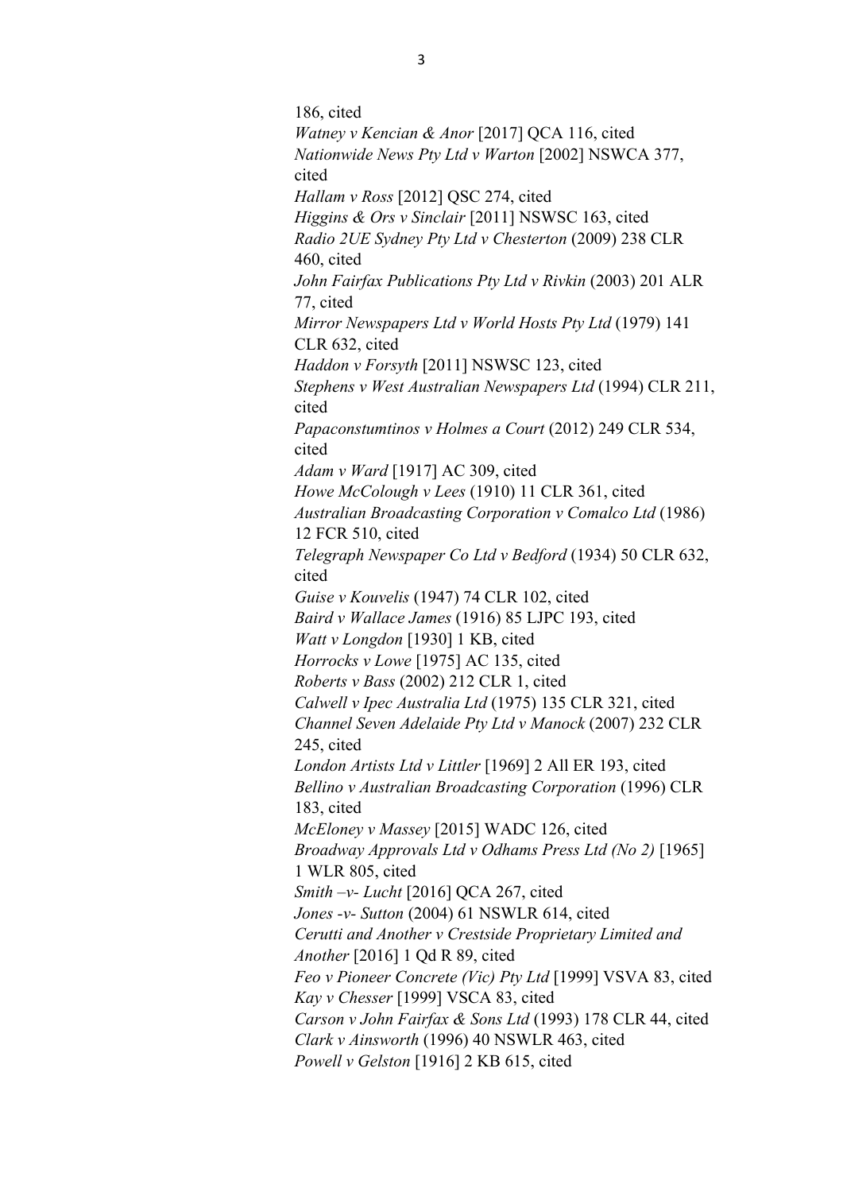186, cited
*Watney v Kencian & Anor* [2017] QCA 116, cited
*Nationwide News Pty Ltd v Warton* [2002] NSWCA 377, cited
*Hallam v Ross* [2012] QSC 274, cited
*Higgins & Ors v Sinclair* [2011] NSWSC 163, cited
*Radio 2UE Sydney Pty Ltd v Chesterton* (2009) 238 CLR 460, cited
*John Fairfax Publications Pty Ltd v Rivkin* (2003) 201 ALR 77, cited
*Mirror Newspapers Ltd v World Hosts Pty Ltd* (1979) 141 CLR 632, cited
*Haddon v Forsyth* [2011] NSWSC 123, cited
*Stephens v West Australian Newspapers Ltd* (1994) CLR 211, cited
*Papaconstumtinos v Holmes a Court* (2012) 249 CLR 534, cited
*Adam v Ward* [1917] AC 309, cited
*Howe McColough v Lees* (1910) 11 CLR 361, cited
*Australian Broadcasting Corporation v Comalco Ltd* (1986) 12 FCR 510, cited
*Telegraph Newspaper Co Ltd v Bedford* (1934) 50 CLR 632, cited
*Guise v Kouvelis* (1947) 74 CLR 102, cited
*Baird v Wallace James* (1916) 85 LJPC 193, cited
*Watt v Longdon* [1930] 1 KB, cited
*Horrocks v Lowe* [1975] AC 135, cited
*Roberts v Bass* (2002) 212 CLR 1, cited
*Calwell v Ipec Australia Ltd* (1975) 135 CLR 321, cited
*Channel Seven Adelaide Pty Ltd v Manock* (2007) 232 CLR 245, cited
*London Artists Ltd v Littler* [1969] 2 All ER 193, cited
*Bellino v Australian Broadcasting Corporation* (1996) CLR 183, cited
*McEloney v Massey* [2015] WADC 126, cited
*Broadway Approvals Ltd v Odhams Press Ltd (No 2)* [1965] 1 WLR 805, cited
*Smith –v- Lucht* [2016] QCA 267, cited
*Jones -v- Sutton* (2004) 61 NSWLR 614, cited
*Cerutti and Another v Crestside Proprietary Limited and Another* [2016] 1 Qd R 89, cited
*Feo v Pioneer Concrete (Vic) Pty Ltd* [1999] VSVA 83, cited
*Kay v Chesser* [1999] VSCA 83, cited
*Carson v John Fairfax & Sons Ltd* (1993) 178 CLR 44, cited
*Clark v Ainsworth* (1996) 40 NSWLR 463, cited
*Powell v Gelston* [1916] 2 KB 615, cited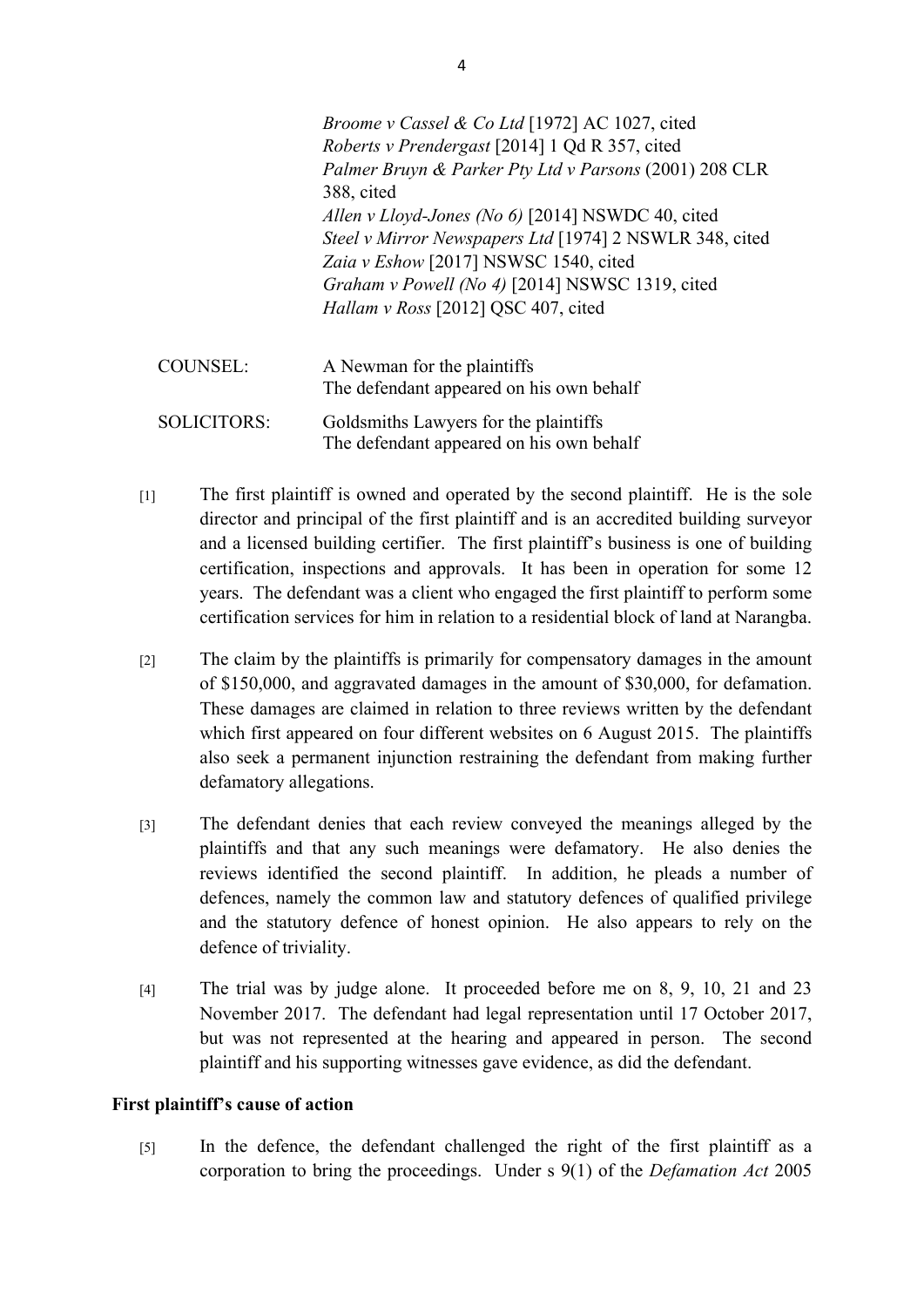*Broome v Cassel & Co Ltd* [1972] AC 1027, cited
*Roberts v Prendergast* [2014] 1 Qd R 357, cited
*Palmer Bruyn & Parker Pty Ltd v Parsons* (2001) 208 CLR 388, cited
*Allen v Lloyd-Jones (No 6)* [2014] NSWDC 40, cited
*Steel v Mirror Newspapers Ltd* [1974] 2 NSWLR 348, cited
*Zaia v Eshow* [2017] NSWSC 1540, cited
*Graham v Powell (No 4)* [2014] NSWSC 1319, cited
*Hallam v Ross* [2012] QSC 407, cited

| | |
|---|---|
| COUNSEL: | A Newman for the plaintiffs<br>The defendant appeared on his own behalf |
| SOLICITORS: | Goldsmiths Lawyers for the plaintiffs<br>The defendant appeared on his own behalf |

[1] The first plaintiff is owned and operated by the second plaintiff. He is the sole director and principal of the first plaintiff and is an accredited building surveyor and a licensed building certifier. The first plaintiff's business is one of building certification, inspections and approvals. It has been in operation for some 12 years. The defendant was a client who engaged the first plaintiff to perform some certification services for him in relation to a residential block of land at Narangba.

[2] The claim by the plaintiffs is primarily for compensatory damages in the amount of $150,000, and aggravated damages in the amount of $30,000, for defamation. These damages are claimed in relation to three reviews written by the defendant which first appeared on four different websites on 6 August 2015. The plaintiffs also seek a permanent injunction restraining the defendant from making further defamatory allegations.

[3] The defendant denies that each review conveyed the meanings alleged by the plaintiffs and that any such meanings were defamatory. He also denies the reviews identified the second plaintiff. In addition, he pleads a number of defences, namely the common law and statutory defences of qualified privilege and the statutory defence of honest opinion. He also appears to rely on the defence of triviality.

[4] The trial was by judge alone. It proceeded before me on 8, 9, 10, 21 and 23 November 2017. The defendant had legal representation until 17 October 2017, but was not represented at the hearing and appeared in person. The second plaintiff and his supporting witnesses gave evidence, as did the defendant.

## First plaintiff's cause of action

[5] In the defence, the defendant challenged the right of the first plaintiff as a corporation to bring the proceedings. Under s 9(1) of the *Defamation Act* 2005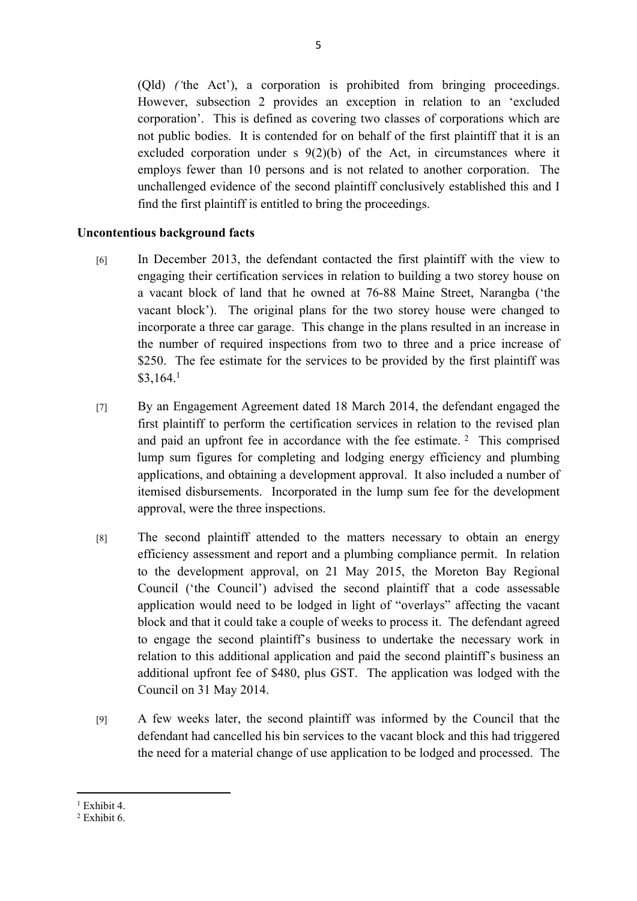(Qld) *('*the Act'), a corporation is prohibited from bringing proceedings. However, subsection 2 provides an exception in relation to an 'excluded corporation'. This is defined as covering two classes of corporations which are not public bodies. It is contended for on behalf of the first plaintiff that it is an excluded corporation under s 9(2)(b) of the Act, in circumstances where it employs fewer than 10 persons and is not related to another corporation. The unchallenged evidence of the second plaintiff conclusively established this and I find the first plaintiff is entitled to bring the proceedings.

**Uncontentious background facts**

[6] In December 2013, the defendant contacted the first plaintiff with the view to engaging their certification services in relation to building a two storey house on a vacant block of land that he owned at 76-88 Maine Street, Narangba ('the vacant block'). The original plans for the two storey house were changed to incorporate a three car garage. This change in the plans resulted in an increase in the number of required inspections from two to three and a price increase of $250. The fee estimate for the services to be provided by the first plaintiff was $3,164.[1]

[7] By an Engagement Agreement dated 18 March 2014, the defendant engaged the first plaintiff to perform the certification services in relation to the revised plan and paid an upfront fee in accordance with the fee estimate.[2] This comprised lump sum figures for completing and lodging energy efficiency and plumbing applications, and obtaining a development approval. It also included a number of itemised disbursements. Incorporated in the lump sum fee for the development approval, were the three inspections.

[8] The second plaintiff attended to the matters necessary to obtain an energy efficiency assessment and report and a plumbing compliance permit. In relation to the development approval, on 21 May 2015, the Moreton Bay Regional Council ('the Council') advised the second plaintiff that a code assessable application would need to be lodged in light of "overlays" affecting the vacant block and that it could take a couple of weeks to process it. The defendant agreed to engage the second plaintiff's business to undertake the necessary work in relation to this additional application and paid the second plaintiff's business an additional upfront fee of $480, plus GST. The application was lodged with the Council on 31 May 2014.

[9] A few weeks later, the second plaintiff was informed by the Council that the defendant had cancelled his bin services to the vacant block and this had triggered the need for a material change of use application to be lodged and processed. The

[1] Exhibit 4.

[2] Exhibit 6.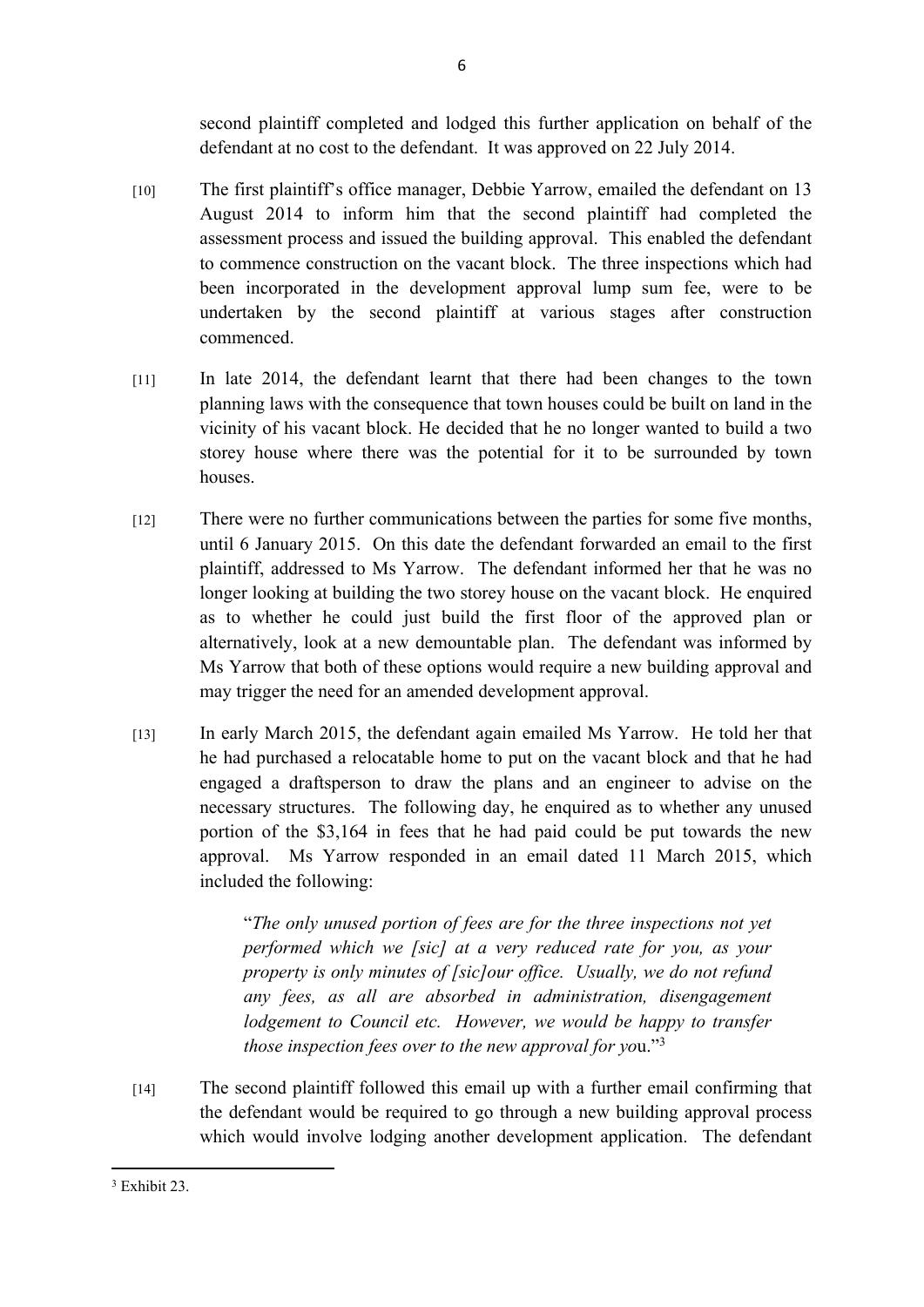second plaintiff completed and lodged this further application on behalf of the defendant at no cost to the defendant. It was approved on 22 July 2014.

[10] The first plaintiff's office manager, Debbie Yarrow, emailed the defendant on 13 August 2014 to inform him that the second plaintiff had completed the assessment process and issued the building approval. This enabled the defendant to commence construction on the vacant block. The three inspections which had been incorporated in the development approval lump sum fee, were to be undertaken by the second plaintiff at various stages after construction commenced.

[11] In late 2014, the defendant learnt that there had been changes to the town planning laws with the consequence that town houses could be built on land in the vicinity of his vacant block. He decided that he no longer wanted to build a two storey house where there was the potential for it to be surrounded by town houses.

[12] There were no further communications between the parties for some five months, until 6 January 2015. On this date the defendant forwarded an email to the first plaintiff, addressed to Ms Yarrow. The defendant informed her that he was no longer looking at building the two storey house on the vacant block. He enquired as to whether he could just build the first floor of the approved plan or alternatively, look at a new demountable plan. The defendant was informed by Ms Yarrow that both of these options would require a new building approval and may trigger the need for an amended development approval.

[13] In early March 2015, the defendant again emailed Ms Yarrow. He told her that he had purchased a relocatable home to put on the vacant block and that he had engaged a draftsperson to draw the plans and an engineer to advise on the necessary structures. The following day, he enquired as to whether any unused portion of the $3,164 in fees that he had paid could be put towards the new approval. Ms Yarrow responded in an email dated 11 March 2015, which included the following:

> "*The only unused portion of fees are for the three inspections not yet performed which we [sic] at a very reduced rate for you, as your property is only minutes of [sic]our office. Usually, we do not refund any fees, as all are absorbed in administration, disengagement lodgement to Council etc. However, we would be happy to transfer those inspection fees over to the new approval for yo*u."[3]

[14] The second plaintiff followed this email up with a further email confirming that the defendant would be required to go through a new building approval process which would involve lodging another development application. The defendant

---

[3] Exhibit 23.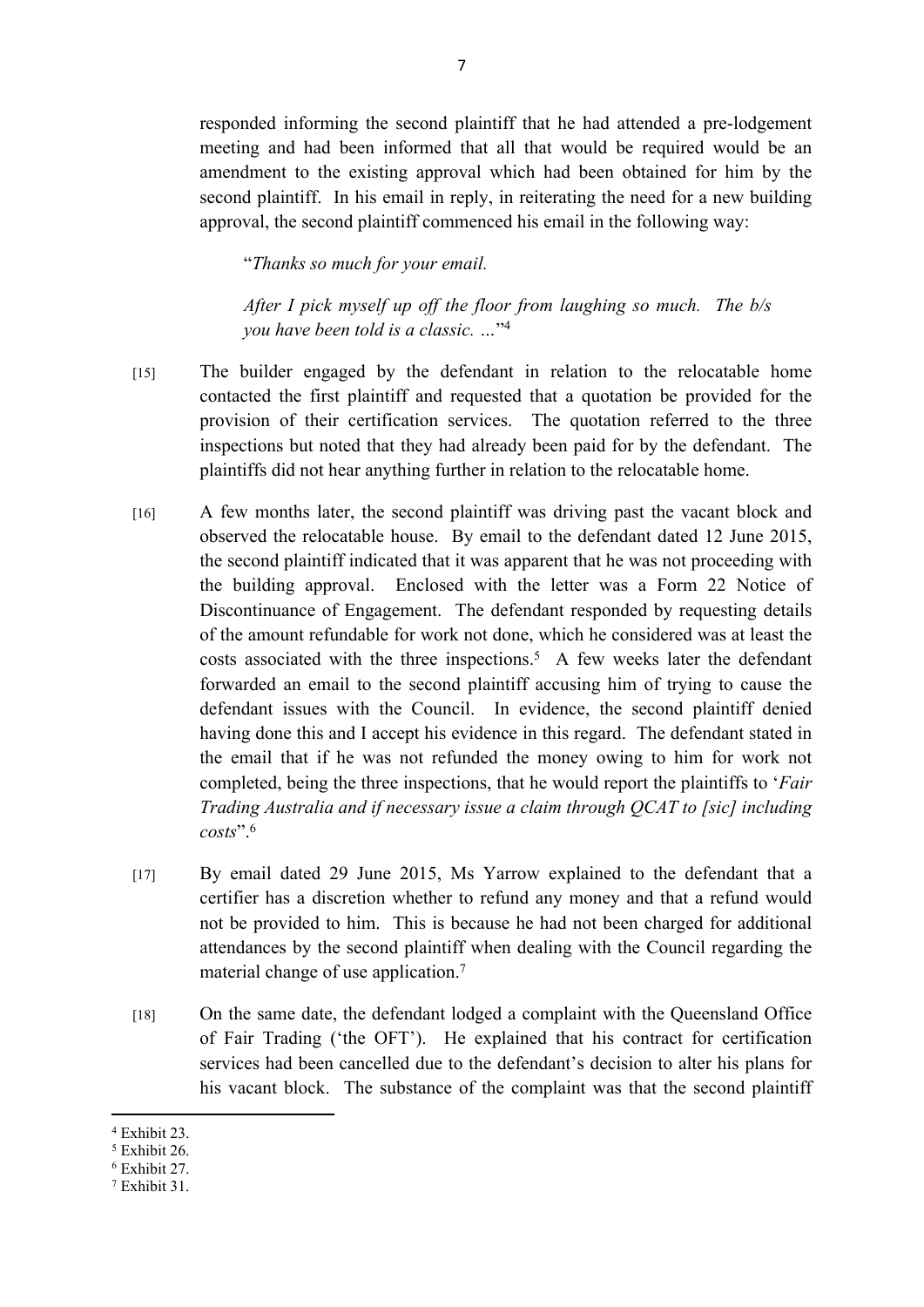responded informing the second plaintiff that he had attended a pre-lodgement meeting and had been informed that all that would be required would be an amendment to the existing approval which had been obtained for him by the second plaintiff. In his email in reply, in reiterating the need for a new building approval, the second plaintiff commenced his email in the following way:

> "*Thanks so much for your email.*
>
> *After I pick myself up off the floor from laughing so much. The b/s you have been told is a classic. …*"[4]

[15] The builder engaged by the defendant in relation to the relocatable home contacted the first plaintiff and requested that a quotation be provided for the provision of their certification services. The quotation referred to the three inspections but noted that they had already been paid for by the defendant. The plaintiffs did not hear anything further in relation to the relocatable home.

[16] A few months later, the second plaintiff was driving past the vacant block and observed the relocatable house. By email to the defendant dated 12 June 2015, the second plaintiff indicated that it was apparent that he was not proceeding with the building approval. Enclosed with the letter was a Form 22 Notice of Discontinuance of Engagement. The defendant responded by requesting details of the amount refundable for work not done, which he considered was at least the costs associated with the three inspections.[5] A few weeks later the defendant forwarded an email to the second plaintiff accusing him of trying to cause the defendant issues with the Council. In evidence, the second plaintiff denied having done this and I accept his evidence in this regard. The defendant stated in the email that if he was not refunded the money owing to him for work not completed, being the three inspections, that he would report the plaintiffs to '*Fair Trading Australia and if necessary issue a claim through QCAT to [sic] including costs*".[6]

[17] By email dated 29 June 2015, Ms Yarrow explained to the defendant that a certifier has a discretion whether to refund any money and that a refund would not be provided to him. This is because he had not been charged for additional attendances by the second plaintiff when dealing with the Council regarding the material change of use application.[7]

[18] On the same date, the defendant lodged a complaint with the Queensland Office of Fair Trading ('the OFT'). He explained that his contract for certification services had been cancelled due to the defendant's decision to alter his plans for his vacant block. The substance of the complaint was that the second plaintiff

---

[4] Exhibit 23.
[5] Exhibit 26.
[6] Exhibit 27.
[7] Exhibit 31.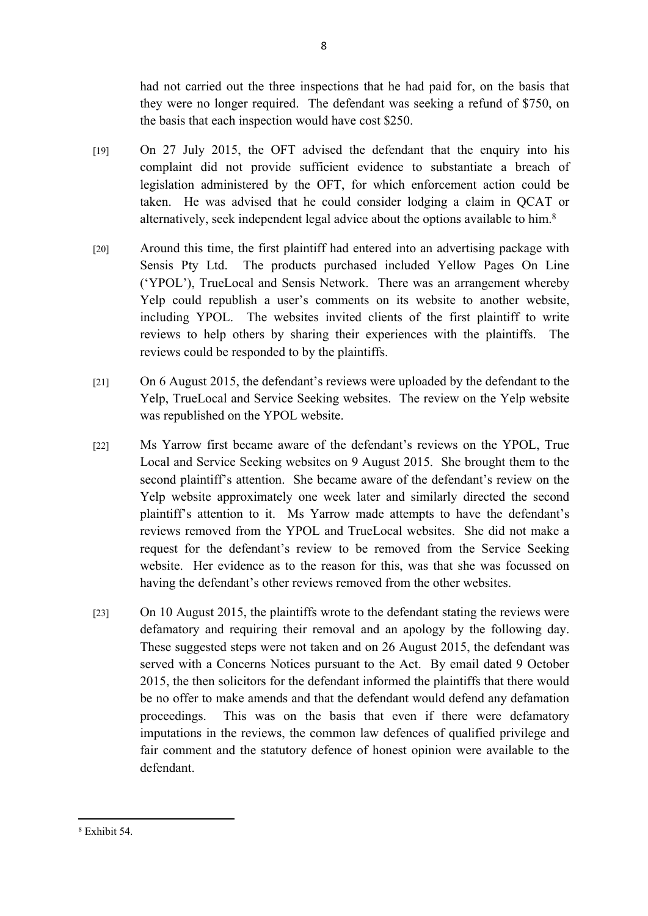had not carried out the three inspections that he had paid for, on the basis that they were no longer required. The defendant was seeking a refund of $750, on the basis that each inspection would have cost $250.

[19] On 27 July 2015, the OFT advised the defendant that the enquiry into his complaint did not provide sufficient evidence to substantiate a breach of legislation administered by the OFT, for which enforcement action could be taken. He was advised that he could consider lodging a claim in QCAT or alternatively, seek independent legal advice about the options available to him.[8]

[20] Around this time, the first plaintiff had entered into an advertising package with Sensis Pty Ltd. The products purchased included Yellow Pages On Line ('YPOL'), TrueLocal and Sensis Network. There was an arrangement whereby Yelp could republish a user's comments on its website to another website, including YPOL. The websites invited clients of the first plaintiff to write reviews to help others by sharing their experiences with the plaintiffs. The reviews could be responded to by the plaintiffs.

[21] On 6 August 2015, the defendant's reviews were uploaded by the defendant to the Yelp, TrueLocal and Service Seeking websites. The review on the Yelp website was republished on the YPOL website.

[22] Ms Yarrow first became aware of the defendant's reviews on the YPOL, True Local and Service Seeking websites on 9 August 2015. She brought them to the second plaintiff's attention. She became aware of the defendant's review on the Yelp website approximately one week later and similarly directed the second plaintiff's attention to it. Ms Yarrow made attempts to have the defendant's reviews removed from the YPOL and TrueLocal websites. She did not make a request for the defendant's review to be removed from the Service Seeking website. Her evidence as to the reason for this, was that she was focussed on having the defendant's other reviews removed from the other websites.

[23] On 10 August 2015, the plaintiffs wrote to the defendant stating the reviews were defamatory and requiring their removal and an apology by the following day. These suggested steps were not taken and on 26 August 2015, the defendant was served with a Concerns Notices pursuant to the Act. By email dated 9 October 2015, the then solicitors for the defendant informed the plaintiffs that there would be no offer to make amends and that the defendant would defend any defamation proceedings. This was on the basis that even if there were defamatory imputations in the reviews, the common law defences of qualified privilege and fair comment and the statutory defence of honest opinion were available to the defendant.

[8] Exhibit 54.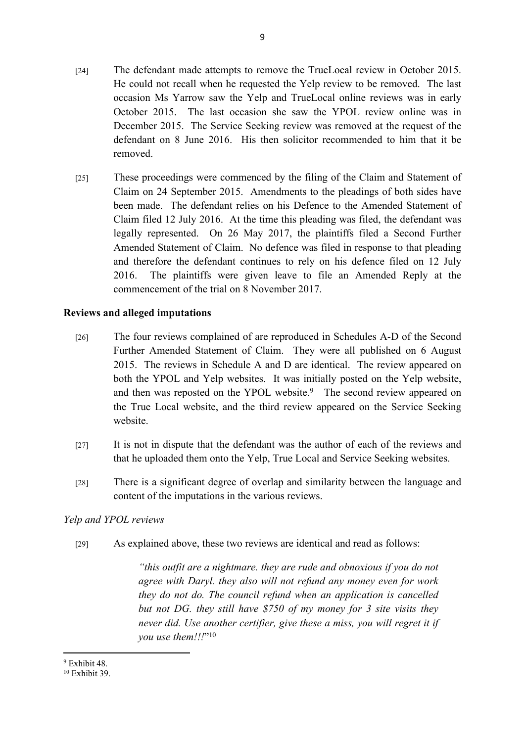[24] The defendant made attempts to remove the TrueLocal review in October 2015. He could not recall when he requested the Yelp review to be removed. The last occasion Ms Yarrow saw the Yelp and TrueLocal online reviews was in early October 2015. The last occasion she saw the YPOL review online was in December 2015. The Service Seeking review was removed at the request of the defendant on 8 June 2016. His then solicitor recommended to him that it be removed.

[25] These proceedings were commenced by the filing of the Claim and Statement of Claim on 24 September 2015. Amendments to the pleadings of both sides have been made. The defendant relies on his Defence to the Amended Statement of Claim filed 12 July 2016. At the time this pleading was filed, the defendant was legally represented. On 26 May 2017, the plaintiffs filed a Second Further Amended Statement of Claim. No defence was filed in response to that pleading and therefore the defendant continues to rely on his defence filed on 12 July 2016. The plaintiffs were given leave to file an Amended Reply at the commencement of the trial on 8 November 2017.

**Reviews and alleged imputations**

[26] The four reviews complained of are reproduced in Schedules A-D of the Second Further Amended Statement of Claim. They were all published on 6 August 2015. The reviews in Schedule A and D are identical. The review appeared on both the YPOL and Yelp websites. It was initially posted on the Yelp website, and then was reposted on the YPOL website.[9] The second review appeared on the True Local website, and the third review appeared on the Service Seeking website.

[27] It is not in dispute that the defendant was the author of each of the reviews and that he uploaded them onto the Yelp, True Local and Service Seeking websites.

[28] There is a significant degree of overlap and similarity between the language and content of the imputations in the various reviews.

*Yelp and YPOL reviews*

[29] As explained above, these two reviews are identical and read as follows:

> *"this outfit are a nightmare. they are rude and obnoxious if you do not agree with Daryl. they also will not refund any money even for work they do not do. The council refund when an application is cancelled but not DG. they still have $750 of my money for 3 site visits they never did. Use another certifier, give these a miss, you will regret it if you use them!!!*"[10]

---

[9] Exhibit 48.

[10] Exhibit 39.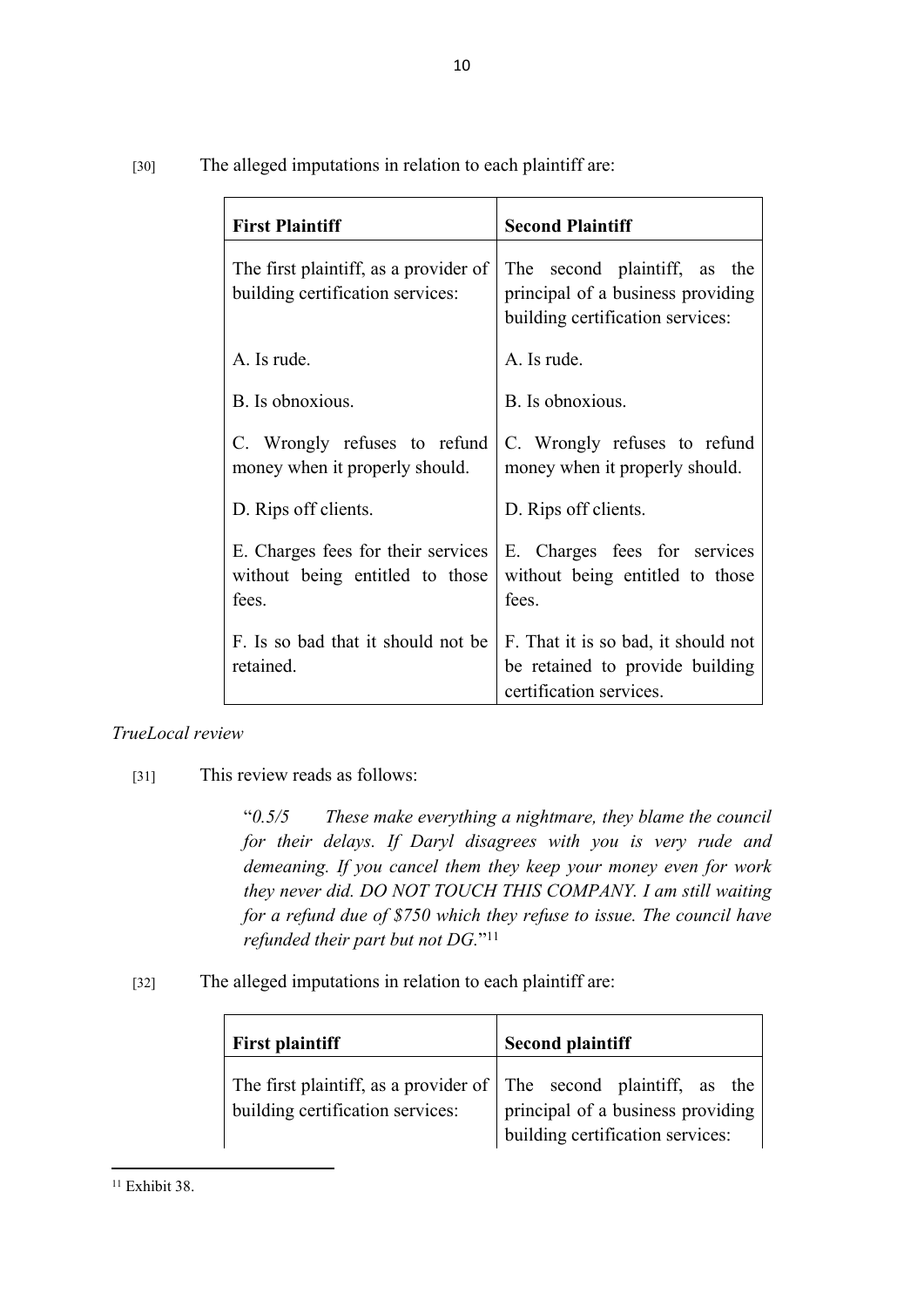[30] The alleged imputations in relation to each plaintiff are:

| **First Plaintiff** | **Second Plaintiff** |
|---|---|
| The first plaintiff, as a provider of building certification services: | The second plaintiff, as the principal of a business providing building certification services: |
| A. Is rude. | A. Is rude. |
| B. Is obnoxious. | B. Is obnoxious. |
| C. Wrongly refuses to refund money when it properly should. | C. Wrongly refuses to refund money when it properly should. |
| D. Rips off clients. | D. Rips off clients. |
| E. Charges fees for their services without being entitled to those fees. | E. Charges fees for services without being entitled to those fees. |
| F. Is so bad that it should not be retained. | F. That it is so bad, it should not be retained to provide building certification services. |

*TrueLocal review*

[31] This review reads as follows:

> "*0.5/5 These make everything a nightmare, they blame the council for their delays. If Daryl disagrees with you is very rude and demeaning. If you cancel them they keep your money even for work they never did. DO NOT TOUCH THIS COMPANY. I am still waiting for a refund due of $750 which they refuse to issue. The council have refunded their part but not DG.*"[11]

[32] The alleged imputations in relation to each plaintiff are:

| **First plaintiff** | **Second plaintiff** |
|---|---|
| The first plaintiff, as a provider of building certification services: | The second plaintiff, as the principal of a business providing building certification services: |

[11] Exhibit 38.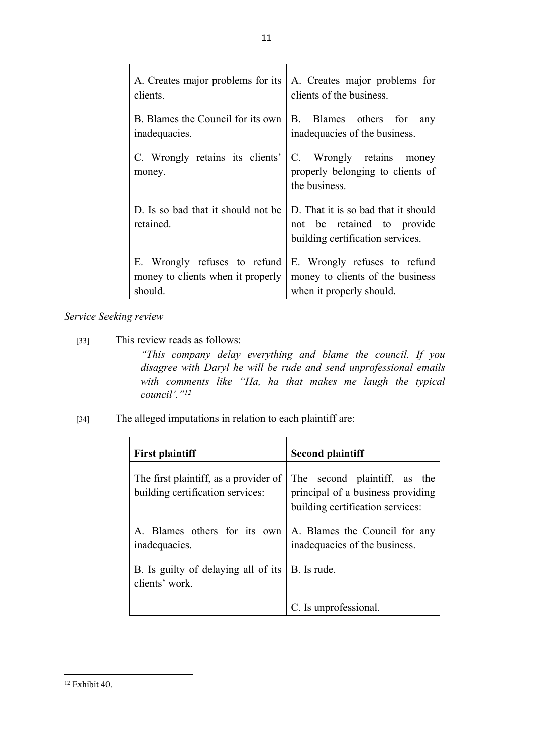| | |
|---|---|
| A. Creates major problems for its clients. | A. Creates major problems for clients of the business. |
| B. Blames the Council for its own inadequacies. | B. Blames others for any inadequacies of the business. |
| C. Wrongly retains its clients' money. | C. Wrongly retains money properly belonging to clients of the business. |
| D. Is so bad that it should not be retained. | D. That it is so bad that it should not be retained to provide building certification services. |
| E. Wrongly refuses to refund money to clients when it properly should. | E. Wrongly refuses to refund money to clients of the business when it properly should. |

*Service Seeking review*

[33] This review reads as follows:

> *"This company delay everything and blame the council. If you disagree with Daryl he will be rude and send unprofessional emails with comments like "Ha, ha that makes me laugh the typical council'."*[12]

[34] The alleged imputations in relation to each plaintiff are:

| **First plaintiff** | **Second plaintiff** |
|---|---|
| The first plaintiff, as a provider of building certification services: | The second plaintiff, as the principal of a business providing building certification services: |
| A. Blames others for its own inadequacies. | A. Blames the Council for any inadequacies of the business. |
| B. Is guilty of delaying all of its clients' work. | B. Is rude. |
| | C. Is unprofessional. |

[12] Exhibit 40.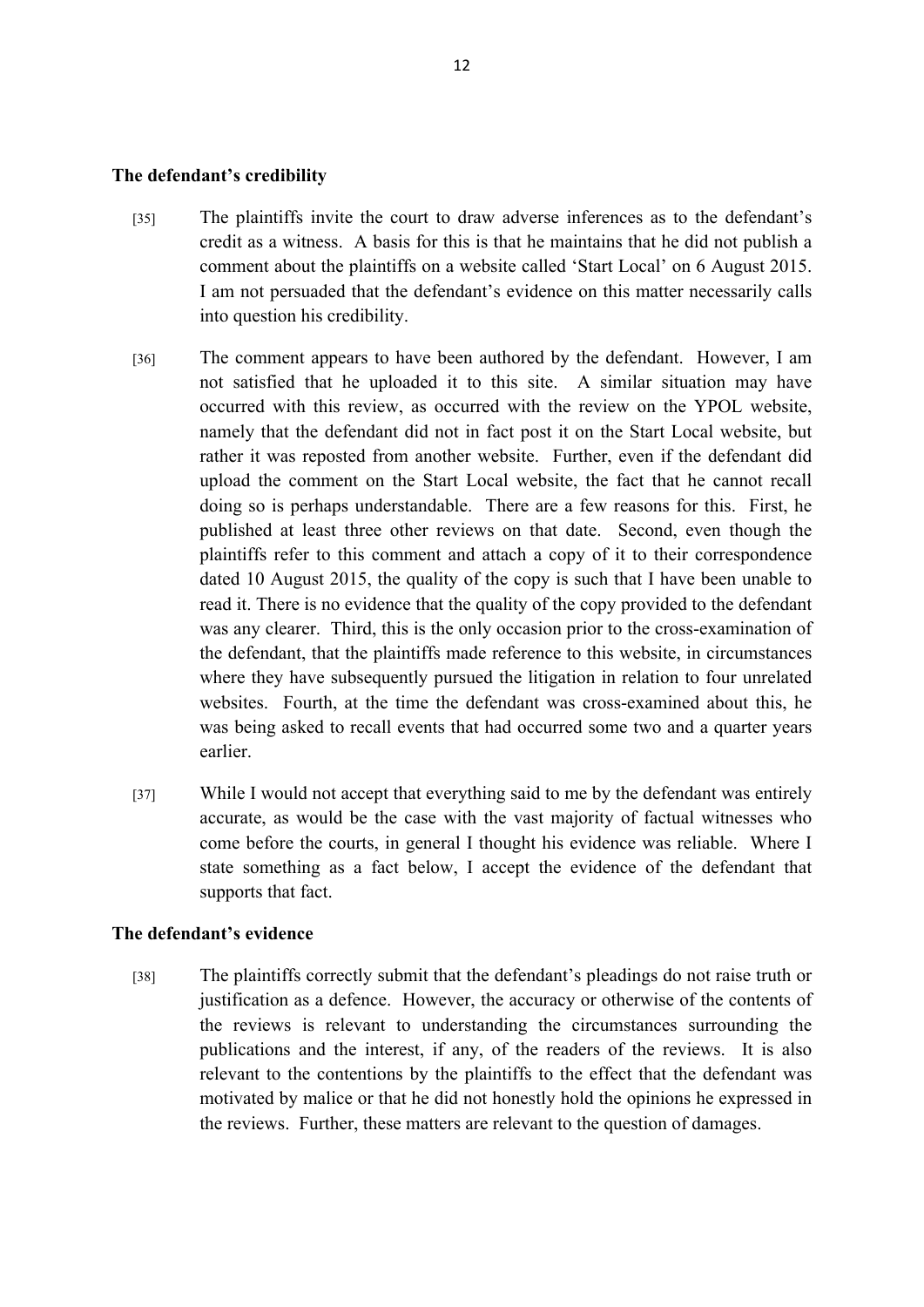**The defendant's credibility**

[35] The plaintiffs invite the court to draw adverse inferences as to the defendant's credit as a witness. A basis for this is that he maintains that he did not publish a comment about the plaintiffs on a website called 'Start Local' on 6 August 2015. I am not persuaded that the defendant's evidence on this matter necessarily calls into question his credibility.

[36] The comment appears to have been authored by the defendant. However, I am not satisfied that he uploaded it to this site. A similar situation may have occurred with this review, as occurred with the review on the YPOL website, namely that the defendant did not in fact post it on the Start Local website, but rather it was reposted from another website. Further, even if the defendant did upload the comment on the Start Local website, the fact that he cannot recall doing so is perhaps understandable. There are a few reasons for this. First, he published at least three other reviews on that date. Second, even though the plaintiffs refer to this comment and attach a copy of it to their correspondence dated 10 August 2015, the quality of the copy is such that I have been unable to read it. There is no evidence that the quality of the copy provided to the defendant was any clearer. Third, this is the only occasion prior to the cross-examination of the defendant, that the plaintiffs made reference to this website, in circumstances where they have subsequently pursued the litigation in relation to four unrelated websites. Fourth, at the time the defendant was cross-examined about this, he was being asked to recall events that had occurred some two and a quarter years earlier.

[37] While I would not accept that everything said to me by the defendant was entirely accurate, as would be the case with the vast majority of factual witnesses who come before the courts, in general I thought his evidence was reliable. Where I state something as a fact below, I accept the evidence of the defendant that supports that fact.

**The defendant's evidence**

[38] The plaintiffs correctly submit that the defendant's pleadings do not raise truth or justification as a defence. However, the accuracy or otherwise of the contents of the reviews is relevant to understanding the circumstances surrounding the publications and the interest, if any, of the readers of the reviews. It is also relevant to the contentions by the plaintiffs to the effect that the defendant was motivated by malice or that he did not honestly hold the opinions he expressed in the reviews. Further, these matters are relevant to the question of damages.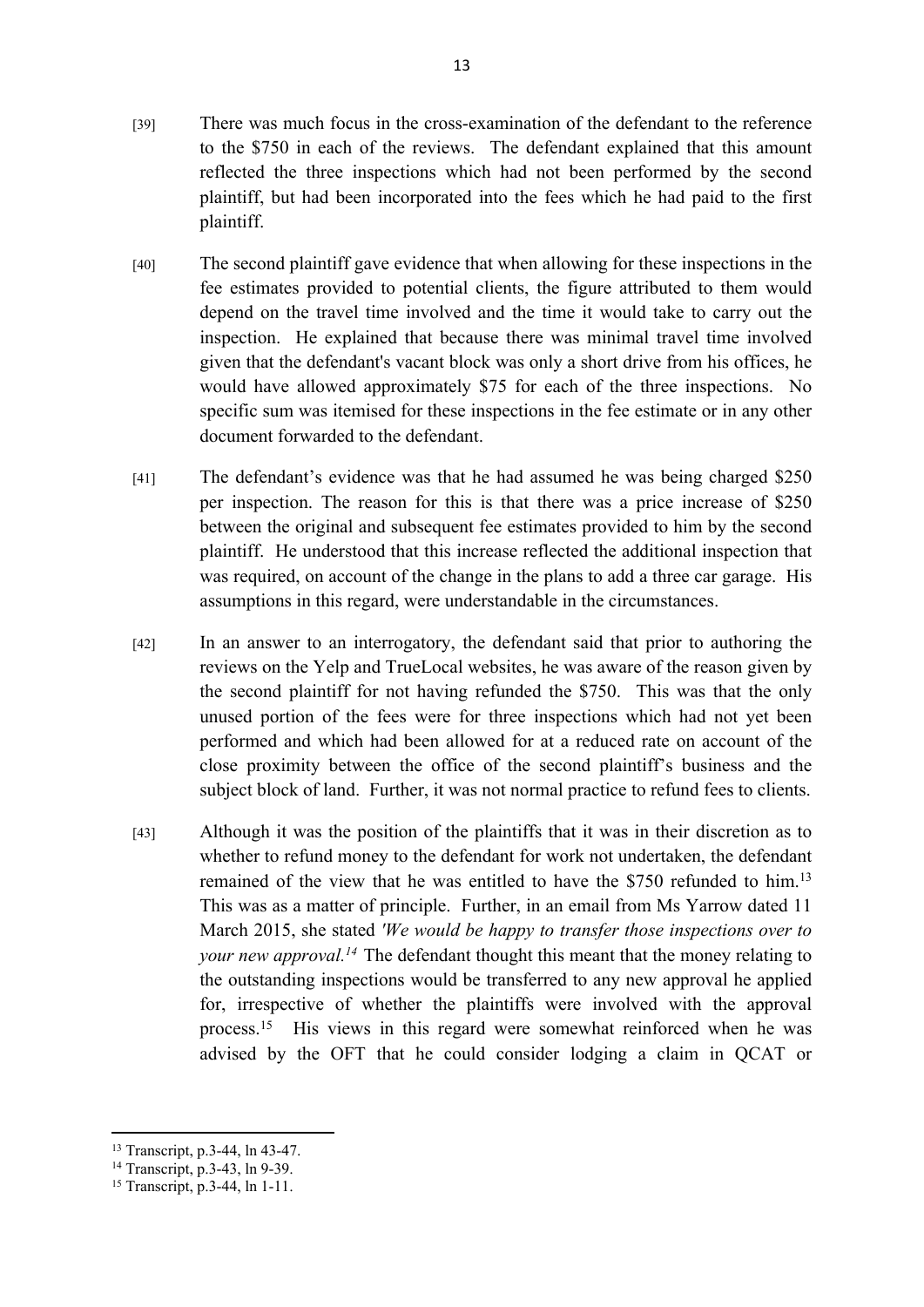[39] There was much focus in the cross-examination of the defendant to the reference to the $750 in each of the reviews. The defendant explained that this amount reflected the three inspections which had not been performed by the second plaintiff, but had been incorporated into the fees which he had paid to the first plaintiff.

[40] The second plaintiff gave evidence that when allowing for these inspections in the fee estimates provided to potential clients, the figure attributed to them would depend on the travel time involved and the time it would take to carry out the inspection. He explained that because there was minimal travel time involved given that the defendant's vacant block was only a short drive from his offices, he would have allowed approximately $75 for each of the three inspections. No specific sum was itemised for these inspections in the fee estimate or in any other document forwarded to the defendant.

[41] The defendant's evidence was that he had assumed he was being charged $250 per inspection. The reason for this is that there was a price increase of $250 between the original and subsequent fee estimates provided to him by the second plaintiff. He understood that this increase reflected the additional inspection that was required, on account of the change in the plans to add a three car garage. His assumptions in this regard, were understandable in the circumstances.

[42] In an answer to an interrogatory, the defendant said that prior to authoring the reviews on the Yelp and TrueLocal websites, he was aware of the reason given by the second plaintiff for not having refunded the $750. This was that the only unused portion of the fees were for three inspections which had not yet been performed and which had been allowed for at a reduced rate on account of the close proximity between the office of the second plaintiff's business and the subject block of land. Further, it was not normal practice to refund fees to clients.

[43] Although it was the position of the plaintiffs that it was in their discretion as to whether to refund money to the defendant for work not undertaken, the defendant remained of the view that he was entitled to have the $750 refunded to him.[13] This was as a matter of principle. Further, in an email from Ms Yarrow dated 11 March 2015, she stated *'We would be happy to transfer those inspections over to your new approval.*[14] The defendant thought this meant that the money relating to the outstanding inspections would be transferred to any new approval he applied for, irrespective of whether the plaintiffs were involved with the approval process.[15] His views in this regard were somewhat reinforced when he was advised by the OFT that he could consider lodging a claim in QCAT or

---

[13] Transcript, p.3-44, ln 43-47.

[14] Transcript, p.3-43, ln 9-39.

[15] Transcript, p.3-44, ln 1-11.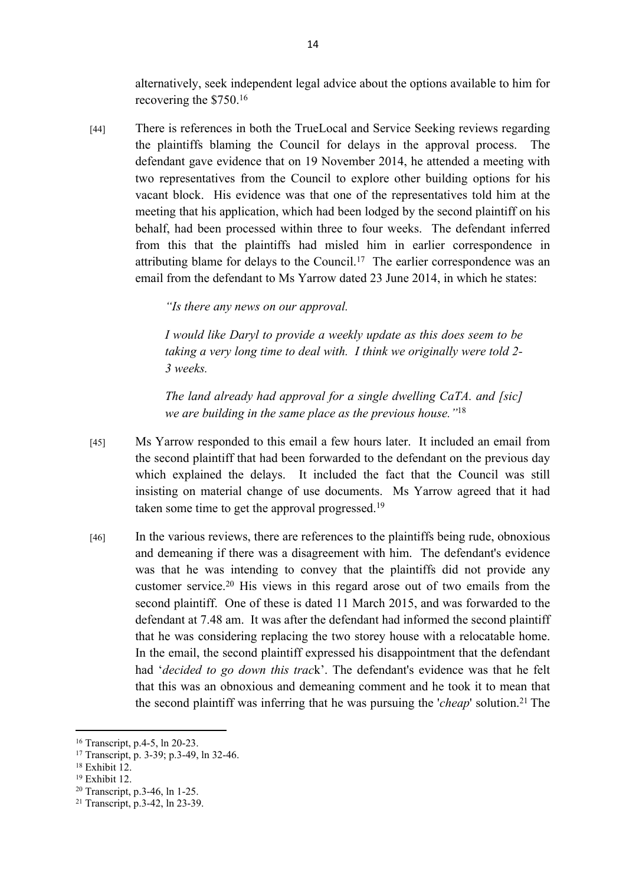alternatively, seek independent legal advice about the options available to him for recovering the $750.[16]

[44] There is references in both the TrueLocal and Service Seeking reviews regarding the plaintiffs blaming the Council for delays in the approval process. The defendant gave evidence that on 19 November 2014, he attended a meeting with two representatives from the Council to explore other building options for his vacant block. His evidence was that one of the representatives told him at the meeting that his application, which had been lodged by the second plaintiff on his behalf, had been processed within three to four weeks. The defendant inferred from this that the plaintiffs had misled him in earlier correspondence in attributing blame for delays to the Council.[17] The earlier correspondence was an email from the defendant to Ms Yarrow dated 23 June 2014, in which he states:

> *"Is there any news on our approval.*
>
> *I would like Daryl to provide a weekly update as this does seem to be taking a very long time to deal with. I think we originally were told 2-3 weeks.*
>
> *The land already had approval for a single dwelling CaTA. and [sic] we are building in the same place as the previous house."*[18]

[45] Ms Yarrow responded to this email a few hours later. It included an email from the second plaintiff that had been forwarded to the defendant on the previous day which explained the delays. It included the fact that the Council was still insisting on material change of use documents. Ms Yarrow agreed that it had taken some time to get the approval progressed.[19]

[46] In the various reviews, there are references to the plaintiffs being rude, obnoxious and demeaning if there was a disagreement with him. The defendant's evidence was that he was intending to convey that the plaintiffs did not provide any customer service.[20] His views in this regard arose out of two emails from the second plaintiff. One of these is dated 11 March 2015, and was forwarded to the defendant at 7.48 am. It was after the defendant had informed the second plaintiff that he was considering replacing the two storey house with a relocatable home. In the email, the second plaintiff expressed his disappointment that the defendant had '*decided to go down this track*'. The defendant's evidence was that he felt that this was an obnoxious and demeaning comment and he took it to mean that the second plaintiff was inferring that he was pursuing the '*cheap*' solution.[21] The

---

[16] Transcript, p.4-5, ln 20-23.

[17] Transcript, p. 3-39; p.3-49, ln 32-46.

[18] Exhibit 12.

[19] Exhibit 12.

[20] Transcript, p.3-46, ln 1-25.

[21] Transcript, p.3-42, ln 23-39.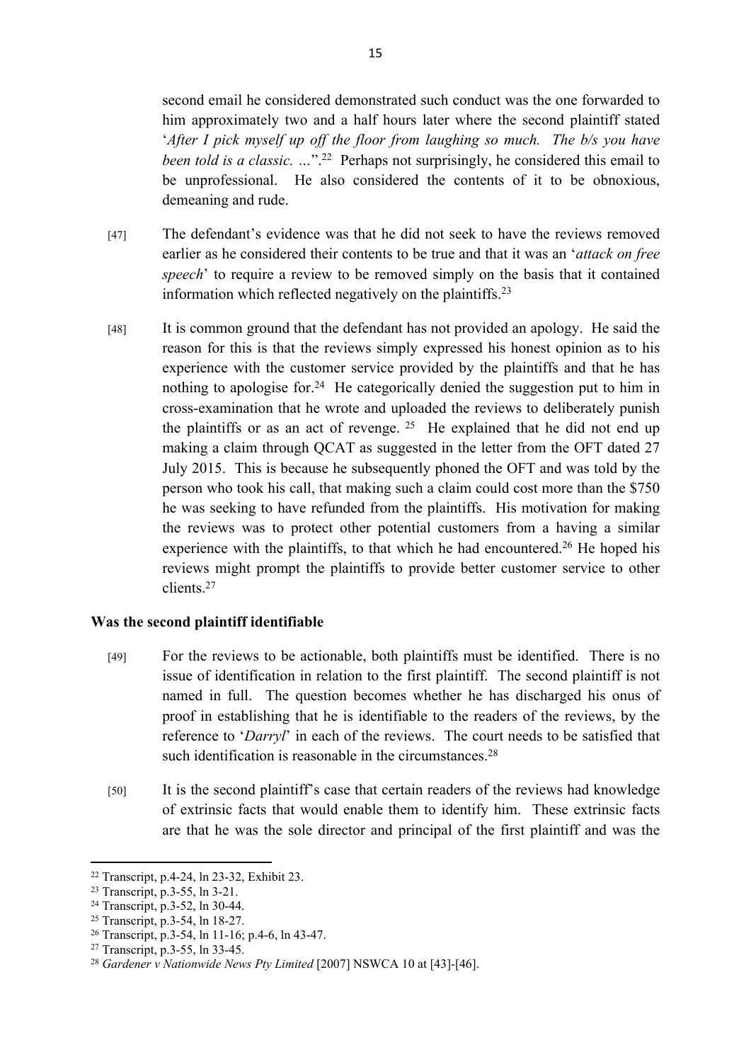second email he considered demonstrated such conduct was the one forwarded to him approximately two and a half hours later where the second plaintiff stated '*After I pick myself up off the floor from laughing so much. The b/s you have been told is a classic. …*'.[22] Perhaps not surprisingly, he considered this email to be unprofessional. He also considered the contents of it to be obnoxious, demeaning and rude.

[47] The defendant's evidence was that he did not seek to have the reviews removed earlier as he considered their contents to be true and that it was an '*attack on free speech*' to require a review to be removed simply on the basis that it contained information which reflected negatively on the plaintiffs.[23]

[48] It is common ground that the defendant has not provided an apology. He said the reason for this is that the reviews simply expressed his honest opinion as to his experience with the customer service provided by the plaintiffs and that he has nothing to apologise for.[24] He categorically denied the suggestion put to him in cross-examination that he wrote and uploaded the reviews to deliberately punish the plaintiffs or as an act of revenge.[25] He explained that he did not end up making a claim through QCAT as suggested in the letter from the OFT dated 27 July 2015. This is because he subsequently phoned the OFT and was told by the person who took his call, that making such a claim could cost more than the $750 he was seeking to have refunded from the plaintiffs. His motivation for making the reviews was to protect other potential customers from a having a similar experience with the plaintiffs, to that which he had encountered.[26] He hoped his reviews might prompt the plaintiffs to provide better customer service to other clients.[27]

## Was the second plaintiff identifiable

[49] For the reviews to be actionable, both plaintiffs must be identified. There is no issue of identification in relation to the first plaintiff. The second plaintiff is not named in full. The question becomes whether he has discharged his onus of proof in establishing that he is identifiable to the readers of the reviews, by the reference to '*Darryl*' in each of the reviews. The court needs to be satisfied that such identification is reasonable in the circumstances.[28]

[50] It is the second plaintiff's case that certain readers of the reviews had knowledge of extrinsic facts that would enable them to identify him. These extrinsic facts are that he was the sole director and principal of the first plaintiff and was the

---

[22] Transcript, p.4-24, ln 23-32, Exhibit 23.

[23] Transcript, p.3-55, ln 3-21.

[24] Transcript, p.3-52, ln 30-44.

[25] Transcript, p.3-54, ln 18-27.

[26] Transcript, p.3-54, ln 11-16; p.4-6, ln 43-47.

[27] Transcript, p.3-55, ln 33-45.

[28] *Gardener v Nationwide News Pty Limited* [2007] NSWCA 10 at [43]-[46].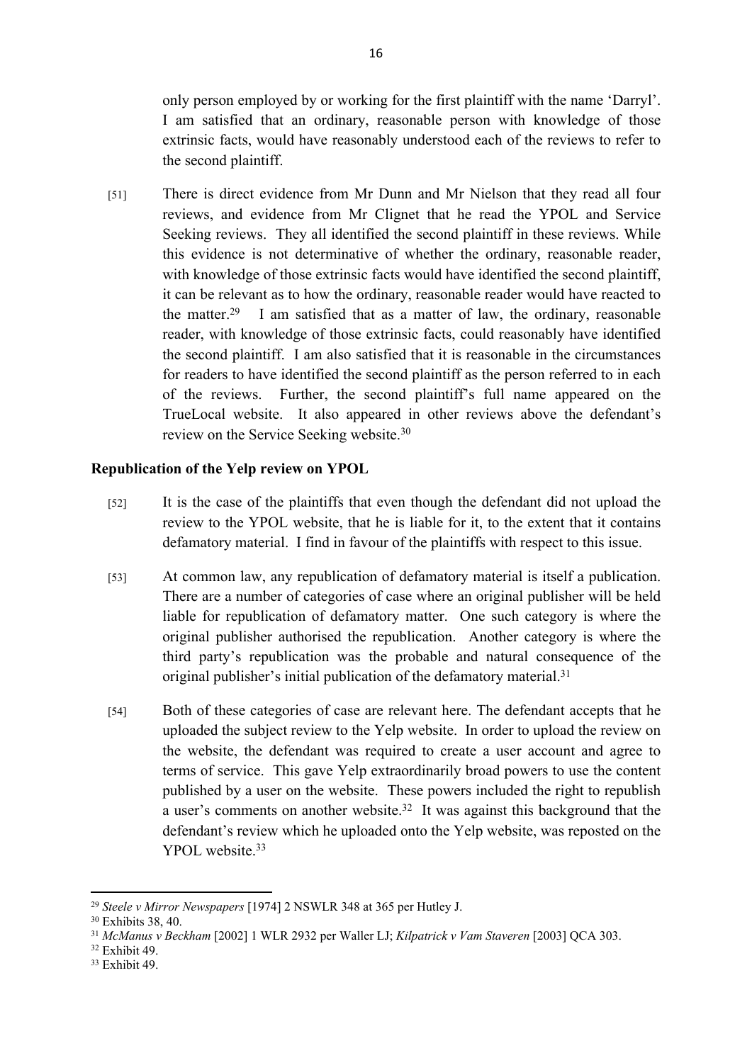only person employed by or working for the first plaintiff with the name 'Darryl'. I am satisfied that an ordinary, reasonable person with knowledge of those extrinsic facts, would have reasonably understood each of the reviews to refer to the second plaintiff.

[51] There is direct evidence from Mr Dunn and Mr Nielson that they read all four reviews, and evidence from Mr Clignet that he read the YPOL and Service Seeking reviews. They all identified the second plaintiff in these reviews. While this evidence is not determinative of whether the ordinary, reasonable reader, with knowledge of those extrinsic facts would have identified the second plaintiff, it can be relevant as to how the ordinary, reasonable reader would have reacted to the matter.[29] I am satisfied that as a matter of law, the ordinary, reasonable reader, with knowledge of those extrinsic facts, could reasonably have identified the second plaintiff. I am also satisfied that it is reasonable in the circumstances for readers to have identified the second plaintiff as the person referred to in each of the reviews. Further, the second plaintiff's full name appeared on the TrueLocal website. It also appeared in other reviews above the defendant's review on the Service Seeking website.[30]

**Republication of the Yelp review on YPOL**

[52] It is the case of the plaintiffs that even though the defendant did not upload the review to the YPOL website, that he is liable for it, to the extent that it contains defamatory material. I find in favour of the plaintiffs with respect to this issue.

[53] At common law, any republication of defamatory material is itself a publication. There are a number of categories of case where an original publisher will be held liable for republication of defamatory matter. One such category is where the original publisher authorised the republication. Another category is where the third party's republication was the probable and natural consequence of the original publisher's initial publication of the defamatory material.[31]

[54] Both of these categories of case are relevant here. The defendant accepts that he uploaded the subject review to the Yelp website. In order to upload the review on the website, the defendant was required to create a user account and agree to terms of service. This gave Yelp extraordinarily broad powers to use the content published by a user on the website. These powers included the right to republish a user's comments on another website.[32] It was against this background that the defendant's review which he uploaded onto the Yelp website, was reposted on the YPOL website.[33]

---

[29] *Steele v Mirror Newspapers* [1974] 2 NSWLR 348 at 365 per Hutley J.

[30] Exhibits 38, 40.

[31] *McManus v Beckham* [2002] 1 WLR 2932 per Waller LJ; *Kilpatrick v Vam Staveren* [2003] QCA 303.

[32] Exhibit 49.

[33] Exhibit 49.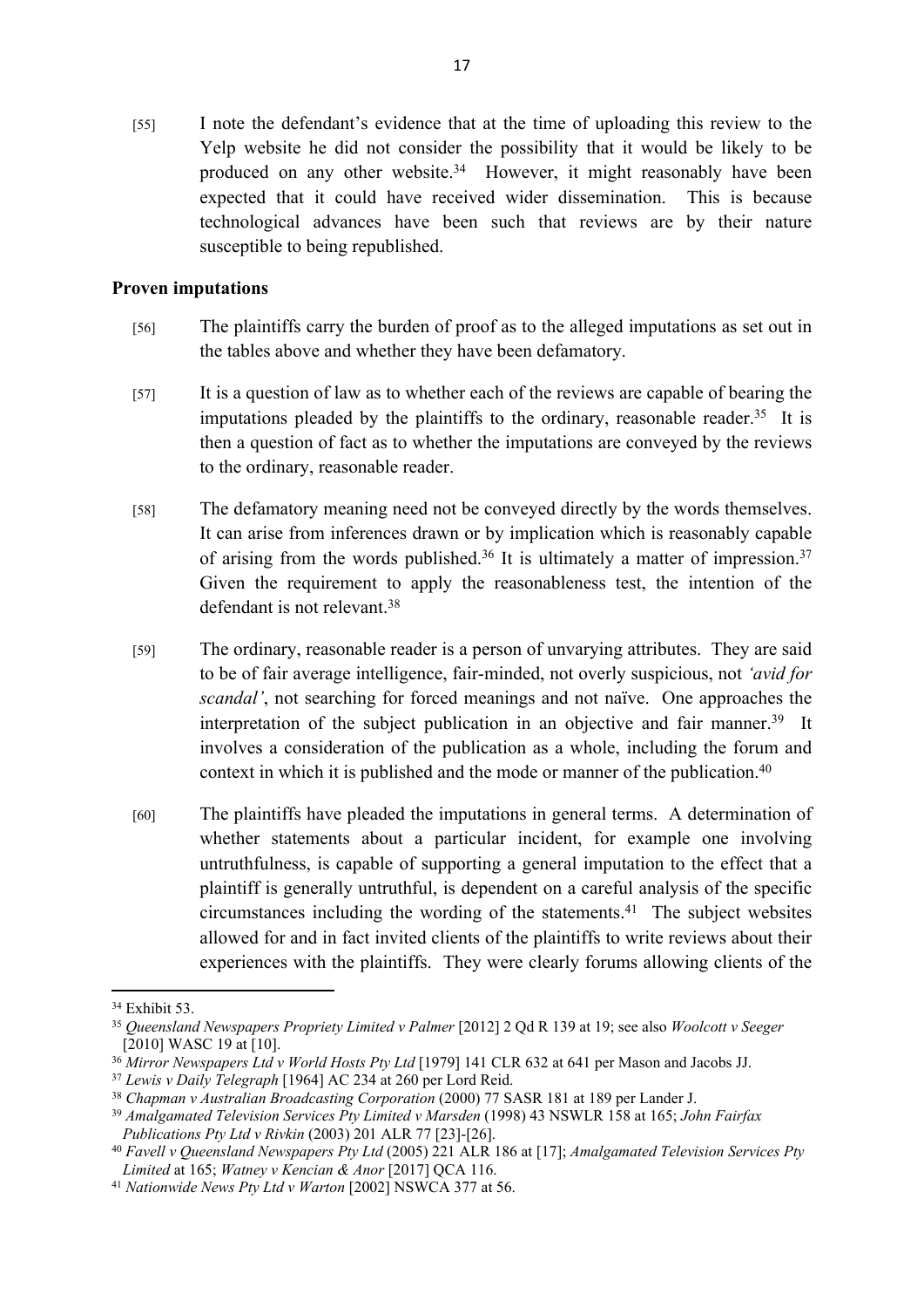[55] I note the defendant's evidence that at the time of uploading this review to the Yelp website he did not consider the possibility that it would be likely to be produced on any other website.[34] However, it might reasonably have been expected that it could have received wider dissemination. This is because technological advances have been such that reviews are by their nature susceptible to being republished.

**Proven imputations**

[56] The plaintiffs carry the burden of proof as to the alleged imputations as set out in the tables above and whether they have been defamatory.

[57] It is a question of law as to whether each of the reviews are capable of bearing the imputations pleaded by the plaintiffs to the ordinary, reasonable reader.[35] It is then a question of fact as to whether the imputations are conveyed by the reviews to the ordinary, reasonable reader.

[58] The defamatory meaning need not be conveyed directly by the words themselves. It can arise from inferences drawn or by implication which is reasonably capable of arising from the words published.[36] It is ultimately a matter of impression.[37] Given the requirement to apply the reasonableness test, the intention of the defendant is not relevant.[38]

[59] The ordinary, reasonable reader is a person of unvarying attributes. They are said to be of fair average intelligence, fair-minded, not overly suspicious, not *'avid for scandal'*, not searching for forced meanings and not naïve. One approaches the interpretation of the subject publication in an objective and fair manner.[39] It involves a consideration of the publication as a whole, including the forum and context in which it is published and the mode or manner of the publication.[40]

[60] The plaintiffs have pleaded the imputations in general terms. A determination of whether statements about a particular incident, for example one involving untruthfulness, is capable of supporting a general imputation to the effect that a plaintiff is generally untruthful, is dependent on a careful analysis of the specific circumstances including the wording of the statements.[41] The subject websites allowed for and in fact invited clients of the plaintiffs to write reviews about their experiences with the plaintiffs. They were clearly forums allowing clients of the

---

[34] Exhibit 53.

[35] *Queensland Newspapers Propriety Limited v Palmer* [2012] 2 Qd R 139 at 19; see also *Woolcott v Seeger* [2010] WASC 19 at [10].

[36] *Mirror Newspapers Ltd v World Hosts Pty Ltd* [1979] 141 CLR 632 at 641 per Mason and Jacobs JJ.

[37] *Lewis v Daily Telegraph* [1964] AC 234 at 260 per Lord Reid.

[38] *Chapman v Australian Broadcasting Corporation* (2000) 77 SASR 181 at 189 per Lander J.

[39] *Amalgamated Television Services Pty Limited v Marsden* (1998) 43 NSWLR 158 at 165; *John Fairfax Publications Pty Ltd v Rivkin* (2003) 201 ALR 77 [23]-[26].

[40] *Favell v Queensland Newspapers Pty Ltd* (2005) 221 ALR 186 at [17]; *Amalgamated Television Services Pty Limited* at 165; *Watney v Kencian & Anor* [2017] QCA 116.

[41] *Nationwide News Pty Ltd v Warton* [2002] NSWCA 377 at 56.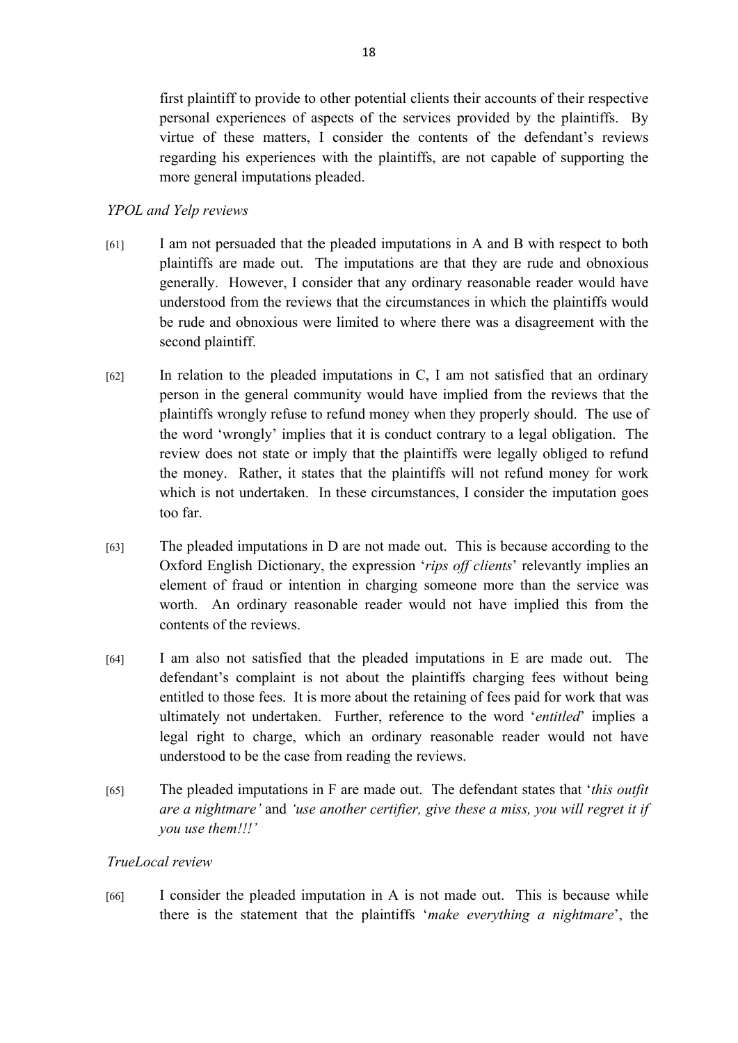first plaintiff to provide to other potential clients their accounts of their respective personal experiences of aspects of the services provided by the plaintiffs. By virtue of these matters, I consider the contents of the defendant's reviews regarding his experiences with the plaintiffs, are not capable of supporting the more general imputations pleaded.

*YPOL and Yelp reviews*

[61] I am not persuaded that the pleaded imputations in A and B with respect to both plaintiffs are made out. The imputations are that they are rude and obnoxious generally. However, I consider that any ordinary reasonable reader would have understood from the reviews that the circumstances in which the plaintiffs would be rude and obnoxious were limited to where there was a disagreement with the second plaintiff.

[62] In relation to the pleaded imputations in C, I am not satisfied that an ordinary person in the general community would have implied from the reviews that the plaintiffs wrongly refuse to refund money when they properly should. The use of the word 'wrongly' implies that it is conduct contrary to a legal obligation. The review does not state or imply that the plaintiffs were legally obliged to refund the money. Rather, it states that the plaintiffs will not refund money for work which is not undertaken. In these circumstances, I consider the imputation goes too far.

[63] The pleaded imputations in D are not made out. This is because according to the Oxford English Dictionary, the expression '*rips off clients*' relevantly implies an element of fraud or intention in charging someone more than the service was worth. An ordinary reasonable reader would not have implied this from the contents of the reviews.

[64] I am also not satisfied that the pleaded imputations in E are made out. The defendant's complaint is not about the plaintiffs charging fees without being entitled to those fees. It is more about the retaining of fees paid for work that was ultimately not undertaken. Further, reference to the word '*entitled*' implies a legal right to charge, which an ordinary reasonable reader would not have understood to be the case from reading the reviews.

[65] The pleaded imputations in F are made out. The defendant states that '*this outfit are a nightmare'* and *'use another certifier, give these a miss, you will regret it if you use them!!!'*

*TrueLocal review*

[66] I consider the pleaded imputation in A is not made out. This is because while there is the statement that the plaintiffs '*make everything a nightmare*', the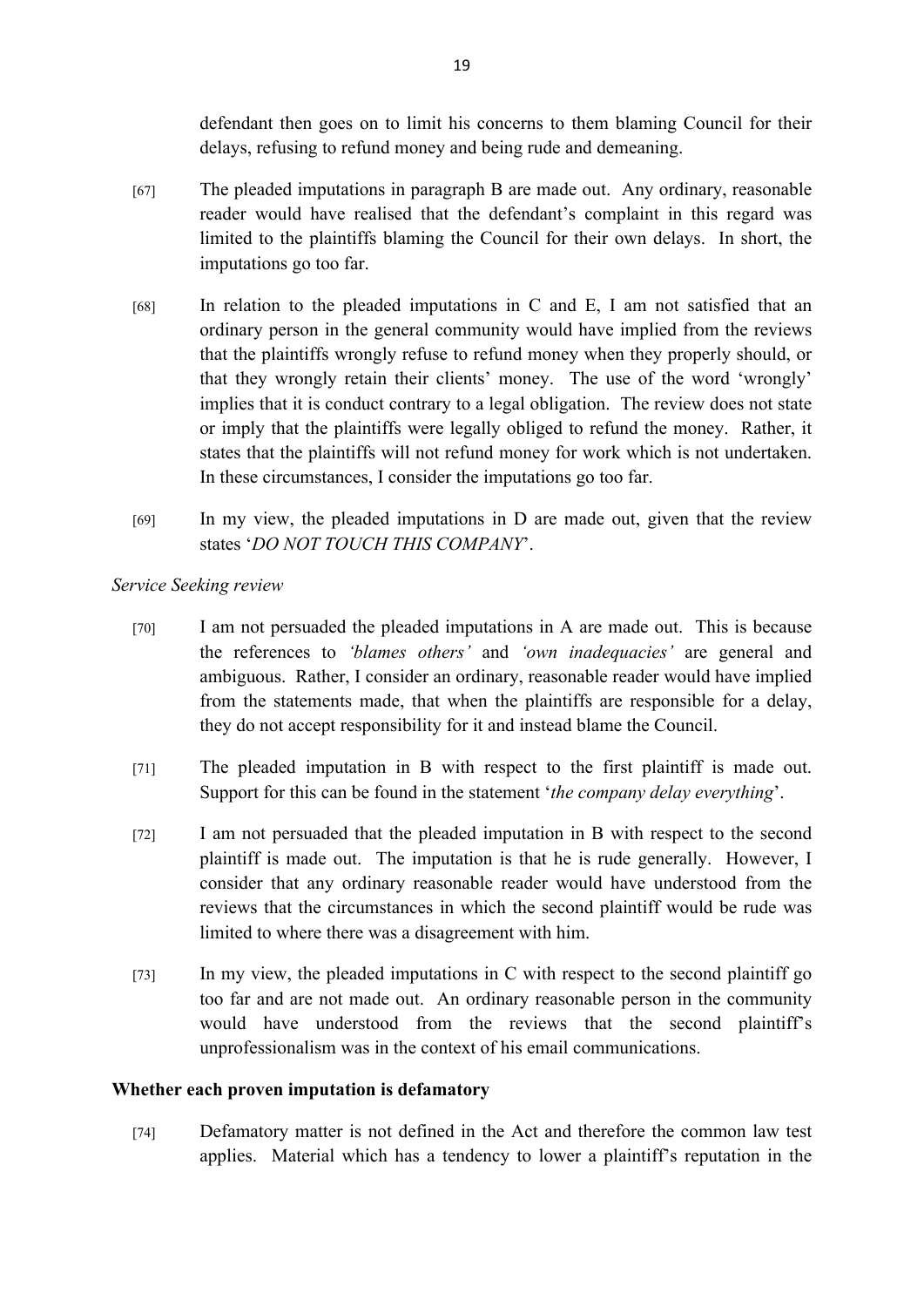defendant then goes on to limit his concerns to them blaming Council for their delays, refusing to refund money and being rude and demeaning.

[67] The pleaded imputations in paragraph B are made out. Any ordinary, reasonable reader would have realised that the defendant's complaint in this regard was limited to the plaintiffs blaming the Council for their own delays. In short, the imputations go too far.

[68] In relation to the pleaded imputations in C and E, I am not satisfied that an ordinary person in the general community would have implied from the reviews that the plaintiffs wrongly refuse to refund money when they properly should, or that they wrongly retain their clients' money. The use of the word 'wrongly' implies that it is conduct contrary to a legal obligation. The review does not state or imply that the plaintiffs were legally obliged to refund the money. Rather, it states that the plaintiffs will not refund money for work which is not undertaken. In these circumstances, I consider the imputations go too far.

[69] In my view, the pleaded imputations in D are made out, given that the review states '*DO NOT TOUCH THIS COMPANY*'.

*Service Seeking review*

[70] I am not persuaded the pleaded imputations in A are made out. This is because the references to *'blames others'* and *'own inadequacies'* are general and ambiguous. Rather, I consider an ordinary, reasonable reader would have implied from the statements made, that when the plaintiffs are responsible for a delay, they do not accept responsibility for it and instead blame the Council.

[71] The pleaded imputation in B with respect to the first plaintiff is made out. Support for this can be found in the statement '*the company delay everything*'.

[72] I am not persuaded that the pleaded imputation in B with respect to the second plaintiff is made out. The imputation is that he is rude generally. However, I consider that any ordinary reasonable reader would have understood from the reviews that the circumstances in which the second plaintiff would be rude was limited to where there was a disagreement with him.

[73] In my view, the pleaded imputations in C with respect to the second plaintiff go too far and are not made out. An ordinary reasonable person in the community would have understood from the reviews that the second plaintiff's unprofessionalism was in the context of his email communications.

## Whether each proven imputation is defamatory

[74] Defamatory matter is not defined in the Act and therefore the common law test applies. Material which has a tendency to lower a plaintiff's reputation in the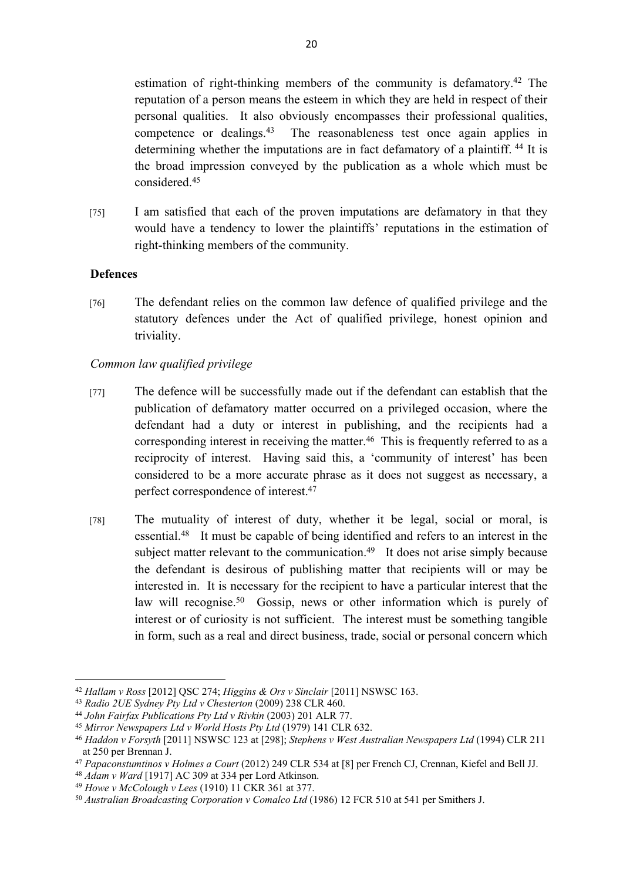estimation of right-thinking members of the community is defamatory.[42] The reputation of a person means the esteem in which they are held in respect of their personal qualities. It also obviously encompasses their professional qualities, competence or dealings.[43] The reasonableness test once again applies in determining whether the imputations are in fact defamatory of a plaintiff.[44] It is the broad impression conveyed by the publication as a whole which must be considered.[45]

[75] I am satisfied that each of the proven imputations are defamatory in that they would have a tendency to lower the plaintiffs' reputations in the estimation of right-thinking members of the community.

**Defences**

[76] The defendant relies on the common law defence of qualified privilege and the statutory defences under the Act of qualified privilege, honest opinion and triviality.

*Common law qualified privilege*

[77] The defence will be successfully made out if the defendant can establish that the publication of defamatory matter occurred on a privileged occasion, where the defendant had a duty or interest in publishing, and the recipients had a corresponding interest in receiving the matter.[46] This is frequently referred to as a reciprocity of interest. Having said this, a 'community of interest' has been considered to be a more accurate phrase as it does not suggest as necessary, a perfect correspondence of interest.[47]

[78] The mutuality of interest of duty, whether it be legal, social or moral, is essential.[48] It must be capable of being identified and refers to an interest in the subject matter relevant to the communication.[49] It does not arise simply because the defendant is desirous of publishing matter that recipients will or may be interested in. It is necessary for the recipient to have a particular interest that the law will recognise.[50] Gossip, news or other information which is purely of interest or of curiosity is not sufficient. The interest must be something tangible in form, such as a real and direct business, trade, social or personal concern which

---

[42] *Hallam v Ross* [2012] QSC 274; *Higgins & Ors v Sinclair* [2011] NSWSC 163.

[43] *Radio 2UE Sydney Pty Ltd v Chesterton* (2009) 238 CLR 460.

[44] *John Fairfax Publications Pty Ltd v Rivkin* (2003) 201 ALR 77.

[45] *Mirror Newspapers Ltd v World Hosts Pty Ltd* (1979) 141 CLR 632.

[46] *Haddon v Forsyth* [2011] NSWSC 123 at [298]; *Stephens v West Australian Newspapers Ltd* (1994) CLR 211 at 250 per Brennan J.

[47] *Papaconstumtinos v Holmes a Court* (2012) 249 CLR 534 at [8] per French CJ, Crennan, Kiefel and Bell JJ.

[48] *Adam v Ward* [1917] AC 309 at 334 per Lord Atkinson.

[49] *Howe v McColough v Lees* (1910) 11 CKR 361 at 377.

[50] *Australian Broadcasting Corporation v Comalco Ltd* (1986) 12 FCR 510 at 541 per Smithers J.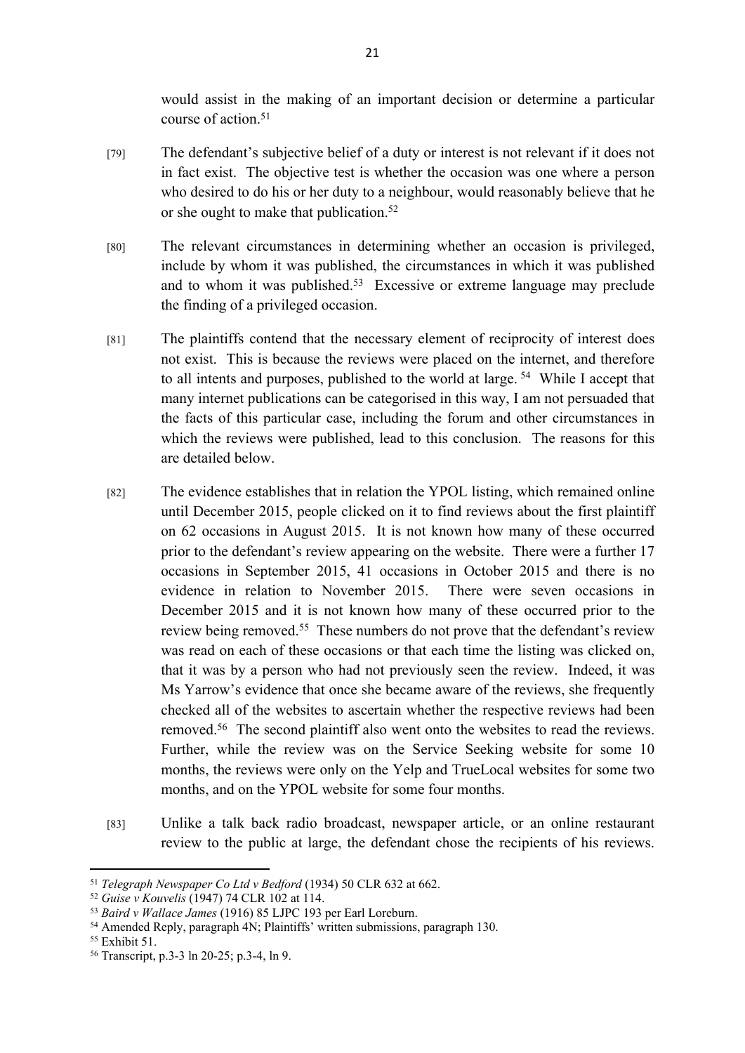would assist in the making of an important decision or determine a particular course of action.[51]

[79] The defendant's subjective belief of a duty or interest is not relevant if it does not in fact exist. The objective test is whether the occasion was one where a person who desired to do his or her duty to a neighbour, would reasonably believe that he or she ought to make that publication.[52]

[80] The relevant circumstances in determining whether an occasion is privileged, include by whom it was published, the circumstances in which it was published and to whom it was published.[53] Excessive or extreme language may preclude the finding of a privileged occasion.

[81] The plaintiffs contend that the necessary element of reciprocity of interest does not exist. This is because the reviews were placed on the internet, and therefore to all intents and purposes, published to the world at large. [54] While I accept that many internet publications can be categorised in this way, I am not persuaded that the facts of this particular case, including the forum and other circumstances in which the reviews were published, lead to this conclusion. The reasons for this are detailed below.

[82] The evidence establishes that in relation the YPOL listing, which remained online until December 2015, people clicked on it to find reviews about the first plaintiff on 62 occasions in August 2015. It is not known how many of these occurred prior to the defendant's review appearing on the website. There were a further 17 occasions in September 2015, 41 occasions in October 2015 and there is no evidence in relation to November 2015. There were seven occasions in December 2015 and it is not known how many of these occurred prior to the review being removed.[55] These numbers do not prove that the defendant's review was read on each of these occasions or that each time the listing was clicked on, that it was by a person who had not previously seen the review. Indeed, it was Ms Yarrow's evidence that once she became aware of the reviews, she frequently checked all of the websites to ascertain whether the respective reviews had been removed.[56] The second plaintiff also went onto the websites to read the reviews. Further, while the review was on the Service Seeking website for some 10 months, the reviews were only on the Yelp and TrueLocal websites for some two months, and on the YPOL website for some four months.

[83] Unlike a talk back radio broadcast, newspaper article, or an online restaurant review to the public at large, the defendant chose the recipients of his reviews.

---

[51] *Telegraph Newspaper Co Ltd v Bedford* (1934) 50 CLR 632 at 662.

[52] *Guise v Kouvelis* (1947) 74 CLR 102 at 114.

[53] *Baird v Wallace James* (1916) 85 LJPC 193 per Earl Loreburn.

[54] Amended Reply, paragraph 4N; Plaintiffs' written submissions, paragraph 130.

[55] Exhibit 51.

[56] Transcript, p.3-3 ln 20-25; p.3-4, ln 9.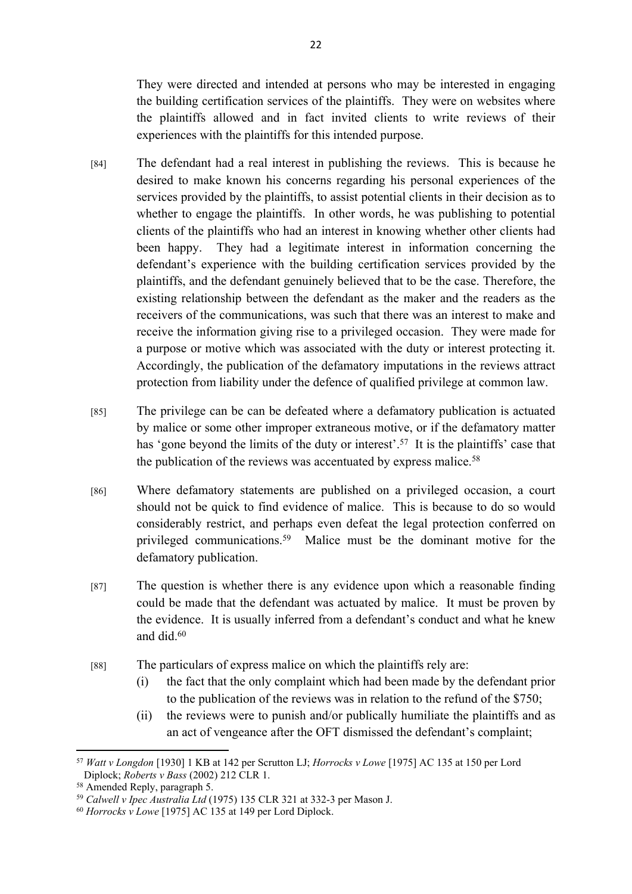They were directed and intended at persons who may be interested in engaging the building certification services of the plaintiffs. They were on websites where the plaintiffs allowed and in fact invited clients to write reviews of their experiences with the plaintiffs for this intended purpose.

[84] The defendant had a real interest in publishing the reviews. This is because he desired to make known his concerns regarding his personal experiences of the services provided by the plaintiffs, to assist potential clients in their decision as to whether to engage the plaintiffs. In other words, he was publishing to potential clients of the plaintiffs who had an interest in knowing whether other clients had been happy. They had a legitimate interest in information concerning the defendant's experience with the building certification services provided by the plaintiffs, and the defendant genuinely believed that to be the case. Therefore, the existing relationship between the defendant as the maker and the readers as the receivers of the communications, was such that there was an interest to make and receive the information giving rise to a privileged occasion. They were made for a purpose or motive which was associated with the duty or interest protecting it. Accordingly, the publication of the defamatory imputations in the reviews attract protection from liability under the defence of qualified privilege at common law.

[85] The privilege can be can be defeated where a defamatory publication is actuated by malice or some other improper extraneous motive, or if the defamatory matter has 'gone beyond the limits of the duty or interest'.[57] It is the plaintiffs' case that the publication of the reviews was accentuated by express malice.[58]

[86] Where defamatory statements are published on a privileged occasion, a court should not be quick to find evidence of malice. This is because to do so would considerably restrict, and perhaps even defeat the legal protection conferred on privileged communications.[59] Malice must be the dominant motive for the defamatory publication.

[87] The question is whether there is any evidence upon which a reasonable finding could be made that the defendant was actuated by malice. It must be proven by the evidence. It is usually inferred from a defendant's conduct and what he knew and did.[60]

[88] The particulars of express malice on which the plaintiffs rely are:

(i) the fact that the only complaint which had been made by the defendant prior to the publication of the reviews was in relation to the refund of the $750;

(ii) the reviews were to punish and/or publically humiliate the plaintiffs and as an act of vengeance after the OFT dismissed the defendant's complaint;

---

[57] *Watt v Longdon* [1930] 1 KB at 142 per Scrutton LJ; *Horrocks v Lowe* [1975] AC 135 at 150 per Lord Diplock; *Roberts v Bass* (2002) 212 CLR 1.

[58] Amended Reply, paragraph 5.

[59] *Calwell v Ipec Australia Ltd* (1975) 135 CLR 321 at 332-3 per Mason J.

[60] *Horrocks v Lowe* [1975] AC 135 at 149 per Lord Diplock.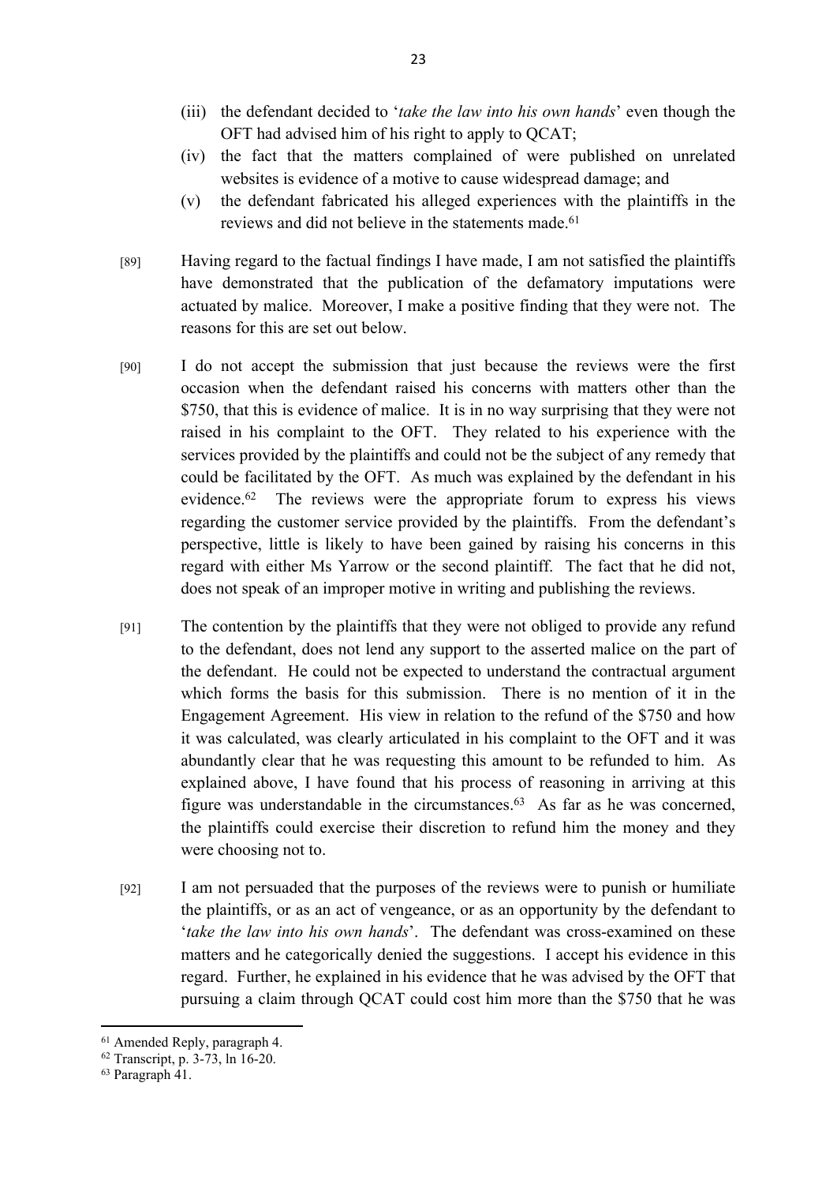(iii) the defendant decided to '*take the law into his own hands*' even though the OFT had advised him of his right to apply to QCAT;

(iv) the fact that the matters complained of were published on unrelated websites is evidence of a motive to cause widespread damage; and

(v) the defendant fabricated his alleged experiences with the plaintiffs in the reviews and did not believe in the statements made.[61]

[89] Having regard to the factual findings I have made, I am not satisfied the plaintiffs have demonstrated that the publication of the defamatory imputations were actuated by malice. Moreover, I make a positive finding that they were not. The reasons for this are set out below.

[90] I do not accept the submission that just because the reviews were the first occasion when the defendant raised his concerns with matters other than the $750, that this is evidence of malice. It is in no way surprising that they were not raised in his complaint to the OFT. They related to his experience with the services provided by the plaintiffs and could not be the subject of any remedy that could be facilitated by the OFT. As much was explained by the defendant in his evidence.[62] The reviews were the appropriate forum to express his views regarding the customer service provided by the plaintiffs. From the defendant's perspective, little is likely to have been gained by raising his concerns in this regard with either Ms Yarrow or the second plaintiff. The fact that he did not, does not speak of an improper motive in writing and publishing the reviews.

[91] The contention by the plaintiffs that they were not obliged to provide any refund to the defendant, does not lend any support to the asserted malice on the part of the defendant. He could not be expected to understand the contractual argument which forms the basis for this submission. There is no mention of it in the Engagement Agreement. His view in relation to the refund of the $750 and how it was calculated, was clearly articulated in his complaint to the OFT and it was abundantly clear that he was requesting this amount to be refunded to him. As explained above, I have found that his process of reasoning in arriving at this figure was understandable in the circumstances.[63] As far as he was concerned, the plaintiffs could exercise their discretion to refund him the money and they were choosing not to.

[92] I am not persuaded that the purposes of the reviews were to punish or humiliate the plaintiffs, or as an act of vengeance, or as an opportunity by the defendant to '*take the law into his own hands*'. The defendant was cross-examined on these matters and he categorically denied the suggestions. I accept his evidence in this regard. Further, he explained in his evidence that he was advised by the OFT that pursuing a claim through QCAT could cost him more than the $750 that he was

---

[61] Amended Reply, paragraph 4.

[62] Transcript, p. 3-73, ln 16-20.

[63] Paragraph 41.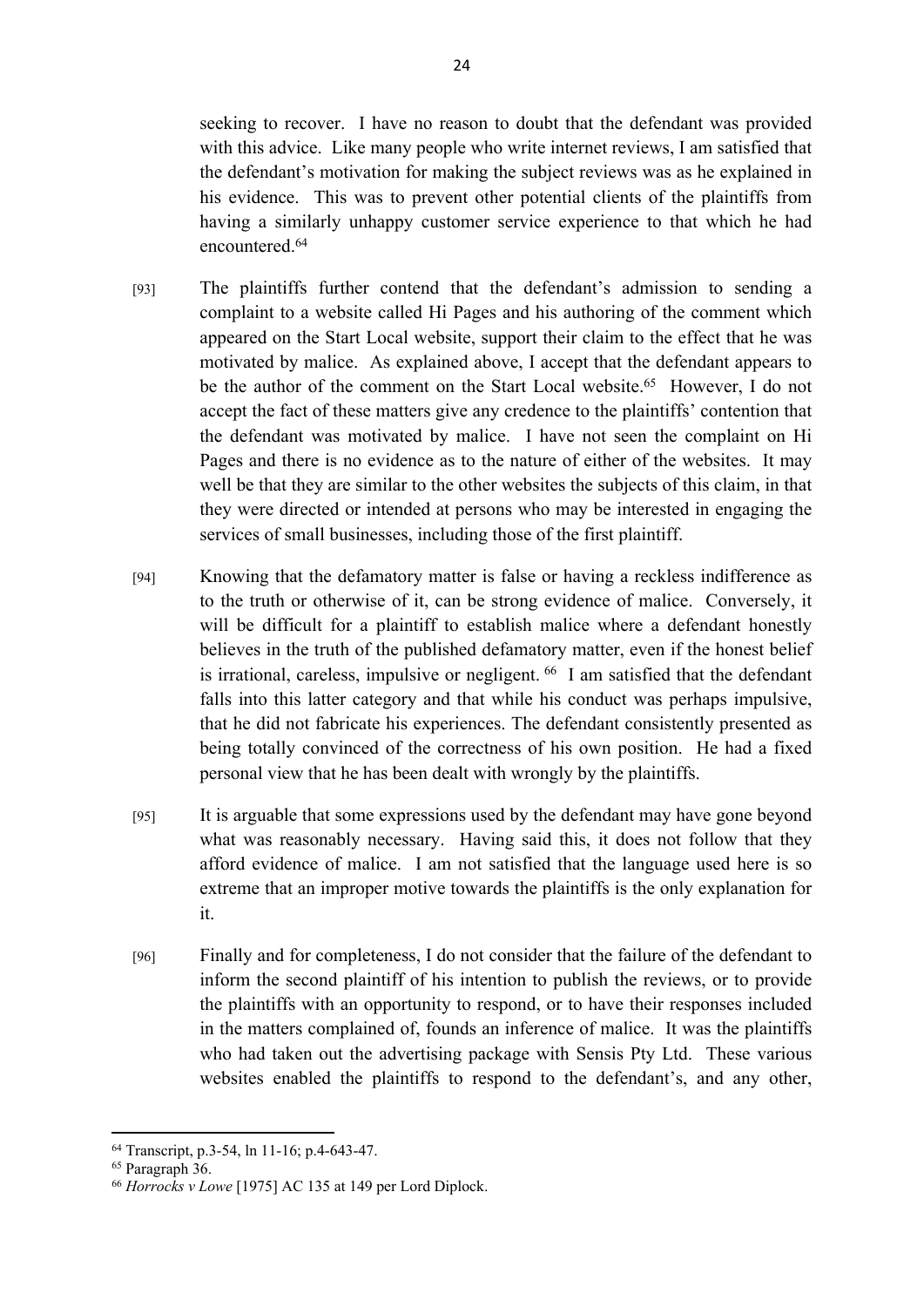seeking to recover. I have no reason to doubt that the defendant was provided with this advice. Like many people who write internet reviews, I am satisfied that the defendant's motivation for making the subject reviews was as he explained in his evidence. This was to prevent other potential clients of the plaintiffs from having a similarly unhappy customer service experience to that which he had encountered.[64]

[93] The plaintiffs further contend that the defendant's admission to sending a complaint to a website called Hi Pages and his authoring of the comment which appeared on the Start Local website, support their claim to the effect that he was motivated by malice. As explained above, I accept that the defendant appears to be the author of the comment on the Start Local website.[65] However, I do not accept the fact of these matters give any credence to the plaintiffs' contention that the defendant was motivated by malice. I have not seen the complaint on Hi Pages and there is no evidence as to the nature of either of the websites. It may well be that they are similar to the other websites the subjects of this claim, in that they were directed or intended at persons who may be interested in engaging the services of small businesses, including those of the first plaintiff.

[94] Knowing that the defamatory matter is false or having a reckless indifference as to the truth or otherwise of it, can be strong evidence of malice. Conversely, it will be difficult for a plaintiff to establish malice where a defendant honestly believes in the truth of the published defamatory matter, even if the honest belief is irrational, careless, impulsive or negligent.[66] I am satisfied that the defendant falls into this latter category and that while his conduct was perhaps impulsive, that he did not fabricate his experiences. The defendant consistently presented as being totally convinced of the correctness of his own position. He had a fixed personal view that he has been dealt with wrongly by the plaintiffs.

[95] It is arguable that some expressions used by the defendant may have gone beyond what was reasonably necessary. Having said this, it does not follow that they afford evidence of malice. I am not satisfied that the language used here is so extreme that an improper motive towards the plaintiffs is the only explanation for it.

[96] Finally and for completeness, I do not consider that the failure of the defendant to inform the second plaintiff of his intention to publish the reviews, or to provide the plaintiffs with an opportunity to respond, or to have their responses included in the matters complained of, founds an inference of malice. It was the plaintiffs who had taken out the advertising package with Sensis Pty Ltd. These various websites enabled the plaintiffs to respond to the defendant's, and any other,

---

[64] Transcript, p.3-54, ln 11-16; p.4-643-47.

[65] Paragraph 36.

[66] *Horrocks v Lowe* [1975] AC 135 at 149 per Lord Diplock.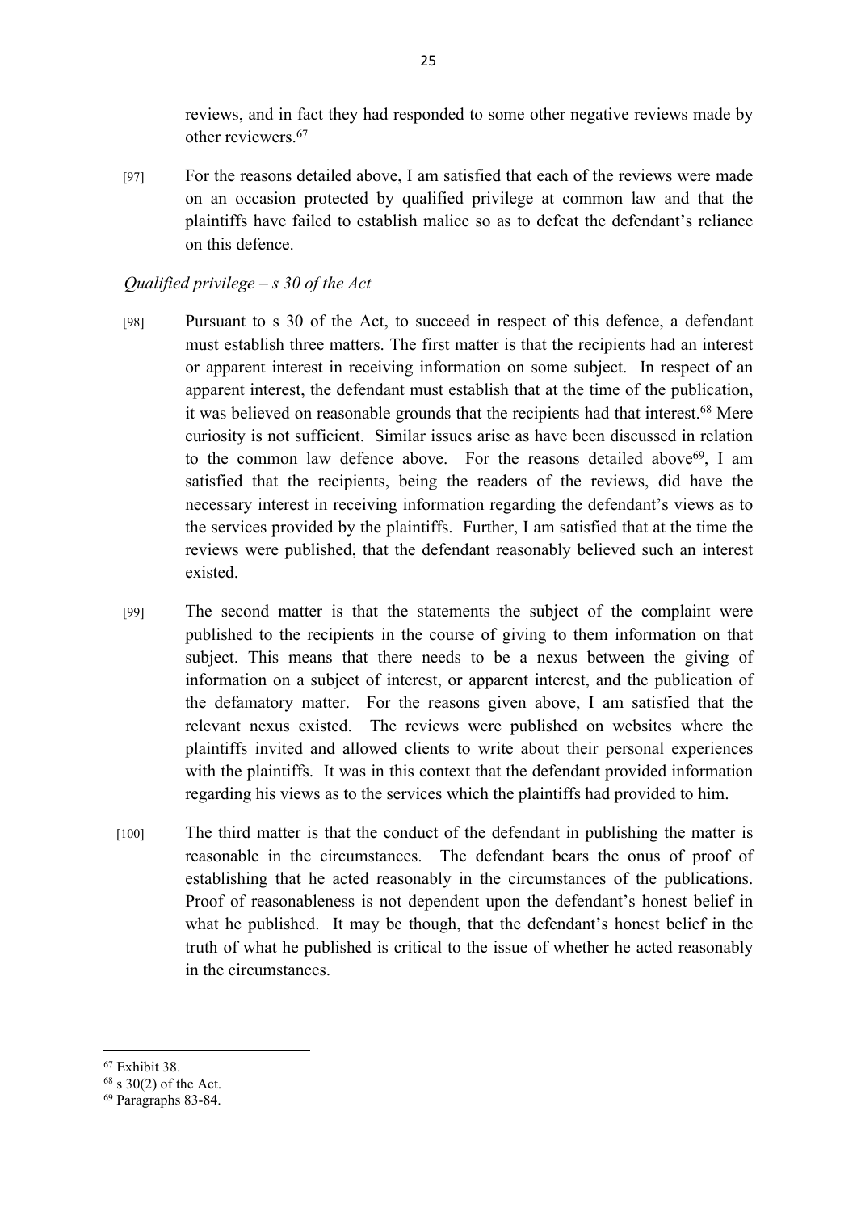reviews, and in fact they had responded to some other negative reviews made by other reviewers.[67]

[97] For the reasons detailed above, I am satisfied that each of the reviews were made on an occasion protected by qualified privilege at common law and that the plaintiffs have failed to establish malice so as to defeat the defendant's reliance on this defence.

*Qualified privilege – s 30 of the Act*

[98] Pursuant to s 30 of the Act, to succeed in respect of this defence, a defendant must establish three matters. The first matter is that the recipients had an interest or apparent interest in receiving information on some subject. In respect of an apparent interest, the defendant must establish that at the time of the publication, it was believed on reasonable grounds that the recipients had that interest.[68] Mere curiosity is not sufficient. Similar issues arise as have been discussed in relation to the common law defence above. For the reasons detailed above[69], I am satisfied that the recipients, being the readers of the reviews, did have the necessary interest in receiving information regarding the defendant's views as to the services provided by the plaintiffs. Further, I am satisfied that at the time the reviews were published, that the defendant reasonably believed such an interest existed.

[99] The second matter is that the statements the subject of the complaint were published to the recipients in the course of giving to them information on that subject. This means that there needs to be a nexus between the giving of information on a subject of interest, or apparent interest, and the publication of the defamatory matter. For the reasons given above, I am satisfied that the relevant nexus existed. The reviews were published on websites where the plaintiffs invited and allowed clients to write about their personal experiences with the plaintiffs. It was in this context that the defendant provided information regarding his views as to the services which the plaintiffs had provided to him.

[100] The third matter is that the conduct of the defendant in publishing the matter is reasonable in the circumstances. The defendant bears the onus of proof of establishing that he acted reasonably in the circumstances of the publications. Proof of reasonableness is not dependent upon the defendant's honest belief in what he published. It may be though, that the defendant's honest belief in the truth of what he published is critical to the issue of whether he acted reasonably in the circumstances.

---

[67] Exhibit 38.

[68] s 30(2) of the Act.

[69] Paragraphs 83-84.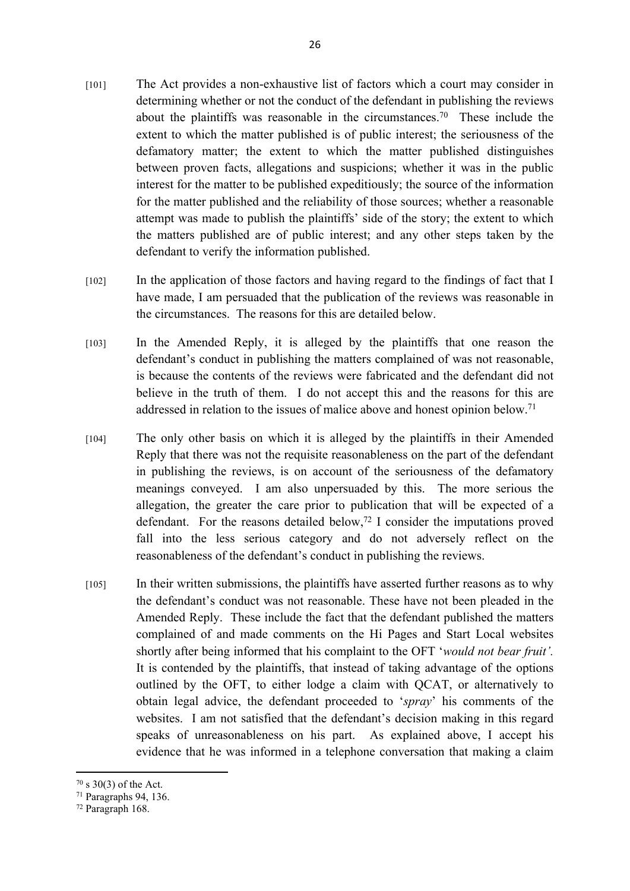[101] The Act provides a non-exhaustive list of factors which a court may consider in determining whether or not the conduct of the defendant in publishing the reviews about the plaintiffs was reasonable in the circumstances.[70] These include the extent to which the matter published is of public interest; the seriousness of the defamatory matter; the extent to which the matter published distinguishes between proven facts, allegations and suspicions; whether it was in the public interest for the matter to be published expeditiously; the source of the information for the matter published and the reliability of those sources; whether a reasonable attempt was made to publish the plaintiffs' side of the story; the extent to which the matters published are of public interest; and any other steps taken by the defendant to verify the information published.

[102] In the application of those factors and having regard to the findings of fact that I have made, I am persuaded that the publication of the reviews was reasonable in the circumstances. The reasons for this are detailed below.

[103] In the Amended Reply, it is alleged by the plaintiffs that one reason the defendant's conduct in publishing the matters complained of was not reasonable, is because the contents of the reviews were fabricated and the defendant did not believe in the truth of them. I do not accept this and the reasons for this are addressed in relation to the issues of malice above and honest opinion below.[71]

[104] The only other basis on which it is alleged by the plaintiffs in their Amended Reply that there was not the requisite reasonableness on the part of the defendant in publishing the reviews, is on account of the seriousness of the defamatory meanings conveyed. I am also unpersuaded by this. The more serious the allegation, the greater the care prior to publication that will be expected of a defendant. For the reasons detailed below,[72] I consider the imputations proved fall into the less serious category and do not adversely reflect on the reasonableness of the defendant's conduct in publishing the reviews.

[105] In their written submissions, the plaintiffs have asserted further reasons as to why the defendant's conduct was not reasonable. These have not been pleaded in the Amended Reply. These include the fact that the defendant published the matters complained of and made comments on the Hi Pages and Start Local websites shortly after being informed that his complaint to the OFT '*would not bear fruit'.* It is contended by the plaintiffs, that instead of taking advantage of the options outlined by the OFT, to either lodge a claim with QCAT, or alternatively to obtain legal advice, the defendant proceeded to '*spray*' his comments of the websites. I am not satisfied that the defendant's decision making in this regard speaks of unreasonableness on his part. As explained above, I accept his evidence that he was informed in a telephone conversation that making a claim

---

[70] s 30(3) of the Act.

[71] Paragraphs 94, 136.

[72] Paragraph 168.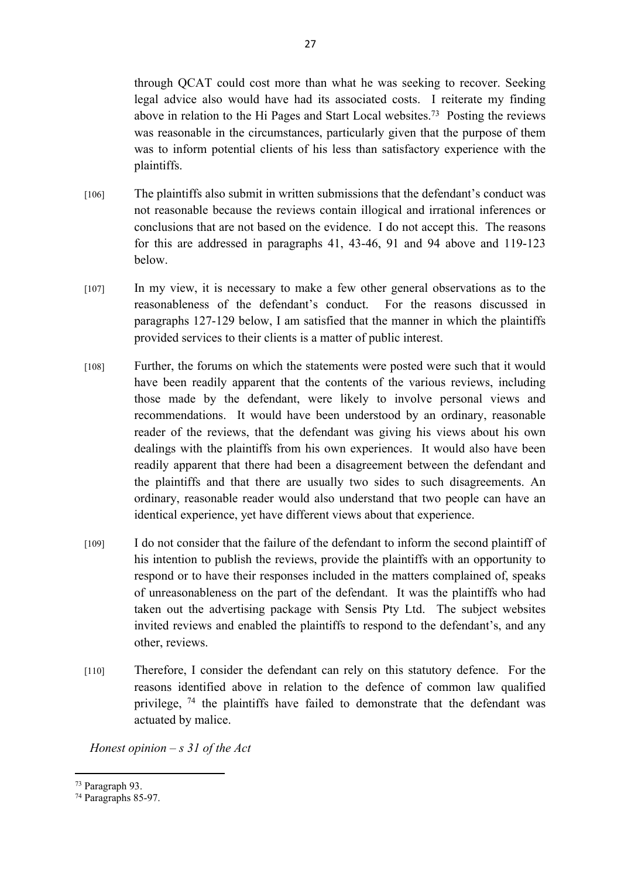through QCAT could cost more than what he was seeking to recover. Seeking legal advice also would have had its associated costs. I reiterate my finding above in relation to the Hi Pages and Start Local websites.[73] Posting the reviews was reasonable in the circumstances, particularly given that the purpose of them was to inform potential clients of his less than satisfactory experience with the plaintiffs.

[106] The plaintiffs also submit in written submissions that the defendant's conduct was not reasonable because the reviews contain illogical and irrational inferences or conclusions that are not based on the evidence. I do not accept this. The reasons for this are addressed in paragraphs 41, 43-46, 91 and 94 above and 119-123 below.

[107] In my view, it is necessary to make a few other general observations as to the reasonableness of the defendant's conduct. For the reasons discussed in paragraphs 127-129 below, I am satisfied that the manner in which the plaintiffs provided services to their clients is a matter of public interest.

[108] Further, the forums on which the statements were posted were such that it would have been readily apparent that the contents of the various reviews, including those made by the defendant, were likely to involve personal views and recommendations. It would have been understood by an ordinary, reasonable reader of the reviews, that the defendant was giving his views about his own dealings with the plaintiffs from his own experiences. It would also have been readily apparent that there had been a disagreement between the defendant and the plaintiffs and that there are usually two sides to such disagreements. An ordinary, reasonable reader would also understand that two people can have an identical experience, yet have different views about that experience.

[109] I do not consider that the failure of the defendant to inform the second plaintiff of his intention to publish the reviews, provide the plaintiffs with an opportunity to respond or to have their responses included in the matters complained of, speaks of unreasonableness on the part of the defendant. It was the plaintiffs who had taken out the advertising package with Sensis Pty Ltd. The subject websites invited reviews and enabled the plaintiffs to respond to the defendant's, and any other, reviews.

[110] Therefore, I consider the defendant can rely on this statutory defence. For the reasons identified above in relation to the defence of common law qualified privilege, [74] the plaintiffs have failed to demonstrate that the defendant was actuated by malice.

*Honest opinion – s 31 of the Act*

---

[73] Paragraph 93.

[74] Paragraphs 85-97.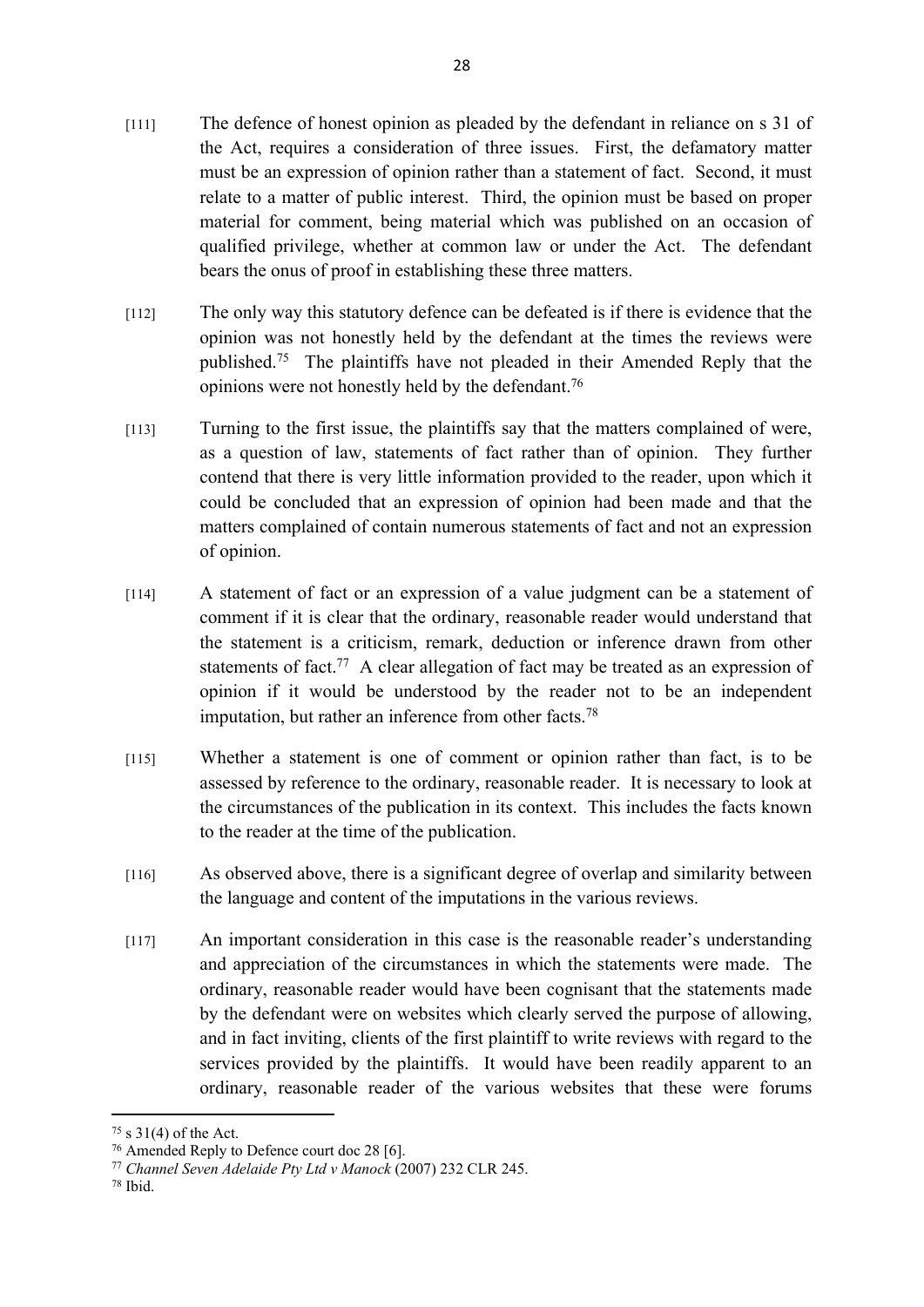[111] The defence of honest opinion as pleaded by the defendant in reliance on s 31 of the Act, requires a consideration of three issues. First, the defamatory matter must be an expression of opinion rather than a statement of fact. Second, it must relate to a matter of public interest. Third, the opinion must be based on proper material for comment, being material which was published on an occasion of qualified privilege, whether at common law or under the Act. The defendant bears the onus of proof in establishing these three matters.

[112] The only way this statutory defence can be defeated is if there is evidence that the opinion was not honestly held by the defendant at the times the reviews were published.[75] The plaintiffs have not pleaded in their Amended Reply that the opinions were not honestly held by the defendant.[76]

[113] Turning to the first issue, the plaintiffs say that the matters complained of were, as a question of law, statements of fact rather than of opinion. They further contend that there is very little information provided to the reader, upon which it could be concluded that an expression of opinion had been made and that the matters complained of contain numerous statements of fact and not an expression of opinion.

[114] A statement of fact or an expression of a value judgment can be a statement of comment if it is clear that the ordinary, reasonable reader would understand that the statement is a criticism, remark, deduction or inference drawn from other statements of fact.[77] A clear allegation of fact may be treated as an expression of opinion if it would be understood by the reader not to be an independent imputation, but rather an inference from other facts.[78]

[115] Whether a statement is one of comment or opinion rather than fact, is to be assessed by reference to the ordinary, reasonable reader. It is necessary to look at the circumstances of the publication in its context. This includes the facts known to the reader at the time of the publication.

[116] As observed above, there is a significant degree of overlap and similarity between the language and content of the imputations in the various reviews.

[117] An important consideration in this case is the reasonable reader's understanding and appreciation of the circumstances in which the statements were made. The ordinary, reasonable reader would have been cognisant that the statements made by the defendant were on websites which clearly served the purpose of allowing, and in fact inviting, clients of the first plaintiff to write reviews with regard to the services provided by the plaintiffs. It would have been readily apparent to an ordinary, reasonable reader of the various websites that these were forums

---

[75] s 31(4) of the Act.

[76] Amended Reply to Defence court doc 28 [6].

[77] *Channel Seven Adelaide Pty Ltd v Manock* (2007) 232 CLR 245.

[78] Ibid.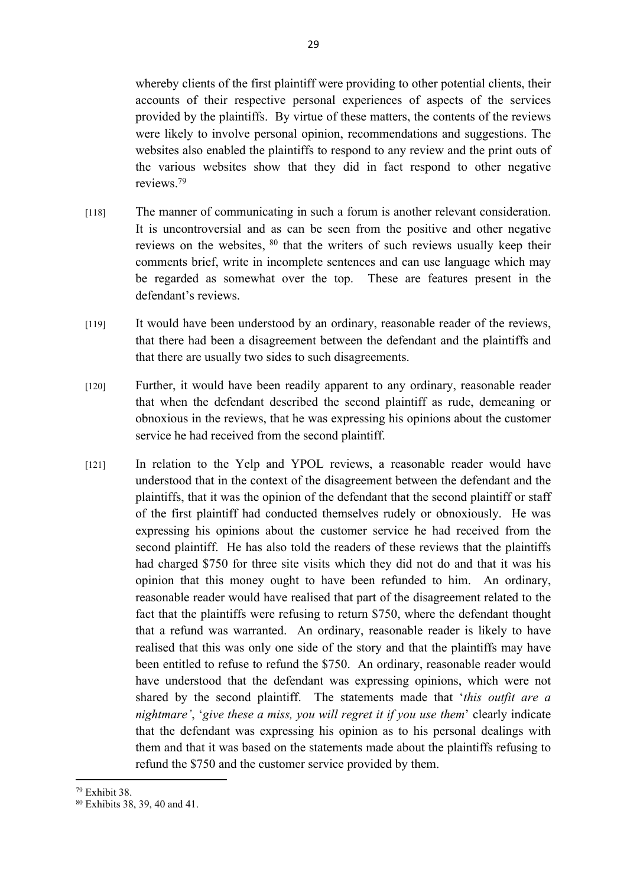whereby clients of the first plaintiff were providing to other potential clients, their accounts of their respective personal experiences of aspects of the services provided by the plaintiffs. By virtue of these matters, the contents of the reviews were likely to involve personal opinion, recommendations and suggestions. The websites also enabled the plaintiffs to respond to any review and the print outs of the various websites show that they did in fact respond to other negative reviews.[79]

[118] The manner of communicating in such a forum is another relevant consideration. It is uncontroversial and as can be seen from the positive and other negative reviews on the websites, [80] that the writers of such reviews usually keep their comments brief, write in incomplete sentences and can use language which may be regarded as somewhat over the top. These are features present in the defendant's reviews.

[119] It would have been understood by an ordinary, reasonable reader of the reviews, that there had been a disagreement between the defendant and the plaintiffs and that there are usually two sides to such disagreements.

[120] Further, it would have been readily apparent to any ordinary, reasonable reader that when the defendant described the second plaintiff as rude, demeaning or obnoxious in the reviews, that he was expressing his opinions about the customer service he had received from the second plaintiff.

[121] In relation to the Yelp and YPOL reviews, a reasonable reader would have understood that in the context of the disagreement between the defendant and the plaintiffs, that it was the opinion of the defendant that the second plaintiff or staff of the first plaintiff had conducted themselves rudely or obnoxiously. He was expressing his opinions about the customer service he had received from the second plaintiff. He has also told the readers of these reviews that the plaintiffs had charged $750 for three site visits which they did not do and that it was his opinion that this money ought to have been refunded to him. An ordinary, reasonable reader would have realised that part of the disagreement related to the fact that the plaintiffs were refusing to return $750, where the defendant thought that a refund was warranted. An ordinary, reasonable reader is likely to have realised that this was only one side of the story and that the plaintiffs may have been entitled to refuse to refund the $750. An ordinary, reasonable reader would have understood that the defendant was expressing opinions, which were not shared by the second plaintiff. The statements made that '*this outfit are a nightmare'*, '*give these a miss, you will regret it if you use them*' clearly indicate that the defendant was expressing his opinion as to his personal dealings with them and that it was based on the statements made about the plaintiffs refusing to refund the $750 and the customer service provided by them.

[79] Exhibit 38.

[80] Exhibits 38, 39, 40 and 41.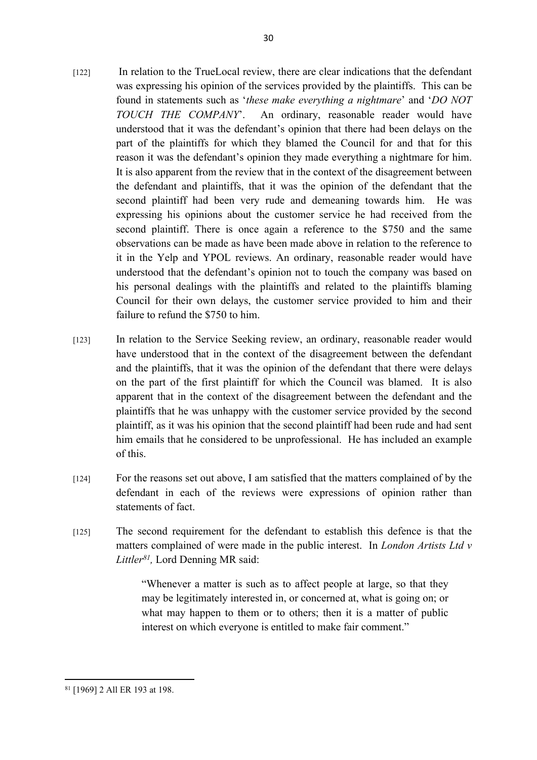[122] In relation to the TrueLocal review, there are clear indications that the defendant was expressing his opinion of the services provided by the plaintiffs. This can be found in statements such as '*these make everything a nightmare*' and '*DO NOT TOUCH THE COMPANY*'. An ordinary, reasonable reader would have understood that it was the defendant's opinion that there had been delays on the part of the plaintiffs for which they blamed the Council for and that for this reason it was the defendant's opinion they made everything a nightmare for him. It is also apparent from the review that in the context of the disagreement between the defendant and plaintiffs, that it was the opinion of the defendant that the second plaintiff had been very rude and demeaning towards him. He was expressing his opinions about the customer service he had received from the second plaintiff. There is once again a reference to the $750 and the same observations can be made as have been made above in relation to the reference to it in the Yelp and YPOL reviews. An ordinary, reasonable reader would have understood that the defendant's opinion not to touch the company was based on his personal dealings with the plaintiffs and related to the plaintiffs blaming Council for their own delays, the customer service provided to him and their failure to refund the $750 to him.

[123] In relation to the Service Seeking review, an ordinary, reasonable reader would have understood that in the context of the disagreement between the defendant and the plaintiffs, that it was the opinion of the defendant that there were delays on the part of the first plaintiff for which the Council was blamed. It is also apparent that in the context of the disagreement between the defendant and the plaintiffs that he was unhappy with the customer service provided by the second plaintiff, as it was his opinion that the second plaintiff had been rude and had sent him emails that he considered to be unprofessional. He has included an example of this.

[124] For the reasons set out above, I am satisfied that the matters complained of by the defendant in each of the reviews were expressions of opinion rather than statements of fact.

[125] The second requirement for the defendant to establish this defence is that the matters complained of were made in the public interest. In *London Artists Ltd v Littler*[81], Lord Denning MR said:

> "Whenever a matter is such as to affect people at large, so that they may be legitimately interested in, or concerned at, what is going on; or what may happen to them or to others; then it is a matter of public interest on which everyone is entitled to make fair comment."

---

[81] [1969] 2 All ER 193 at 198.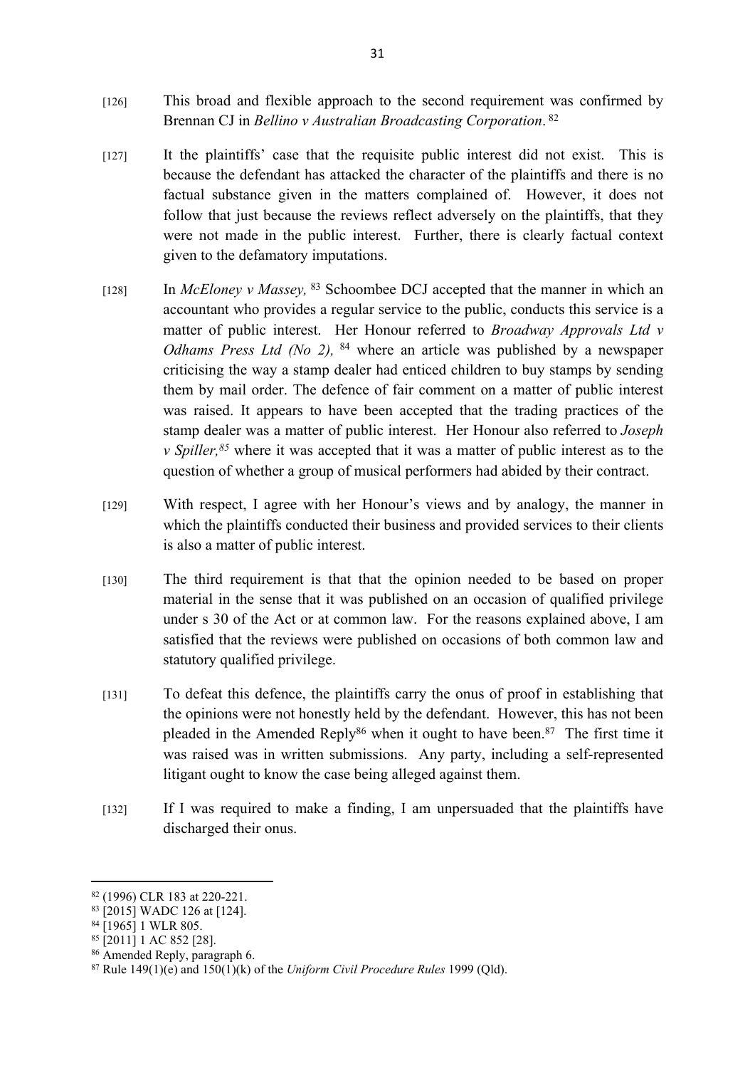[126] This broad and flexible approach to the second requirement was confirmed by Brennan CJ in *Bellino v Australian Broadcasting Corporation*.[82]

[127] It the plaintiffs' case that the requisite public interest did not exist. This is because the defendant has attacked the character of the plaintiffs and there is no factual substance given in the matters complained of. However, it does not follow that just because the reviews reflect adversely on the plaintiffs, that they were not made in the public interest. Further, there is clearly factual context given to the defamatory imputations.

[128] In *McEloney v Massey,*[83] Schoombee DCJ accepted that the manner in which an accountant who provides a regular service to the public, conducts this service is a matter of public interest. Her Honour referred to *Broadway Approvals Ltd v Odhams Press Ltd (No 2),*[84] where an article was published by a newspaper criticising the way a stamp dealer had enticed children to buy stamps by sending them by mail order. The defence of fair comment on a matter of public interest was raised. It appears to have been accepted that the trading practices of the stamp dealer was a matter of public interest. Her Honour also referred to *Joseph v Spiller,*[85] where it was accepted that it was a matter of public interest as to the question of whether a group of musical performers had abided by their contract.

[129] With respect, I agree with her Honour's views and by analogy, the manner in which the plaintiffs conducted their business and provided services to their clients is also a matter of public interest.

[130] The third requirement is that that the opinion needed to be based on proper material in the sense that it was published on an occasion of qualified privilege under s 30 of the Act or at common law. For the reasons explained above, I am satisfied that the reviews were published on occasions of both common law and statutory qualified privilege.

[131] To defeat this defence, the plaintiffs carry the onus of proof in establishing that the opinions were not honestly held by the defendant. However, this has not been pleaded in the Amended Reply[86] when it ought to have been.[87] The first time it was raised was in written submissions. Any party, including a self-represented litigant ought to know the case being alleged against them.

[132] If I was required to make a finding, I am unpersuaded that the plaintiffs have discharged their onus.

---

[82] (1996) CLR 183 at 220-221.

[83] [2015] WADC 126 at [124].

[84] [1965] 1 WLR 805.

[85] [2011] 1 AC 852 [28].

[86] Amended Reply, paragraph 6.

[87] Rule 149(1)(e) and 150(1)(k) of the *Uniform Civil Procedure Rules* 1999 (Qld).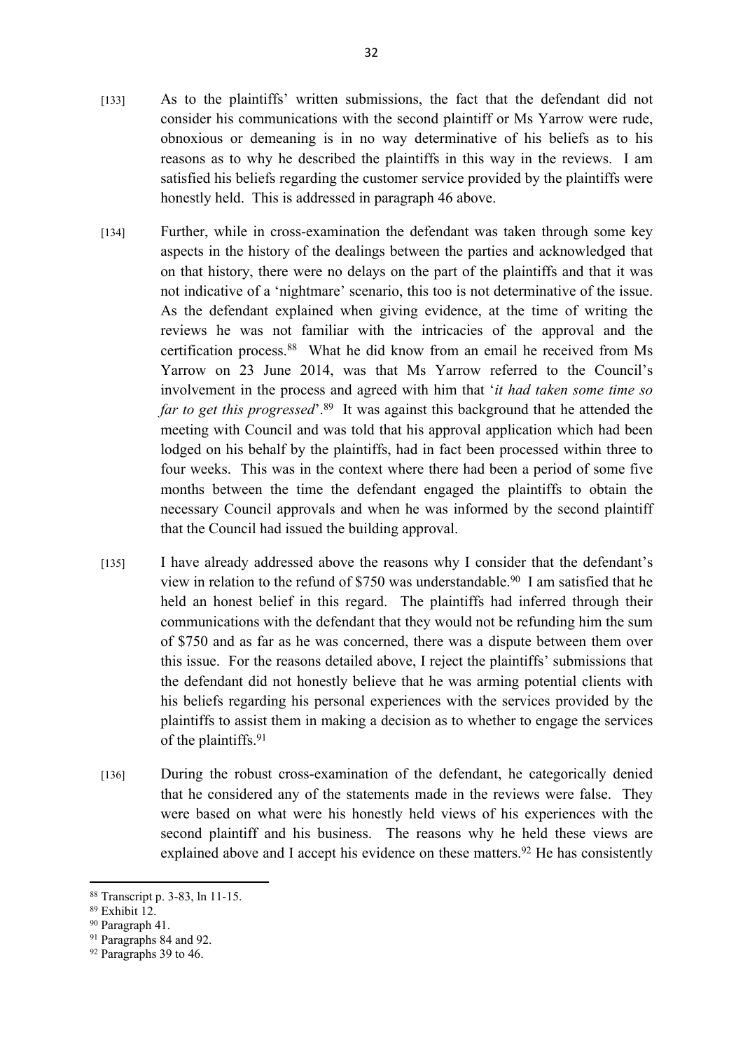[133] As to the plaintiffs' written submissions, the fact that the defendant did not consider his communications with the second plaintiff or Ms Yarrow were rude, obnoxious or demeaning is in no way determinative of his beliefs as to his reasons as to why he described the plaintiffs in this way in the reviews. I am satisfied his beliefs regarding the customer service provided by the plaintiffs were honestly held. This is addressed in paragraph 46 above.

[134] Further, while in cross-examination the defendant was taken through some key aspects in the history of the dealings between the parties and acknowledged that on that history, there were no delays on the part of the plaintiffs and that it was not indicative of a 'nightmare' scenario, this too is not determinative of the issue. As the defendant explained when giving evidence, at the time of writing the reviews he was not familiar with the intricacies of the approval and the certification process.[88] What he did know from an email he received from Ms Yarrow on 23 June 2014, was that Ms Yarrow referred to the Council's involvement in the process and agreed with him that '*it had taken some time so far to get this progressed*'.[89] It was against this background that he attended the meeting with Council and was told that his approval application which had been lodged on his behalf by the plaintiffs, had in fact been processed within three to four weeks. This was in the context where there had been a period of some five months between the time the defendant engaged the plaintiffs to obtain the necessary Council approvals and when he was informed by the second plaintiff that the Council had issued the building approval.

[135] I have already addressed above the reasons why I consider that the defendant's view in relation to the refund of $750 was understandable.[90] I am satisfied that he held an honest belief in this regard. The plaintiffs had inferred through their communications with the defendant that they would not be refunding him the sum of $750 and as far as he was concerned, there was a dispute between them over this issue. For the reasons detailed above, I reject the plaintiffs' submissions that the defendant did not honestly believe that he was arming potential clients with his beliefs regarding his personal experiences with the services provided by the plaintiffs to assist them in making a decision as to whether to engage the services of the plaintiffs.[91]

[136] During the robust cross-examination of the defendant, he categorically denied that he considered any of the statements made in the reviews were false. They were based on what were his honestly held views of his experiences with the second plaintiff and his business. The reasons why he held these views are explained above and I accept his evidence on these matters.[92] He has consistently

---

[88] Transcript p. 3-83, ln 11-15.

[89] Exhibit 12.

[90] Paragraph 41.

[91] Paragraphs 84 and 92.

[92] Paragraphs 39 to 46.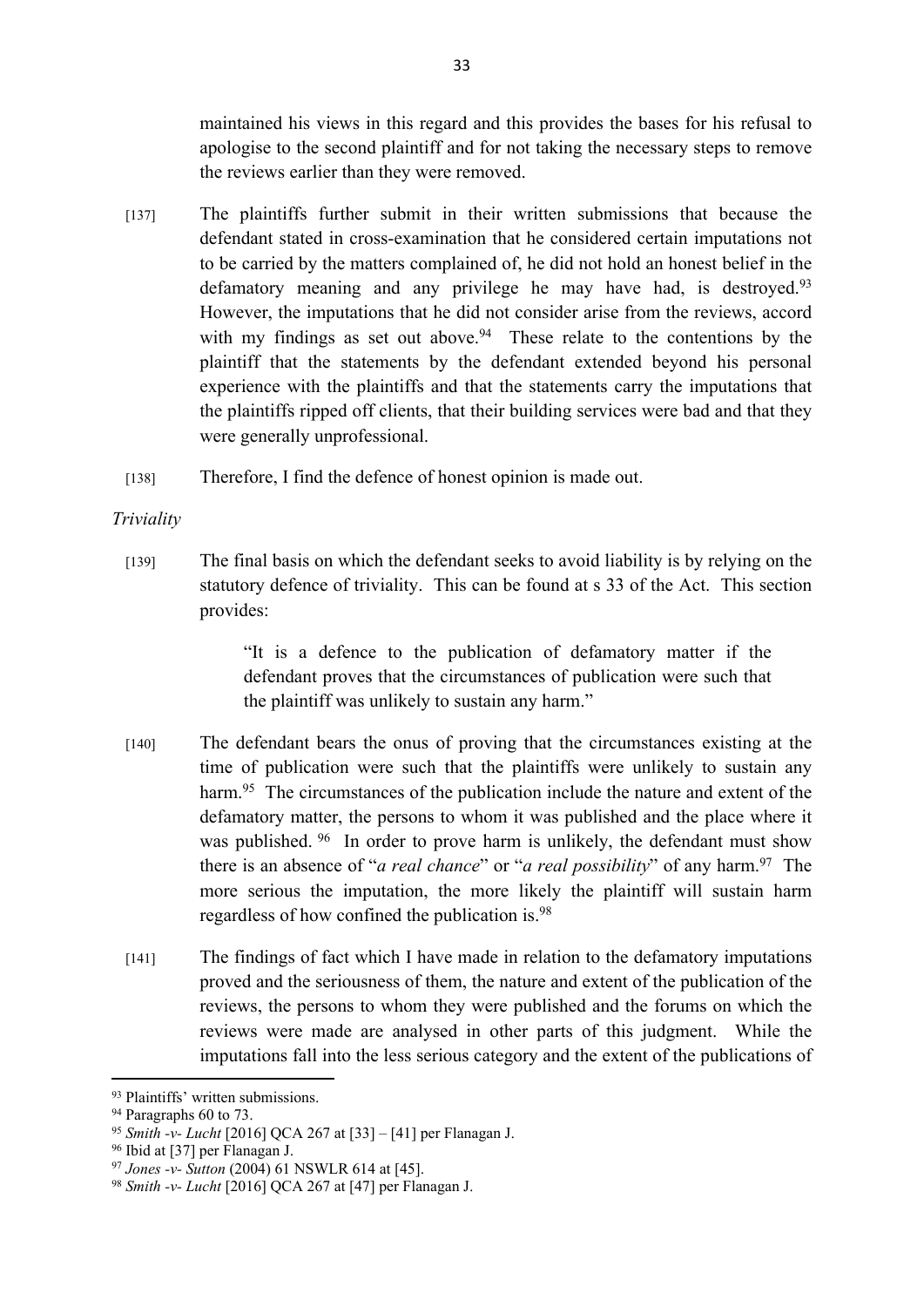maintained his views in this regard and this provides the bases for his refusal to apologise to the second plaintiff and for not taking the necessary steps to remove the reviews earlier than they were removed.

[137] The plaintiffs further submit in their written submissions that because the defendant stated in cross-examination that he considered certain imputations not to be carried by the matters complained of, he did not hold an honest belief in the defamatory meaning and any privilege he may have had, is destroyed.[93] However, the imputations that he did not consider arise from the reviews, accord with my findings as set out above.[94] These relate to the contentions by the plaintiff that the statements by the defendant extended beyond his personal experience with the plaintiffs and that the statements carry the imputations that the plaintiffs ripped off clients, that their building services were bad and that they were generally unprofessional.

[138] Therefore, I find the defence of honest opinion is made out.

*Triviality*

[139] The final basis on which the defendant seeks to avoid liability is by relying on the statutory defence of triviality. This can be found at s 33 of the Act. This section provides:

> "It is a defence to the publication of defamatory matter if the defendant proves that the circumstances of publication were such that the plaintiff was unlikely to sustain any harm."

[140] The defendant bears the onus of proving that the circumstances existing at the time of publication were such that the plaintiffs were unlikely to sustain any harm.[95] The circumstances of the publication include the nature and extent of the defamatory matter, the persons to whom it was published and the place where it was published.[96] In order to prove harm is unlikely, the defendant must show there is an absence of "*a real chance*" or "*a real possibility*" of any harm.[97] The more serious the imputation, the more likely the plaintiff will sustain harm regardless of how confined the publication is.[98]

[141] The findings of fact which I have made in relation to the defamatory imputations proved and the seriousness of them, the nature and extent of the publication of the reviews, the persons to whom they were published and the forums on which the reviews were made are analysed in other parts of this judgment. While the imputations fall into the less serious category and the extent of the publications of

---

[93] Plaintiffs' written submissions.

[94] Paragraphs 60 to 73.

[95] *Smith -v- Lucht* [2016] QCA 267 at [33] – [41] per Flanagan J.

[96] Ibid at [37] per Flanagan J.

[97] *Jones -v- Sutton* (2004) 61 NSWLR 614 at [45].

[98] *Smith -v- Lucht* [2016] QCA 267 at [47] per Flanagan J.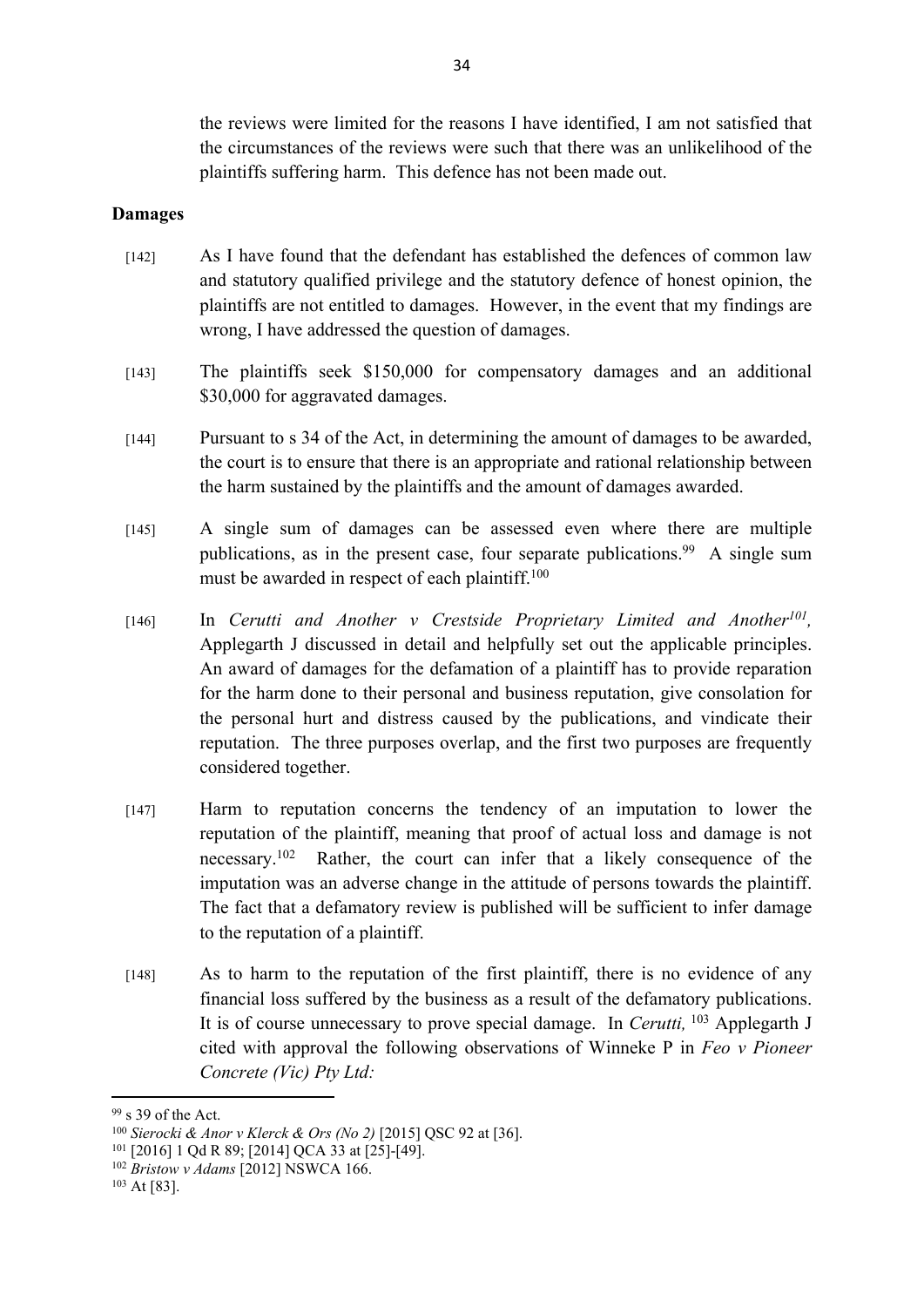the reviews were limited for the reasons I have identified, I am not satisfied that the circumstances of the reviews were such that there was an unlikelihood of the plaintiffs suffering harm. This defence has not been made out.

**Damages**

[142] As I have found that the defendant has established the defences of common law and statutory qualified privilege and the statutory defence of honest opinion, the plaintiffs are not entitled to damages. However, in the event that my findings are wrong, I have addressed the question of damages.

[143] The plaintiffs seek $150,000 for compensatory damages and an additional $30,000 for aggravated damages.

[144] Pursuant to s 34 of the Act, in determining the amount of damages to be awarded, the court is to ensure that there is an appropriate and rational relationship between the harm sustained by the plaintiffs and the amount of damages awarded.

[145] A single sum of damages can be assessed even where there are multiple publications, as in the present case, four separate publications.[99] A single sum must be awarded in respect of each plaintiff.[100]

[146] In *Cerutti and Another v Crestside Proprietary Limited and Another*[101], Applegarth J discussed in detail and helpfully set out the applicable principles. An award of damages for the defamation of a plaintiff has to provide reparation for the harm done to their personal and business reputation, give consolation for the personal hurt and distress caused by the publications, and vindicate their reputation. The three purposes overlap, and the first two purposes are frequently considered together.

[147] Harm to reputation concerns the tendency of an imputation to lower the reputation of the plaintiff, meaning that proof of actual loss and damage is not necessary.[102] Rather, the court can infer that a likely consequence of the imputation was an adverse change in the attitude of persons towards the plaintiff. The fact that a defamatory review is published will be sufficient to infer damage to the reputation of a plaintiff.

[148] As to harm to the reputation of the first plaintiff, there is no evidence of any financial loss suffered by the business as a result of the defamatory publications. It is of course unnecessary to prove special damage. In *Cerutti,* [103] Applegarth J cited with approval the following observations of Winneke P in *Feo v Pioneer Concrete (Vic) Pty Ltd:*

---

[99] s 39 of the Act.

[100] *Sierocki & Anor v Klerck & Ors (No 2)* [2015] QSC 92 at [36].

[101] [2016] 1 Qd R 89; [2014] QCA 33 at [25]-[49].

[102] *Bristow v Adams* [2012] NSWCA 166.

[103] At [83].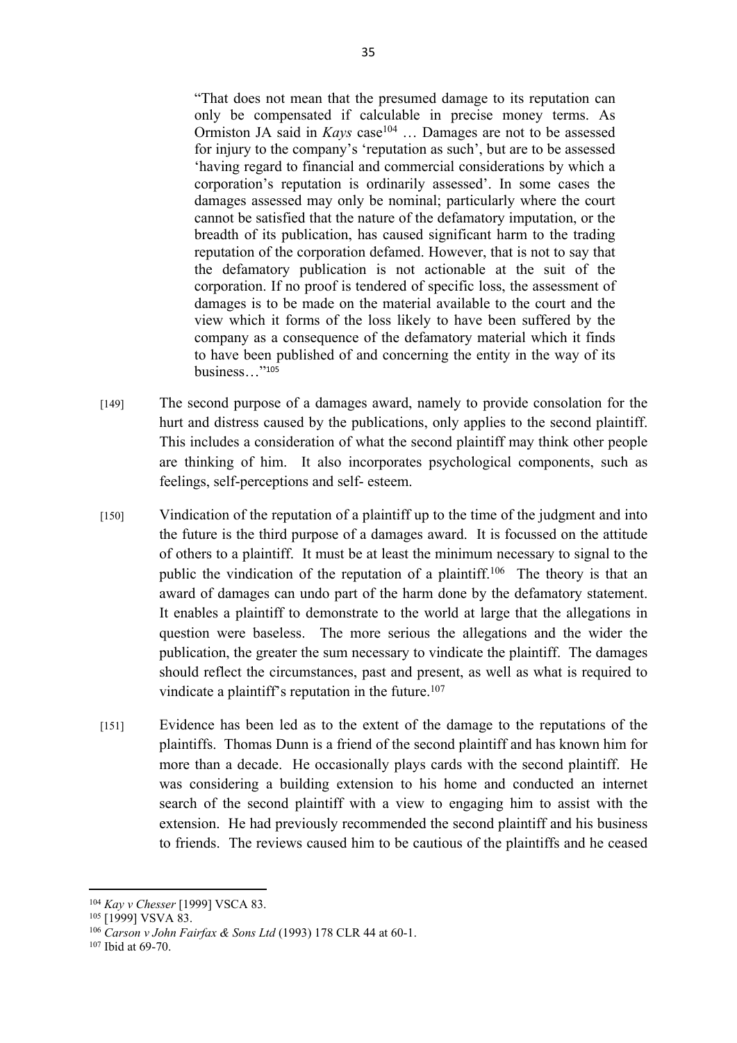> "That does not mean that the presumed damage to its reputation can only be compensated if calculable in precise money terms. As Ormiston JA said in *Kays* case[104] … Damages are not to be assessed for injury to the company's 'reputation as such', but are to be assessed 'having regard to financial and commercial considerations by which a corporation's reputation is ordinarily assessed'. In some cases the damages assessed may only be nominal; particularly where the court cannot be satisfied that the nature of the defamatory imputation, or the breadth of its publication, has caused significant harm to the trading reputation of the corporation defamed. However, that is not to say that the defamatory publication is not actionable at the suit of the corporation. If no proof is tendered of specific loss, the assessment of damages is to be made on the material available to the court and the view which it forms of the loss likely to have been suffered by the company as a consequence of the defamatory material which it finds to have been published of and concerning the entity in the way of its business…"[105]

[149] The second purpose of a damages award, namely to provide consolation for the hurt and distress caused by the publications, only applies to the second plaintiff. This includes a consideration of what the second plaintiff may think other people are thinking of him. It also incorporates psychological components, such as feelings, self-perceptions and self- esteem.

[150] Vindication of the reputation of a plaintiff up to the time of the judgment and into the future is the third purpose of a damages award. It is focussed on the attitude of others to a plaintiff. It must be at least the minimum necessary to signal to the public the vindication of the reputation of a plaintiff.[106] The theory is that an award of damages can undo part of the harm done by the defamatory statement. It enables a plaintiff to demonstrate to the world at large that the allegations in question were baseless. The more serious the allegations and the wider the publication, the greater the sum necessary to vindicate the plaintiff. The damages should reflect the circumstances, past and present, as well as what is required to vindicate a plaintiff's reputation in the future.[107]

[151] Evidence has been led as to the extent of the damage to the reputations of the plaintiffs. Thomas Dunn is a friend of the second plaintiff and has known him for more than a decade. He occasionally plays cards with the second plaintiff. He was considering a building extension to his home and conducted an internet search of the second plaintiff with a view to engaging him to assist with the extension. He had previously recommended the second plaintiff and his business to friends. The reviews caused him to be cautious of the plaintiffs and he ceased

---

[104] *Kay v Chesser* [1999] VSCA 83.

[105] [1999] VSVA 83.

[106] *Carson v John Fairfax & Sons Ltd* (1993) 178 CLR 44 at 60-1.

[107] Ibid at 69-70.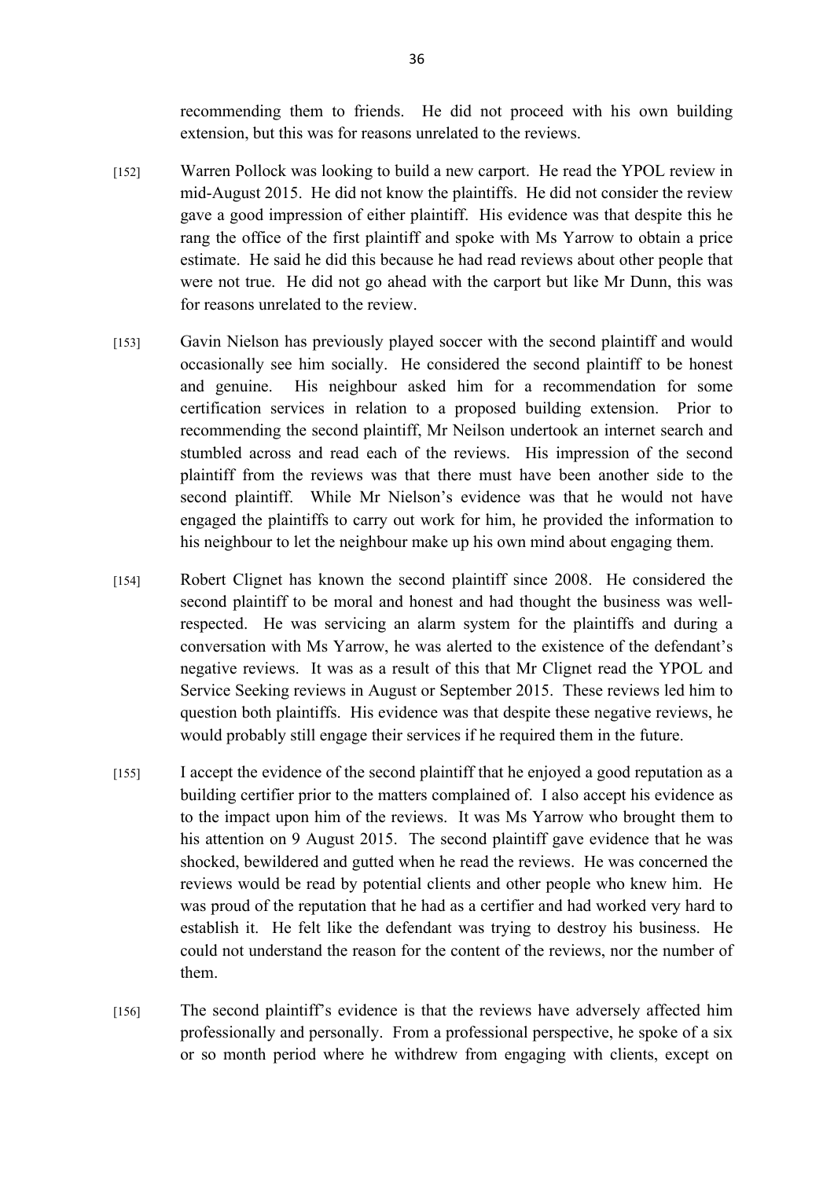recommending them to friends. He did not proceed with his own building extension, but this was for reasons unrelated to the reviews.

[152] Warren Pollock was looking to build a new carport. He read the YPOL review in mid-August 2015. He did not know the plaintiffs. He did not consider the review gave a good impression of either plaintiff. His evidence was that despite this he rang the office of the first plaintiff and spoke with Ms Yarrow to obtain a price estimate. He said he did this because he had read reviews about other people that were not true. He did not go ahead with the carport but like Mr Dunn, this was for reasons unrelated to the review.

[153] Gavin Nielson has previously played soccer with the second plaintiff and would occasionally see him socially. He considered the second plaintiff to be honest and genuine. His neighbour asked him for a recommendation for some certification services in relation to a proposed building extension. Prior to recommending the second plaintiff, Mr Neilson undertook an internet search and stumbled across and read each of the reviews. His impression of the second plaintiff from the reviews was that there must have been another side to the second plaintiff. While Mr Nielson's evidence was that he would not have engaged the plaintiffs to carry out work for him, he provided the information to his neighbour to let the neighbour make up his own mind about engaging them.

[154] Robert Clignet has known the second plaintiff since 2008. He considered the second plaintiff to be moral and honest and had thought the business was well-respected. He was servicing an alarm system for the plaintiffs and during a conversation with Ms Yarrow, he was alerted to the existence of the defendant's negative reviews. It was as a result of this that Mr Clignet read the YPOL and Service Seeking reviews in August or September 2015. These reviews led him to question both plaintiffs. His evidence was that despite these negative reviews, he would probably still engage their services if he required them in the future.

[155] I accept the evidence of the second plaintiff that he enjoyed a good reputation as a building certifier prior to the matters complained of. I also accept his evidence as to the impact upon him of the reviews. It was Ms Yarrow who brought them to his attention on 9 August 2015. The second plaintiff gave evidence that he was shocked, bewildered and gutted when he read the reviews. He was concerned the reviews would be read by potential clients and other people who knew him. He was proud of the reputation that he had as a certifier and had worked very hard to establish it. He felt like the defendant was trying to destroy his business. He could not understand the reason for the content of the reviews, nor the number of them.

[156] The second plaintiff's evidence is that the reviews have adversely affected him professionally and personally. From a professional perspective, he spoke of a six or so month period where he withdrew from engaging with clients, except on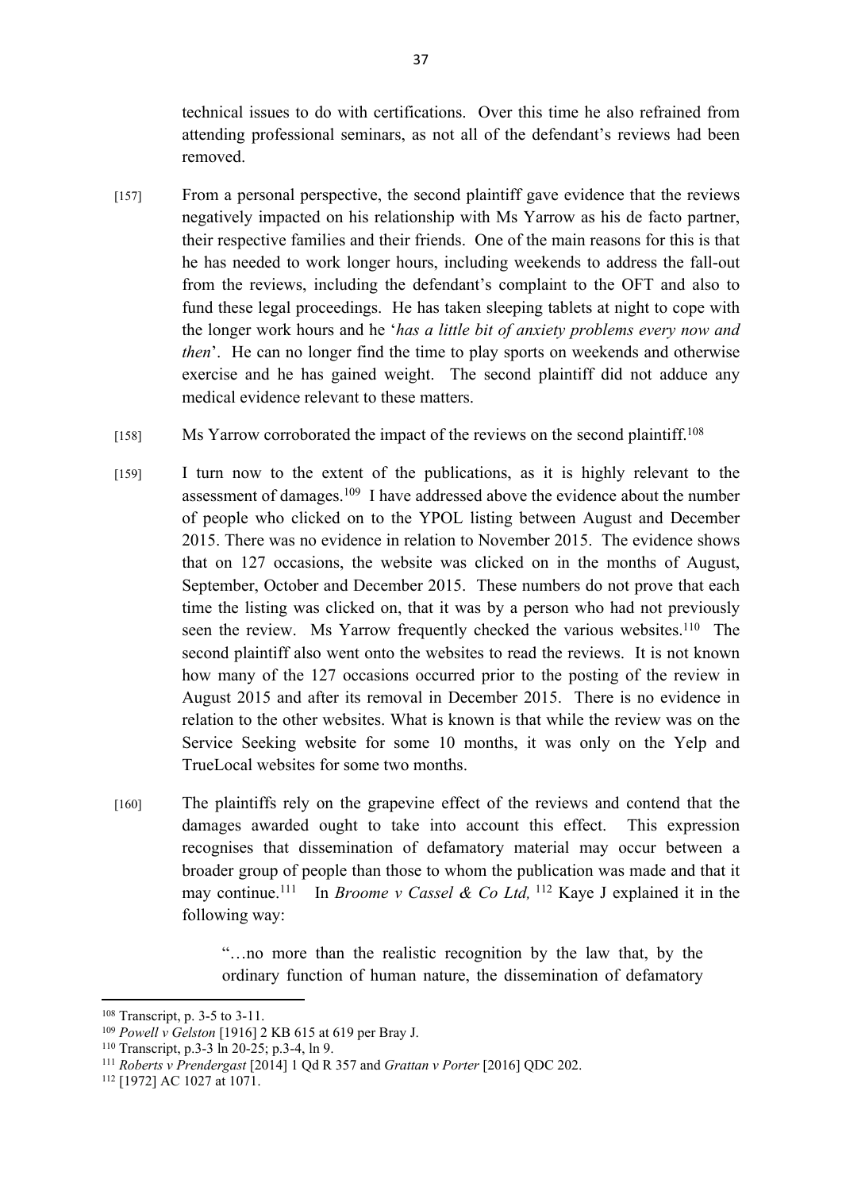technical issues to do with certifications. Over this time he also refrained from attending professional seminars, as not all of the defendant's reviews had been removed.

[157] From a personal perspective, the second plaintiff gave evidence that the reviews negatively impacted on his relationship with Ms Yarrow as his de facto partner, their respective families and their friends. One of the main reasons for this is that he has needed to work longer hours, including weekends to address the fall-out from the reviews, including the defendant's complaint to the OFT and also to fund these legal proceedings. He has taken sleeping tablets at night to cope with the longer work hours and he '*has a little bit of anxiety problems every now and then*'. He can no longer find the time to play sports on weekends and otherwise exercise and he has gained weight. The second plaintiff did not adduce any medical evidence relevant to these matters.

[158] Ms Yarrow corroborated the impact of the reviews on the second plaintiff.[108]

[159] I turn now to the extent of the publications, as it is highly relevant to the assessment of damages.[109] I have addressed above the evidence about the number of people who clicked on to the YPOL listing between August and December 2015. There was no evidence in relation to November 2015. The evidence shows that on 127 occasions, the website was clicked on in the months of August, September, October and December 2015. These numbers do not prove that each time the listing was clicked on, that it was by a person who had not previously seen the review. Ms Yarrow frequently checked the various websites.[110] The second plaintiff also went onto the websites to read the reviews. It is not known how many of the 127 occasions occurred prior to the posting of the review in August 2015 and after its removal in December 2015. There is no evidence in relation to the other websites. What is known is that while the review was on the Service Seeking website for some 10 months, it was only on the Yelp and TrueLocal websites for some two months.

[160] The plaintiffs rely on the grapevine effect of the reviews and contend that the damages awarded ought to take into account this effect. This expression recognises that dissemination of defamatory material may occur between a broader group of people than those to whom the publication was made and that it may continue.[111] In *Broome v Cassel & Co Ltd,*[112] Kaye J explained it in the following way:

> "…no more than the realistic recognition by the law that, by the ordinary function of human nature, the dissemination of defamatory

---

[108] Transcript, p. 3-5 to 3-11.

[109] *Powell v Gelston* [1916] 2 KB 615 at 619 per Bray J.

[110] Transcript, p.3-3 ln 20-25; p.3-4, ln 9.

[111] *Roberts v Prendergast* [2014] 1 Qd R 357 and *Grattan v Porter* [2016] QDC 202.

[112] [1972] AC 1027 at 1071.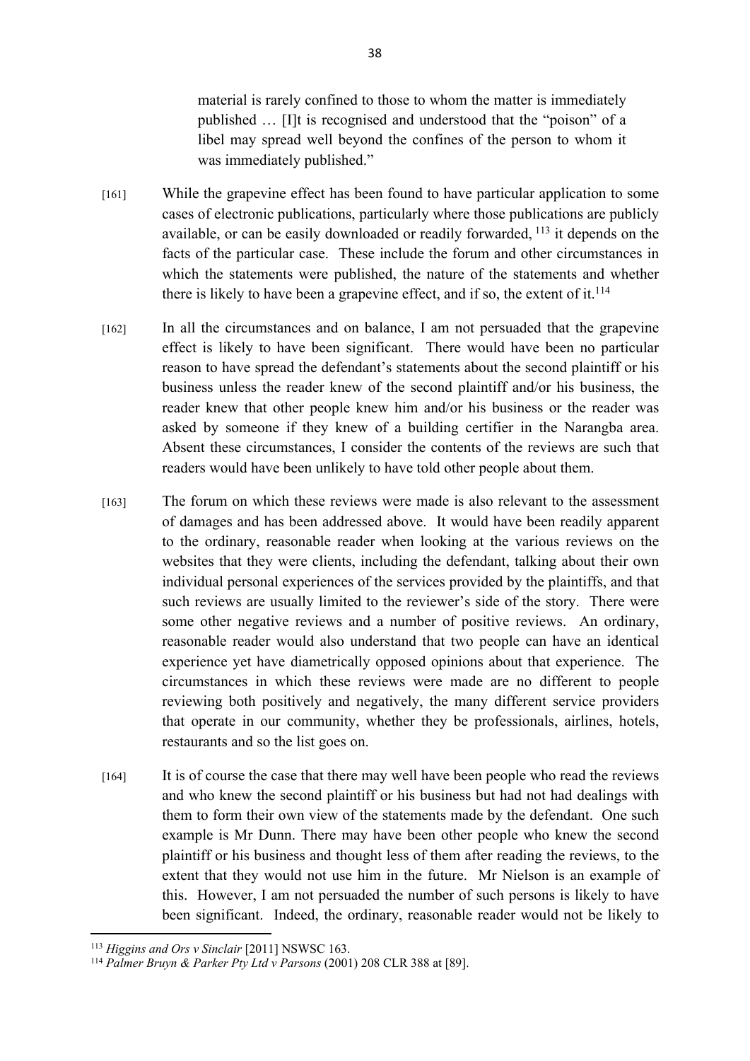> material is rarely confined to those to whom the matter is immediately published … [I]t is recognised and understood that the "poison" of a libel may spread well beyond the confines of the person to whom it was immediately published."

[161] While the grapevine effect has been found to have particular application to some cases of electronic publications, particularly where those publications are publicly available, or can be easily downloaded or readily forwarded, [113] it depends on the facts of the particular case. These include the forum and other circumstances in which the statements were published, the nature of the statements and whether there is likely to have been a grapevine effect, and if so, the extent of it.[114]

[162] In all the circumstances and on balance, I am not persuaded that the grapevine effect is likely to have been significant. There would have been no particular reason to have spread the defendant's statements about the second plaintiff or his business unless the reader knew of the second plaintiff and/or his business, the reader knew that other people knew him and/or his business or the reader was asked by someone if they knew of a building certifier in the Narangba area. Absent these circumstances, I consider the contents of the reviews are such that readers would have been unlikely to have told other people about them.

[163] The forum on which these reviews were made is also relevant to the assessment of damages and has been addressed above. It would have been readily apparent to the ordinary, reasonable reader when looking at the various reviews on the websites that they were clients, including the defendant, talking about their own individual personal experiences of the services provided by the plaintiffs, and that such reviews are usually limited to the reviewer's side of the story. There were some other negative reviews and a number of positive reviews. An ordinary, reasonable reader would also understand that two people can have an identical experience yet have diametrically opposed opinions about that experience. The circumstances in which these reviews were made are no different to people reviewing both positively and negatively, the many different service providers that operate in our community, whether they be professionals, airlines, hotels, restaurants and so the list goes on.

[164] It is of course the case that there may well have been people who read the reviews and who knew the second plaintiff or his business but had not had dealings with them to form their own view of the statements made by the defendant. One such example is Mr Dunn. There may have been other people who knew the second plaintiff or his business and thought less of them after reading the reviews, to the extent that they would not use him in the future. Mr Nielson is an example of this. However, I am not persuaded the number of such persons is likely to have been significant. Indeed, the ordinary, reasonable reader would not be likely to

---

[113] *Higgins and Ors v Sinclair* [2011] NSWSC 163.

[114] *Palmer Bruyn & Parker Pty Ltd v Parsons* (2001) 208 CLR 388 at [89].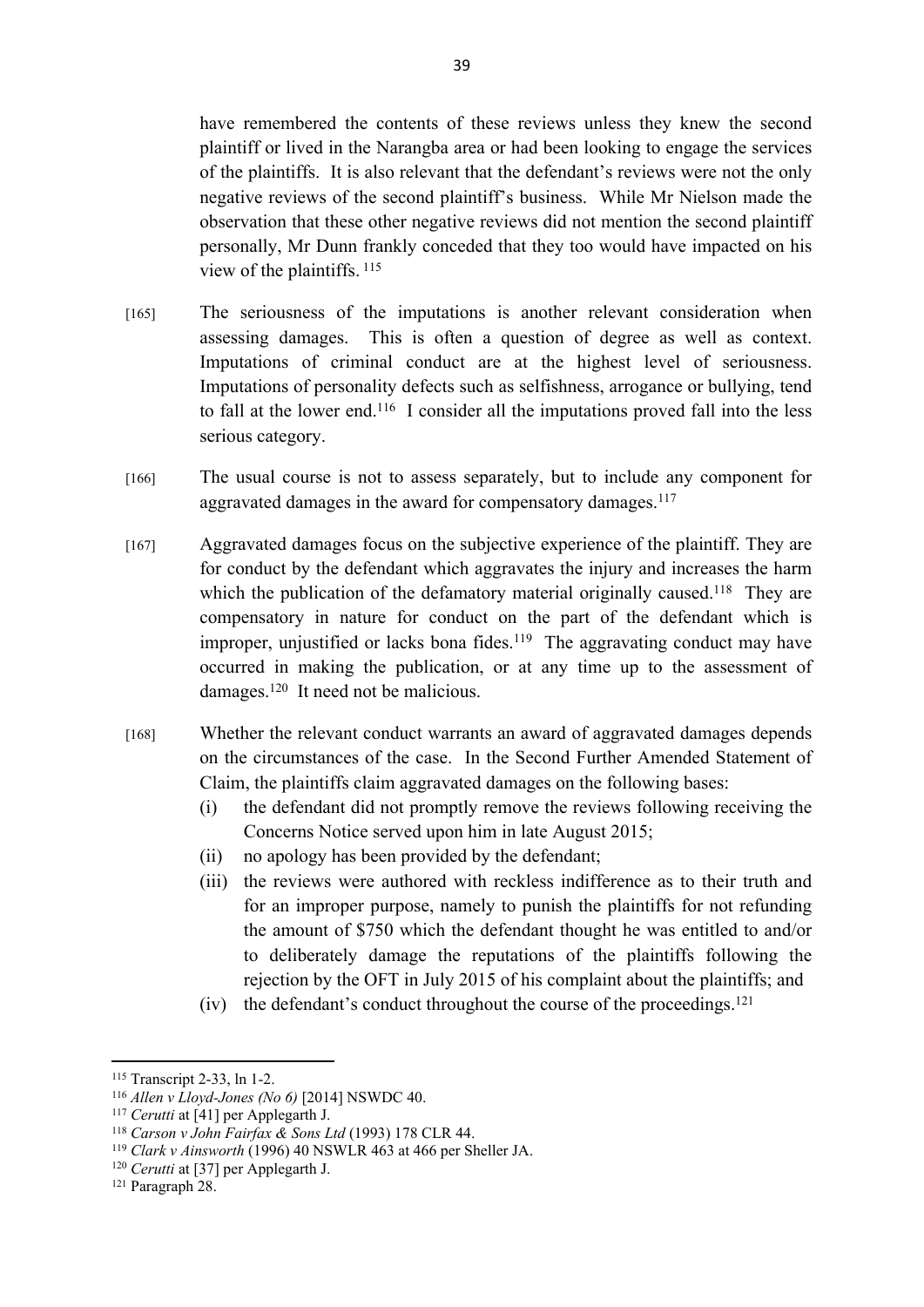have remembered the contents of these reviews unless they knew the second plaintiff or lived in the Narangba area or had been looking to engage the services of the plaintiffs. It is also relevant that the defendant's reviews were not the only negative reviews of the second plaintiff's business. While Mr Nielson made the observation that these other negative reviews did not mention the second plaintiff personally, Mr Dunn frankly conceded that they too would have impacted on his view of the plaintiffs.[115]

[165] The seriousness of the imputations is another relevant consideration when assessing damages. This is often a question of degree as well as context. Imputations of criminal conduct are at the highest level of seriousness. Imputations of personality defects such as selfishness, arrogance or bullying, tend to fall at the lower end.[116] I consider all the imputations proved fall into the less serious category.

[166] The usual course is not to assess separately, but to include any component for aggravated damages in the award for compensatory damages.[117]

[167] Aggravated damages focus on the subjective experience of the plaintiff. They are for conduct by the defendant which aggravates the injury and increases the harm which the publication of the defamatory material originally caused.[118] They are compensatory in nature for conduct on the part of the defendant which is improper, unjustified or lacks bona fides.[119] The aggravating conduct may have occurred in making the publication, or at any time up to the assessment of damages.[120] It need not be malicious.

[168] Whether the relevant conduct warrants an award of aggravated damages depends on the circumstances of the case. In the Second Further Amended Statement of Claim, the plaintiffs claim aggravated damages on the following bases:

(i) the defendant did not promptly remove the reviews following receiving the Concerns Notice served upon him in late August 2015;

(ii) no apology has been provided by the defendant;

(iii) the reviews were authored with reckless indifference as to their truth and for an improper purpose, namely to punish the plaintiffs for not refunding the amount of $750 which the defendant thought he was entitled to and/or to deliberately damage the reputations of the plaintiffs following the rejection by the OFT in July 2015 of his complaint about the plaintiffs; and

(iv) the defendant's conduct throughout the course of the proceedings.[121]

---

[115] Transcript 2-33, ln 1-2.

[116] *Allen v Lloyd-Jones (No 6)* [2014] NSWDC 40.

[117] *Cerutti* at [41] per Applegarth J.

[118] *Carson v John Fairfax & Sons Ltd* (1993) 178 CLR 44.

[119] *Clark v Ainsworth* (1996) 40 NSWLR 463 at 466 per Sheller JA.

[120] *Cerutti* at [37] per Applegarth J.

[121] Paragraph 28.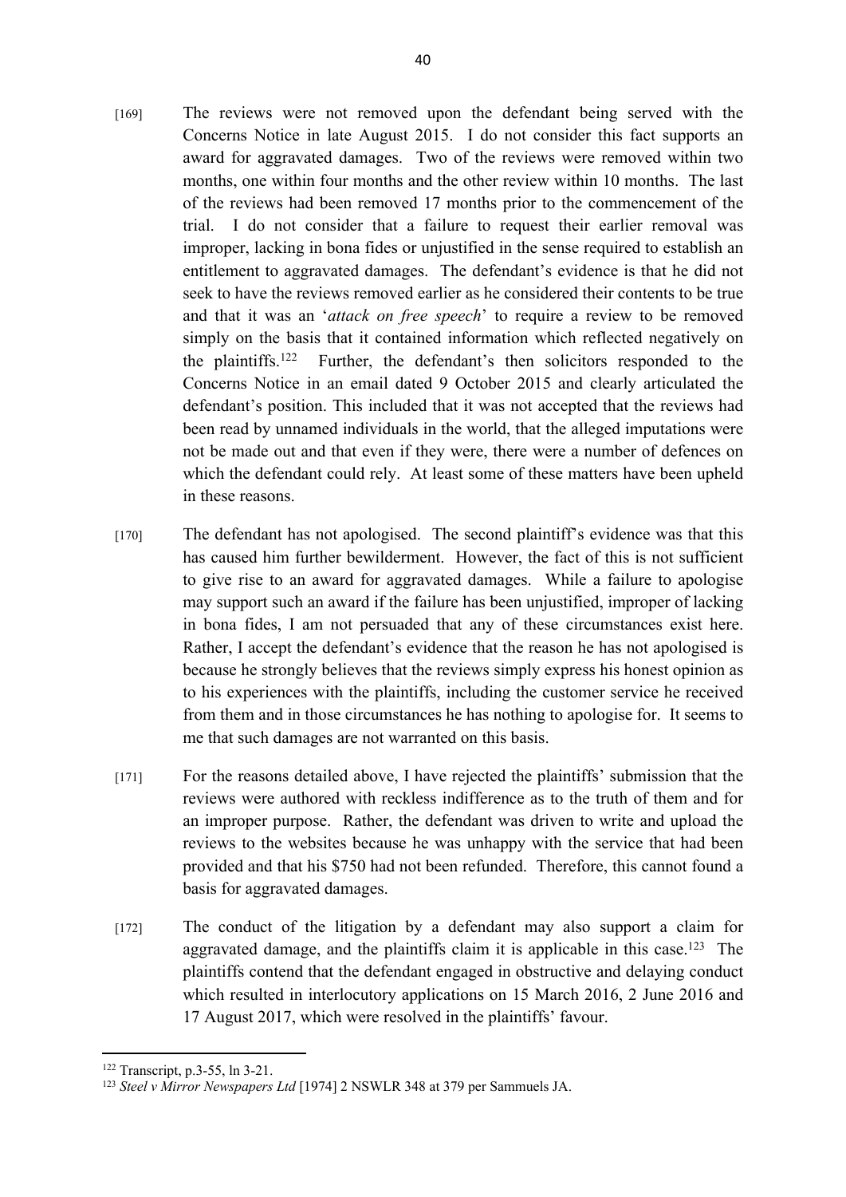[169] The reviews were not removed upon the defendant being served with the Concerns Notice in late August 2015. I do not consider this fact supports an award for aggravated damages. Two of the reviews were removed within two months, one within four months and the other review within 10 months. The last of the reviews had been removed 17 months prior to the commencement of the trial. I do not consider that a failure to request their earlier removal was improper, lacking in bona fides or unjustified in the sense required to establish an entitlement to aggravated damages. The defendant's evidence is that he did not seek to have the reviews removed earlier as he considered their contents to be true and that it was an '*attack on free speech*' to require a review to be removed simply on the basis that it contained information which reflected negatively on the plaintiffs.[122] Further, the defendant's then solicitors responded to the Concerns Notice in an email dated 9 October 2015 and clearly articulated the defendant's position. This included that it was not accepted that the reviews had been read by unnamed individuals in the world, that the alleged imputations were not be made out and that even if they were, there were a number of defences on which the defendant could rely. At least some of these matters have been upheld in these reasons.

[170] The defendant has not apologised. The second plaintiff's evidence was that this has caused him further bewilderment. However, the fact of this is not sufficient to give rise to an award for aggravated damages. While a failure to apologise may support such an award if the failure has been unjustified, improper of lacking in bona fides, I am not persuaded that any of these circumstances exist here. Rather, I accept the defendant's evidence that the reason he has not apologised is because he strongly believes that the reviews simply express his honest opinion as to his experiences with the plaintiffs, including the customer service he received from them and in those circumstances he has nothing to apologise for. It seems to me that such damages are not warranted on this basis.

[171] For the reasons detailed above, I have rejected the plaintiffs' submission that the reviews were authored with reckless indifference as to the truth of them and for an improper purpose. Rather, the defendant was driven to write and upload the reviews to the websites because he was unhappy with the service that had been provided and that his $750 had not been refunded. Therefore, this cannot found a basis for aggravated damages.

[172] The conduct of the litigation by a defendant may also support a claim for aggravated damage, and the plaintiffs claim it is applicable in this case.[123] The plaintiffs contend that the defendant engaged in obstructive and delaying conduct which resulted in interlocutory applications on 15 March 2016, 2 June 2016 and 17 August 2017, which were resolved in the plaintiffs' favour.

---

[122] Transcript, p.3-55, ln 3-21.

[123] *Steel v Mirror Newspapers Ltd* [1974] 2 NSWLR 348 at 379 per Sammuels JA.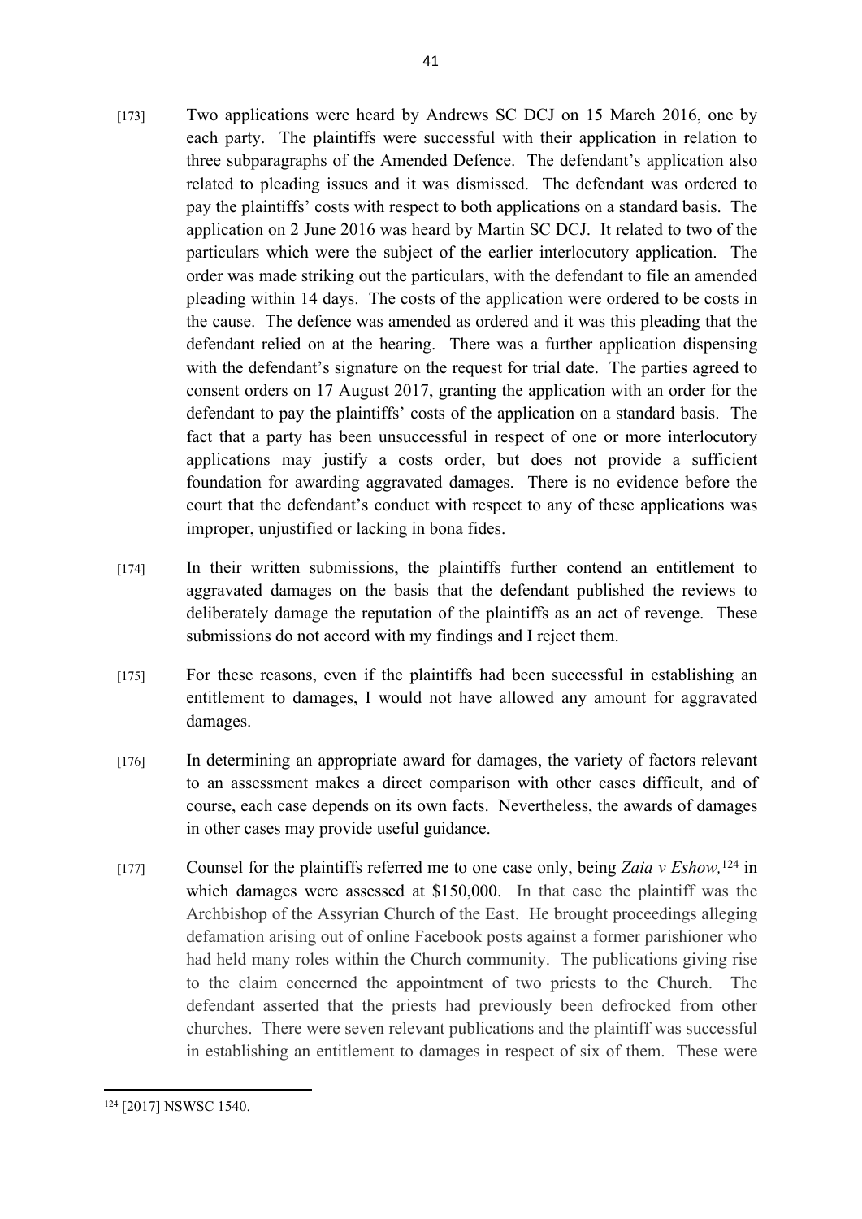[173] Two applications were heard by Andrews SC DCJ on 15 March 2016, one by each party. The plaintiffs were successful with their application in relation to three subparagraphs of the Amended Defence. The defendant's application also related to pleading issues and it was dismissed. The defendant was ordered to pay the plaintiffs' costs with respect to both applications on a standard basis. The application on 2 June 2016 was heard by Martin SC DCJ. It related to two of the particulars which were the subject of the earlier interlocutory application. The order was made striking out the particulars, with the defendant to file an amended pleading within 14 days. The costs of the application were ordered to be costs in the cause. The defence was amended as ordered and it was this pleading that the defendant relied on at the hearing. There was a further application dispensing with the defendant's signature on the request for trial date. The parties agreed to consent orders on 17 August 2017, granting the application with an order for the defendant to pay the plaintiffs' costs of the application on a standard basis. The fact that a party has been unsuccessful in respect of one or more interlocutory applications may justify a costs order, but does not provide a sufficient foundation for awarding aggravated damages. There is no evidence before the court that the defendant's conduct with respect to any of these applications was improper, unjustified or lacking in bona fides.

[174] In their written submissions, the plaintiffs further contend an entitlement to aggravated damages on the basis that the defendant published the reviews to deliberately damage the reputation of the plaintiffs as an act of revenge. These submissions do not accord with my findings and I reject them.

[175] For these reasons, even if the plaintiffs had been successful in establishing an entitlement to damages, I would not have allowed any amount for aggravated damages.

[176] In determining an appropriate award for damages, the variety of factors relevant to an assessment makes a direct comparison with other cases difficult, and of course, each case depends on its own facts. Nevertheless, the awards of damages in other cases may provide useful guidance.

[177] Counsel for the plaintiffs referred me to one case only, being *Zaia v Eshow,*[124] in which damages were assessed at $150,000. In that case the plaintiff was the Archbishop of the Assyrian Church of the East. He brought proceedings alleging defamation arising out of online Facebook posts against a former parishioner who had held many roles within the Church community. The publications giving rise to the claim concerned the appointment of two priests to the Church. The defendant asserted that the priests had previously been defrocked from other churches. There were seven relevant publications and the plaintiff was successful in establishing an entitlement to damages in respect of six of them. These were

---

[124] [2017] NSWSC 1540.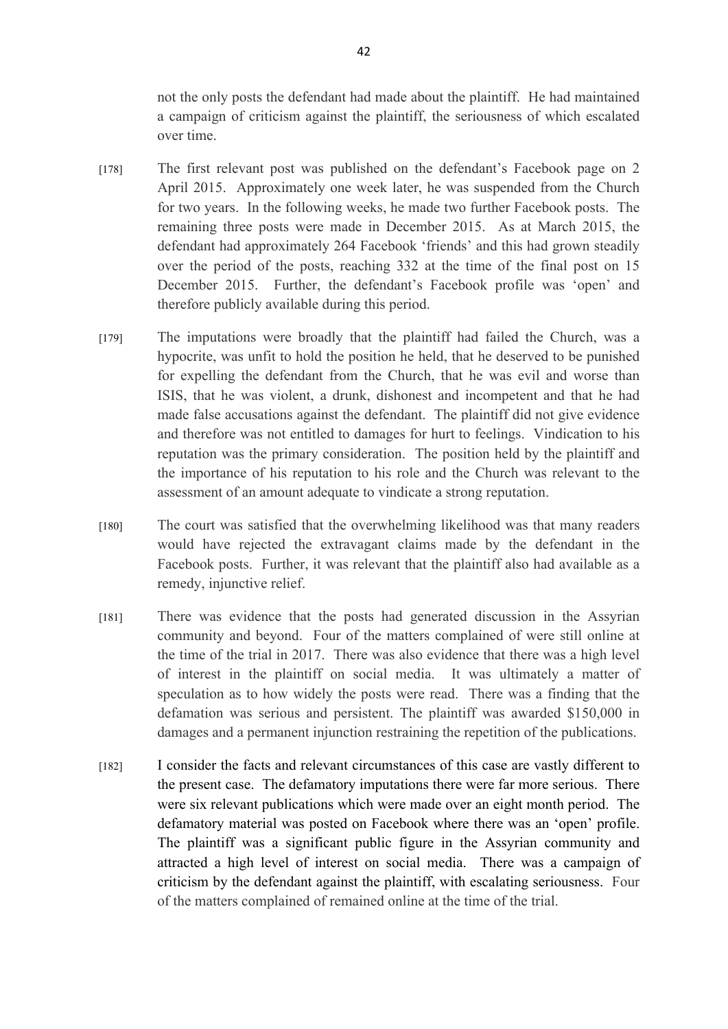not the only posts the defendant had made about the plaintiff. He had maintained a campaign of criticism against the plaintiff, the seriousness of which escalated over time.

[178] The first relevant post was published on the defendant's Facebook page on 2 April 2015. Approximately one week later, he was suspended from the Church for two years. In the following weeks, he made two further Facebook posts. The remaining three posts were made in December 2015. As at March 2015, the defendant had approximately 264 Facebook 'friends' and this had grown steadily over the period of the posts, reaching 332 at the time of the final post on 15 December 2015. Further, the defendant's Facebook profile was 'open' and therefore publicly available during this period.

[179] The imputations were broadly that the plaintiff had failed the Church, was a hypocrite, was unfit to hold the position he held, that he deserved to be punished for expelling the defendant from the Church, that he was evil and worse than ISIS, that he was violent, a drunk, dishonest and incompetent and that he had made false accusations against the defendant. The plaintiff did not give evidence and therefore was not entitled to damages for hurt to feelings. Vindication to his reputation was the primary consideration. The position held by the plaintiff and the importance of his reputation to his role and the Church was relevant to the assessment of an amount adequate to vindicate a strong reputation.

[180] The court was satisfied that the overwhelming likelihood was that many readers would have rejected the extravagant claims made by the defendant in the Facebook posts. Further, it was relevant that the plaintiff also had available as a remedy, injunctive relief.

[181] There was evidence that the posts had generated discussion in the Assyrian community and beyond. Four of the matters complained of were still online at the time of the trial in 2017. There was also evidence that there was a high level of interest in the plaintiff on social media. It was ultimately a matter of speculation as to how widely the posts were read. There was a finding that the defamation was serious and persistent. The plaintiff was awarded $150,000 in damages and a permanent injunction restraining the repetition of the publications.

[182] I consider the facts and relevant circumstances of this case are vastly different to the present case. The defamatory imputations there were far more serious. There were six relevant publications which were made over an eight month period. The defamatory material was posted on Facebook where there was an 'open' profile. The plaintiff was a significant public figure in the Assyrian community and attracted a high level of interest on social media. There was a campaign of criticism by the defendant against the plaintiff, with escalating seriousness. Four of the matters complained of remained online at the time of the trial.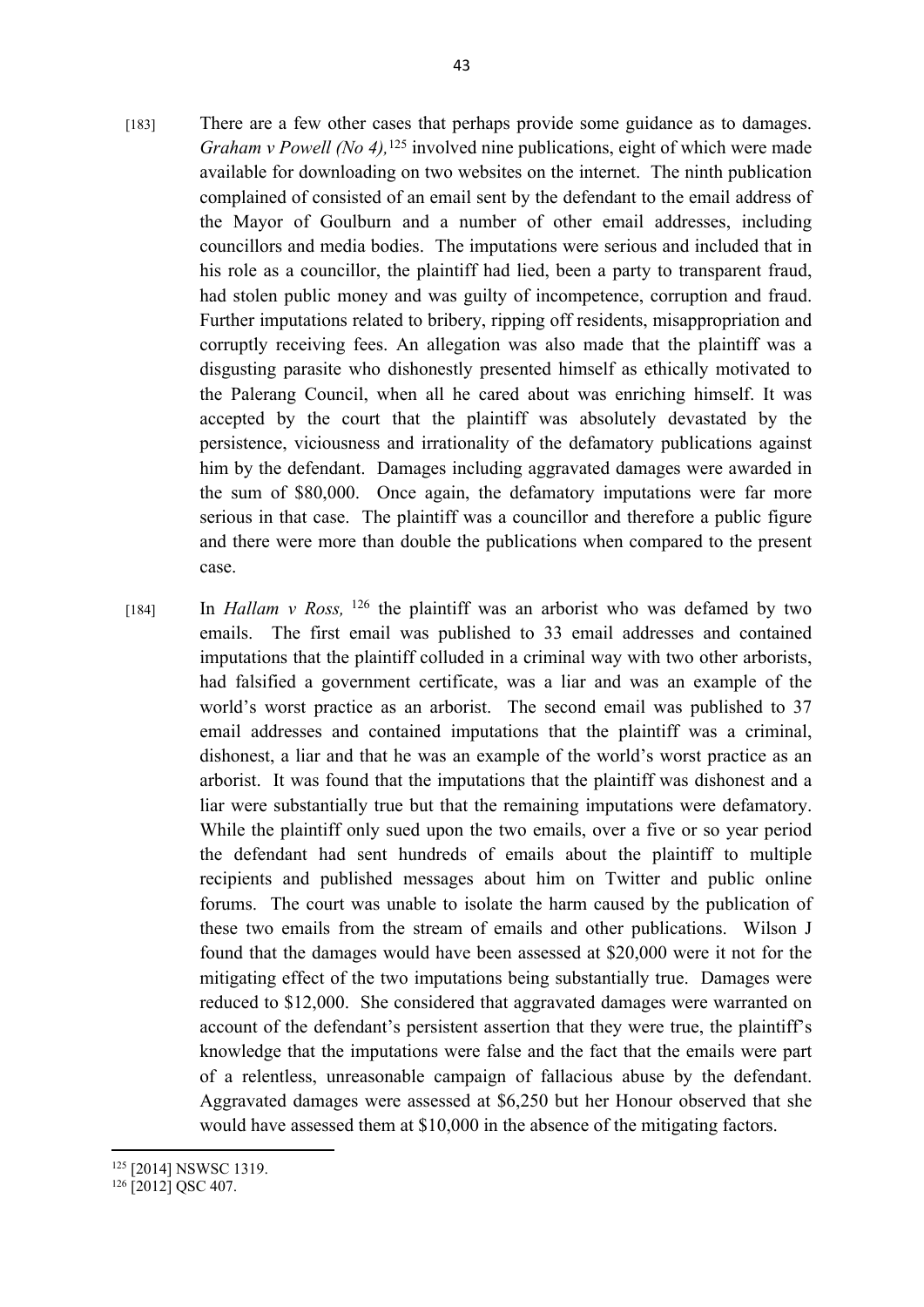[183] There are a few other cases that perhaps provide some guidance as to damages. *Graham v Powell (No 4),*[125] involved nine publications, eight of which were made available for downloading on two websites on the internet. The ninth publication complained of consisted of an email sent by the defendant to the email address of the Mayor of Goulburn and a number of other email addresses, including councillors and media bodies. The imputations were serious and included that in his role as a councillor, the plaintiff had lied, been a party to transparent fraud, had stolen public money and was guilty of incompetence, corruption and fraud. Further imputations related to bribery, ripping off residents, misappropriation and corruptly receiving fees. An allegation was also made that the plaintiff was a disgusting parasite who dishonestly presented himself as ethically motivated to the Palerang Council, when all he cared about was enriching himself. It was accepted by the court that the plaintiff was absolutely devastated by the persistence, viciousness and irrationality of the defamatory publications against him by the defendant. Damages including aggravated damages were awarded in the sum of $80,000. Once again, the defamatory imputations were far more serious in that case. The plaintiff was a councillor and therefore a public figure and there were more than double the publications when compared to the present case.

[184] In *Hallam v Ross,* [126] the plaintiff was an arborist who was defamed by two emails. The first email was published to 33 email addresses and contained imputations that the plaintiff colluded in a criminal way with two other arborists, had falsified a government certificate, was a liar and was an example of the world's worst practice as an arborist. The second email was published to 37 email addresses and contained imputations that the plaintiff was a criminal, dishonest, a liar and that he was an example of the world's worst practice as an arborist. It was found that the imputations that the plaintiff was dishonest and a liar were substantially true but that the remaining imputations were defamatory. While the plaintiff only sued upon the two emails, over a five or so year period the defendant had sent hundreds of emails about the plaintiff to multiple recipients and published messages about him on Twitter and public online forums. The court was unable to isolate the harm caused by the publication of these two emails from the stream of emails and other publications. Wilson J found that the damages would have been assessed at $20,000 were it not for the mitigating effect of the two imputations being substantially true. Damages were reduced to $12,000. She considered that aggravated damages were warranted on account of the defendant's persistent assertion that they were true, the plaintiff's knowledge that the imputations were false and the fact that the emails were part of a relentless, unreasonable campaign of fallacious abuse by the defendant. Aggravated damages were assessed at $6,250 but her Honour observed that she would have assessed them at $10,000 in the absence of the mitigating factors.

---

[125] [2014] NSWSC 1319.

[126] [2012] QSC 407.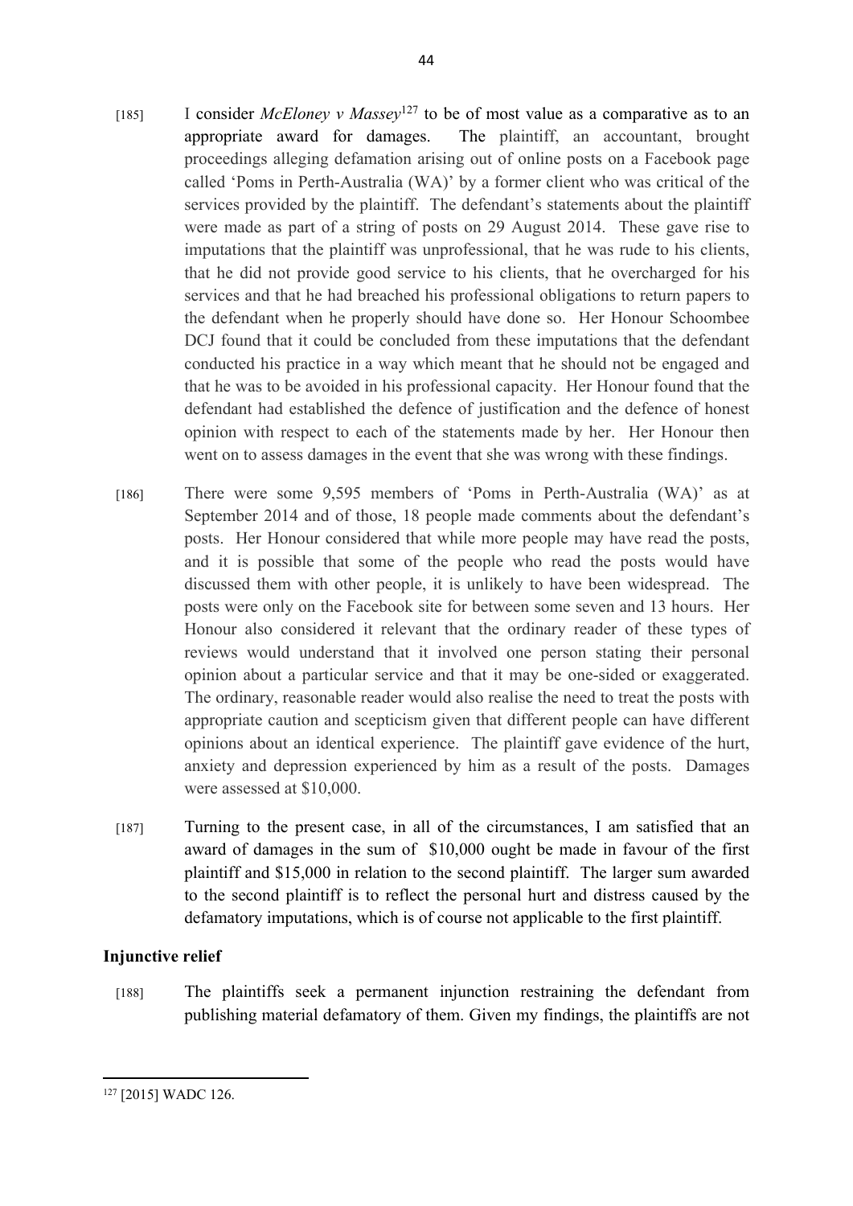[185] I consider *McEloney v Massey*[127] to be of most value as a comparative as to an appropriate award for damages. The plaintiff, an accountant, brought proceedings alleging defamation arising out of online posts on a Facebook page called 'Poms in Perth-Australia (WA)' by a former client who was critical of the services provided by the plaintiff. The defendant's statements about the plaintiff were made as part of a string of posts on 29 August 2014. These gave rise to imputations that the plaintiff was unprofessional, that he was rude to his clients, that he did not provide good service to his clients, that he overcharged for his services and that he had breached his professional obligations to return papers to the defendant when he properly should have done so. Her Honour Schoombee DCJ found that it could be concluded from these imputations that the defendant conducted his practice in a way which meant that he should not be engaged and that he was to be avoided in his professional capacity. Her Honour found that the defendant had established the defence of justification and the defence of honest opinion with respect to each of the statements made by her. Her Honour then went on to assess damages in the event that she was wrong with these findings.

[186] There were some 9,595 members of 'Poms in Perth-Australia (WA)' as at September 2014 and of those, 18 people made comments about the defendant's posts. Her Honour considered that while more people may have read the posts, and it is possible that some of the people who read the posts would have discussed them with other people, it is unlikely to have been widespread. The posts were only on the Facebook site for between some seven and 13 hours. Her Honour also considered it relevant that the ordinary reader of these types of reviews would understand that it involved one person stating their personal opinion about a particular service and that it may be one-sided or exaggerated. The ordinary, reasonable reader would also realise the need to treat the posts with appropriate caution and scepticism given that different people can have different opinions about an identical experience. The plaintiff gave evidence of the hurt, anxiety and depression experienced by him as a result of the posts. Damages were assessed at $10,000.

[187] Turning to the present case, in all of the circumstances, I am satisfied that an award of damages in the sum of $10,000 ought be made in favour of the first plaintiff and $15,000 in relation to the second plaintiff. The larger sum awarded to the second plaintiff is to reflect the personal hurt and distress caused by the defamatory imputations, which is of course not applicable to the first plaintiff.

## Injunctive relief

[188] The plaintiffs seek a permanent injunction restraining the defendant from publishing material defamatory of them. Given my findings, the plaintiffs are not

---

[127] [2015] WADC 126.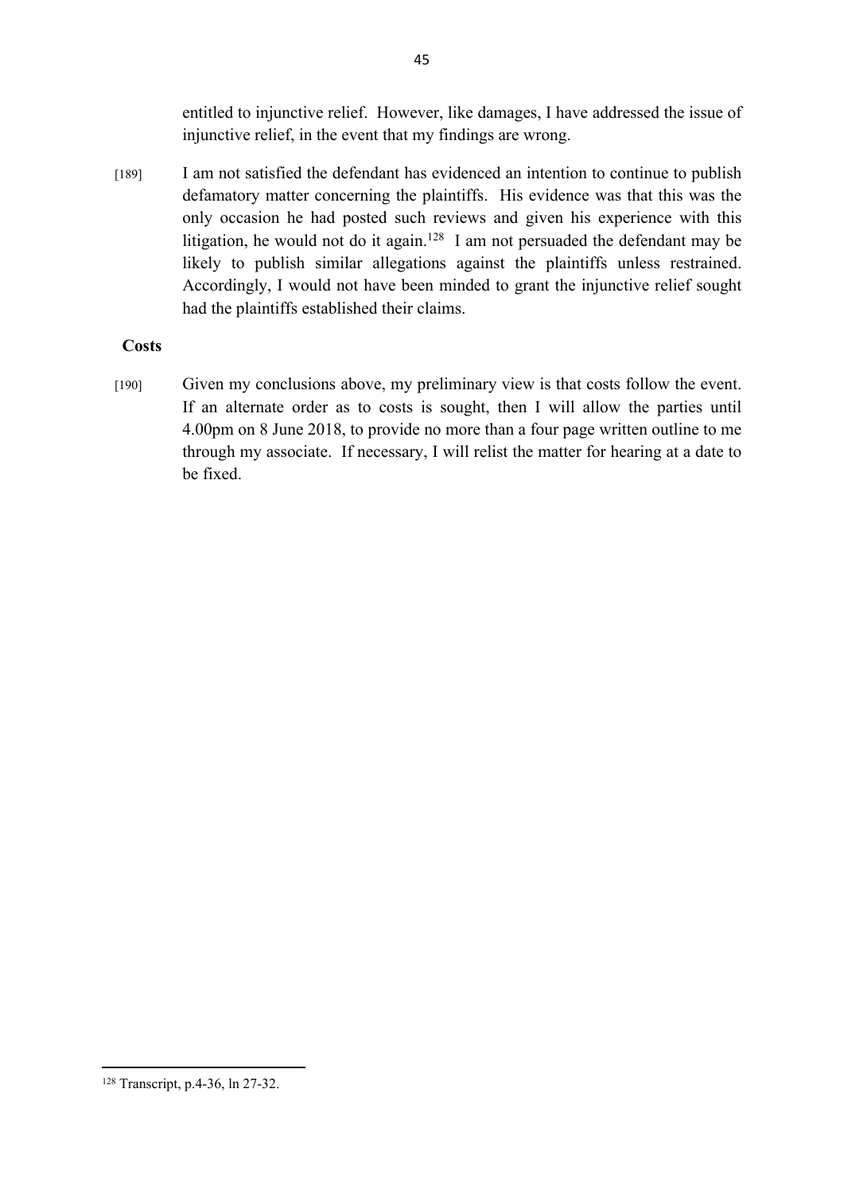entitled to injunctive relief. However, like damages, I have addressed the issue of injunctive relief, in the event that my findings are wrong.

[189] I am not satisfied the defendant has evidenced an intention to continue to publish defamatory matter concerning the plaintiffs. His evidence was that this was the only occasion he had posted such reviews and given his experience with this litigation, he would not do it again.[128] I am not persuaded the defendant may be likely to publish similar allegations against the plaintiffs unless restrained. Accordingly, I would not have been minded to grant the injunctive relief sought had the plaintiffs established their claims.

### Costs

[190] Given my conclusions above, my preliminary view is that costs follow the event. If an alternate order as to costs is sought, then I will allow the parties until 4.00pm on 8 June 2018, to provide no more than a four page written outline to me through my associate. If necessary, I will relist the matter for hearing at a date to be fixed.

---

[128] Transcript, p.4-36, ln 27-32.